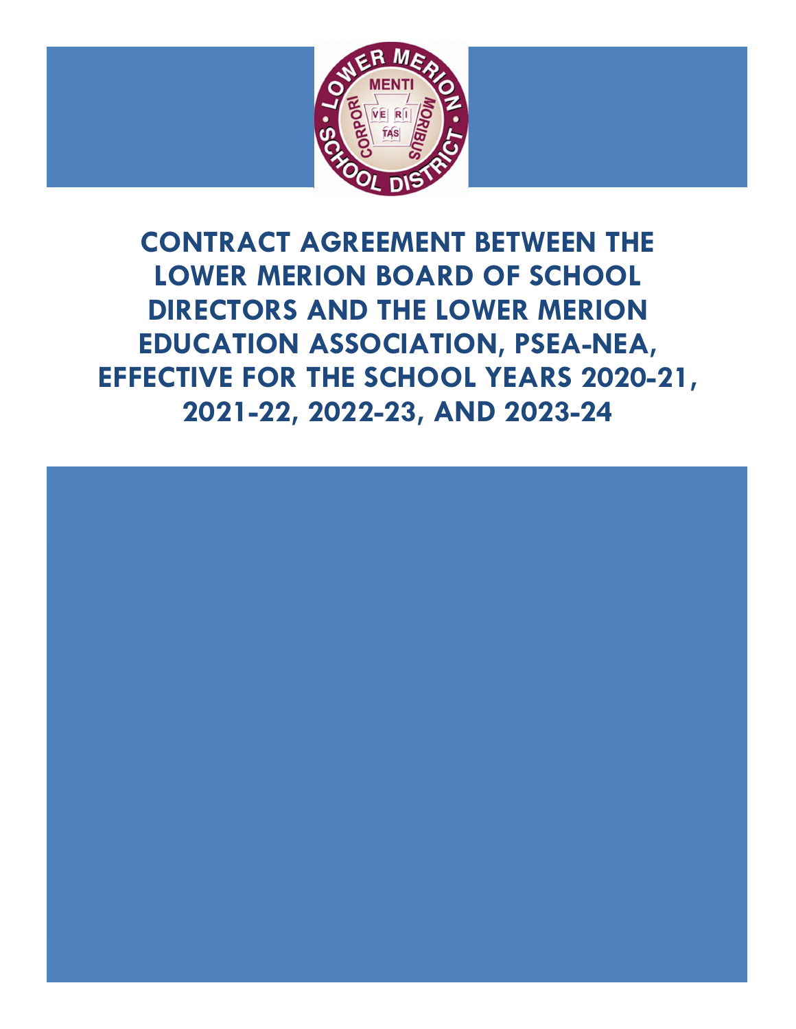# CONTRACT AGREEMENT BETWEEN THE LOWER MERION BOARD OF SCHOOL DIRECTORS AND THE LOWER MERION EDUCATION ASSOCIATION, PSEA-NEA, EFFECTIVE FOR THE SCHOOL YEARS 2020-21, 2021-22, 2022-23, AND 2023-24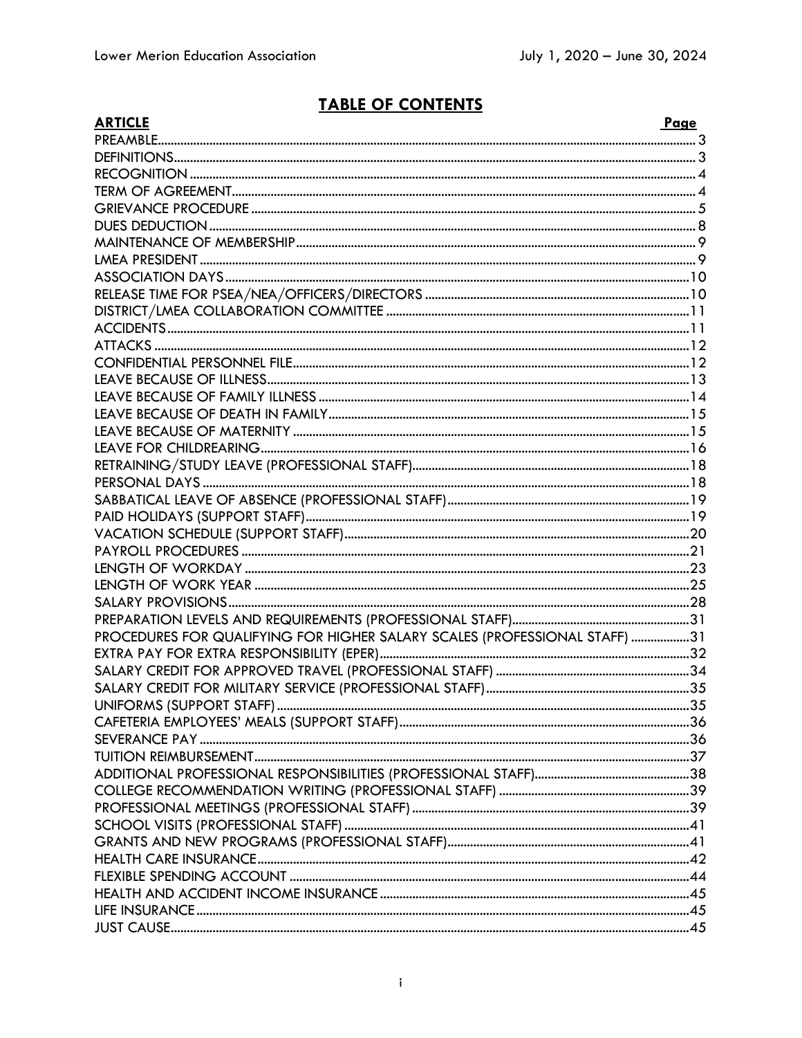# TABLE OF CONTENTS

| ARTICLE | Page |
|---|---|
| PREAMBLE | 3 |
| DEFINITIONS | 3 |
| RECOGNITION | 4 |
| TERM OF AGREEMENT | 4 |
| GRIEVANCE PROCEDURE | 5 |
| DUES DEDUCTION | 8 |
| MAINTENANCE OF MEMBERSHIP | 9 |
| LMEA PRESIDENT | 9 |
| ASSOCIATION DAYS | 10 |
| RELEASE TIME FOR PSEA/NEA/OFFICERS/DIRECTORS | 10 |
| DISTRICT/LMEA COLLABORATION COMMITTEE | 11 |
| ACCIDENTS | 11 |
| ATTACKS | 12 |
| CONFIDENTIAL PERSONNEL FILE | 12 |
| LEAVE BECAUSE OF ILLNESS | 13 |
| LEAVE BECAUSE OF FAMILY ILLNESS | 14 |
| LEAVE BECAUSE OF DEATH IN FAMILY | 15 |
| LEAVE BECAUSE OF MATERNITY | 15 |
| LEAVE FOR CHILDREARING | 16 |
| RETRAINING/STUDY LEAVE (PROFESSIONAL STAFF) | 18 |
| PERSONAL DAYS | 18 |
| SABBATICAL LEAVE OF ABSENCE (PROFESSIONAL STAFF) | 19 |
| PAID HOLIDAYS (SUPPORT STAFF) | 19 |
| VACATION SCHEDULE (SUPPORT STAFF) | 20 |
| PAYROLL PROCEDURES | 21 |
| LENGTH OF WORKDAY | 23 |
| LENGTH OF WORK YEAR | 25 |
| SALARY PROVISIONS | 28 |
| PREPARATION LEVELS AND REQUIREMENTS (PROFESSIONAL STAFF) | 31 |
| PROCEDURES FOR QUALIFYING FOR HIGHER SALARY SCALES (PROFESSIONAL STAFF) | 31 |
| EXTRA PAY FOR EXTRA RESPONSIBILITY (EPER) | 32 |
| SALARY CREDIT FOR APPROVED TRAVEL (PROFESSIONAL STAFF) | 34 |
| SALARY CREDIT FOR MILITARY SERVICE (PROFESSIONAL STAFF) | 35 |
| UNIFORMS (SUPPORT STAFF) | 35 |
| CAFETERIA EMPLOYEES' MEALS (SUPPORT STAFF) | 36 |
| SEVERANCE PAY | 36 |
| TUITION REIMBURSEMENT | 37 |
| ADDITIONAL PROFESSIONAL RESPONSIBILITIES (PROFESSIONAL STAFF) | 38 |
| COLLEGE RECOMMENDATION WRITING (PROFESSIONAL STAFF) | 39 |
| PROFESSIONAL MEETINGS (PROFESSIONAL STAFF) | 39 |
| SCHOOL VISITS (PROFESSIONAL STAFF) | 41 |
| GRANTS AND NEW PROGRAMS (PROFESSIONAL STAFF) | 41 |
| HEALTH CARE INSURANCE | 42 |
| FLEXIBLE SPENDING ACCOUNT | 44 |
| HEALTH AND ACCIDENT INCOME INSURANCE | 45 |
| LIFE INSURANCE | 45 |
| JUST CAUSE | 45 |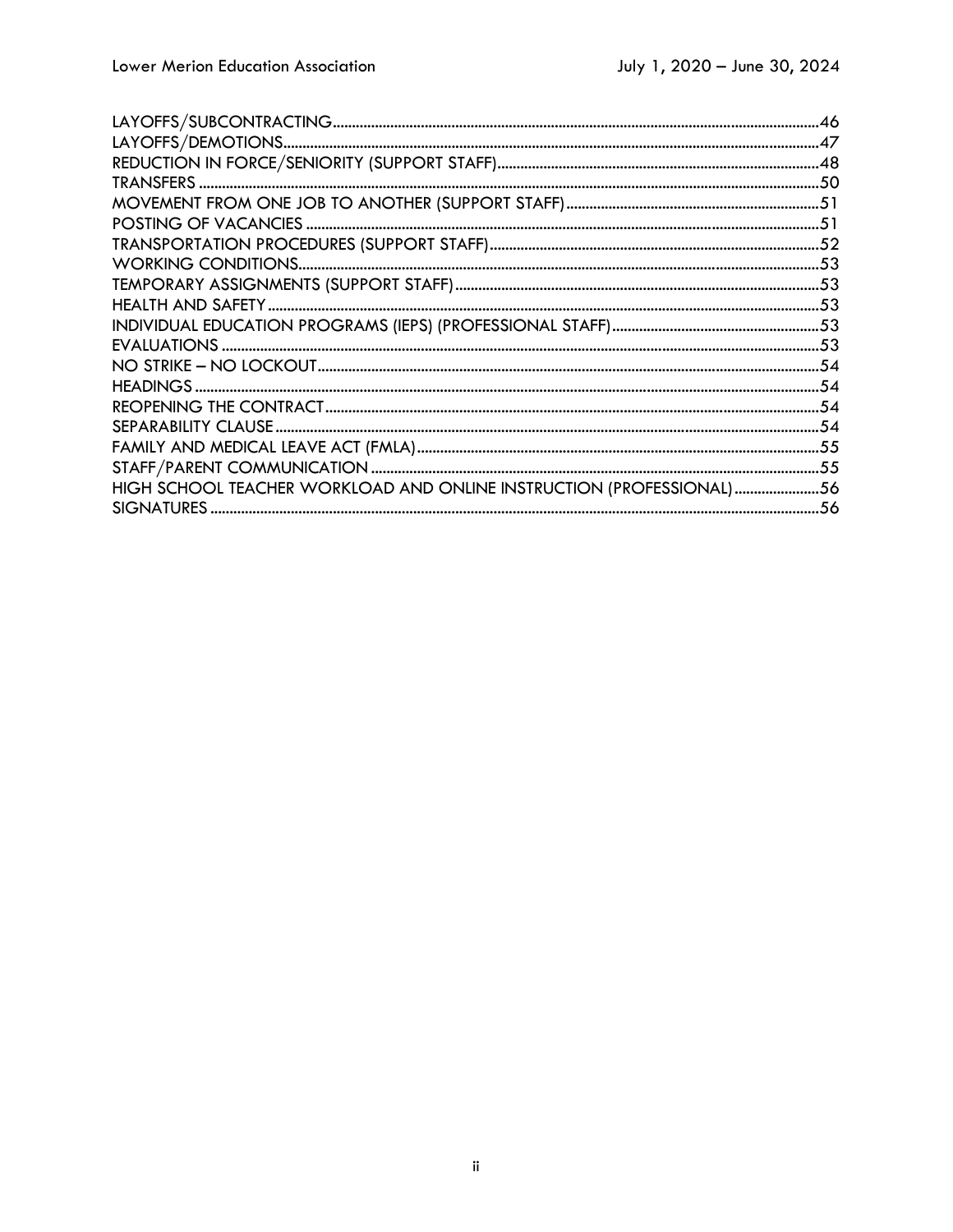| | |
|---|---|
| LAYOFFS/SUBCONTRACTING | 46 |
| LAYOFFS/DEMOTIONS | 47 |
| REDUCTION IN FORCE/SENIORITY (SUPPORT STAFF) | 48 |
| TRANSFERS | 50 |
| MOVEMENT FROM ONE JOB TO ANOTHER (SUPPORT STAFF) | 51 |
| POSTING OF VACANCIES | 51 |
| TRANSPORTATION PROCEDURES (SUPPORT STAFF) | 52 |
| WORKING CONDITIONS | 53 |
| TEMPORARY ASSIGNMENTS (SUPPORT STAFF) | 53 |
| HEALTH AND SAFETY | 53 |
| INDIVIDUAL EDUCATION PROGRAMS (IEPS) (PROFESSIONAL STAFF) | 53 |
| EVALUATIONS | 53 |
| NO STRIKE – NO LOCKOUT | 54 |
| HEADINGS | 54 |
| REOPENING THE CONTRACT | 54 |
| SEPARABILITY CLAUSE | 54 |
| FAMILY AND MEDICAL LEAVE ACT (FMLA) | 55 |
| STAFF/PARENT COMMUNICATION | 55 |
| HIGH SCHOOL TEACHER WORKLOAD AND ONLINE INSTRUCTION (PROFESSIONAL) | 56 |
| SIGNATURES | 56 |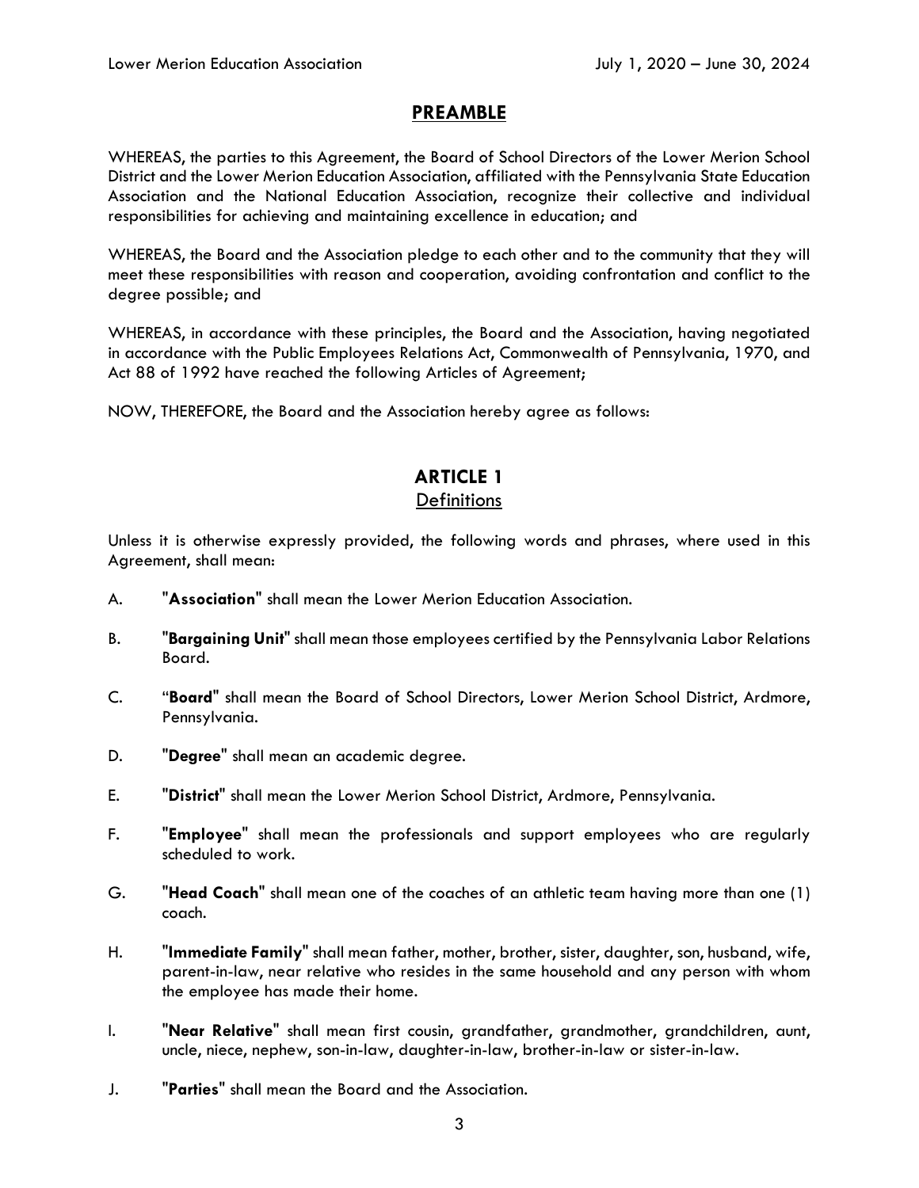# PREAMBLE

WHEREAS, the parties to this Agreement, the Board of School Directors of the Lower Merion School District and the Lower Merion Education Association, affiliated with the Pennsylvania State Education Association and the National Education Association, recognize their collective and individual responsibilities for achieving and maintaining excellence in education; and

WHEREAS, the Board and the Association pledge to each other and to the community that they will meet these responsibilities with reason and cooperation, avoiding confrontation and conflict to the degree possible; and

WHEREAS, in accordance with these principles, the Board and the Association, having negotiated in accordance with the Public Employees Relations Act, Commonwealth of Pennsylvania, 1970, and Act 88 of 1992 have reached the following Articles of Agreement;

NOW, THEREFORE, the Board and the Association hereby agree as follows:

# ARTICLE 1

## Definitions

Unless it is otherwise expressly provided, the following words and phrases, where used in this Agreement, shall mean:

A. "**Association**" shall mean the Lower Merion Education Association.

B. "**Bargaining Unit**" shall mean those employees certified by the Pennsylvania Labor Relations Board.

C. "**Board**" shall mean the Board of School Directors, Lower Merion School District, Ardmore, Pennsylvania.

D. "**Degree**" shall mean an academic degree.

E. "**District**" shall mean the Lower Merion School District, Ardmore, Pennsylvania.

F. "**Employee**" shall mean the professionals and support employees who are regularly scheduled to work.

G. "**Head Coach**" shall mean one of the coaches of an athletic team having more than one (1) coach.

H. "**Immediate Family**" shall mean father, mother, brother, sister, daughter, son, husband, wife, parent-in-law, near relative who resides in the same household and any person with whom the employee has made their home.

I. "**Near Relative**" shall mean first cousin, grandfather, grandmother, grandchildren, aunt, uncle, niece, nephew, son-in-law, daughter-in-law, brother-in-law or sister-in-law.

J. "**Parties**" shall mean the Board and the Association.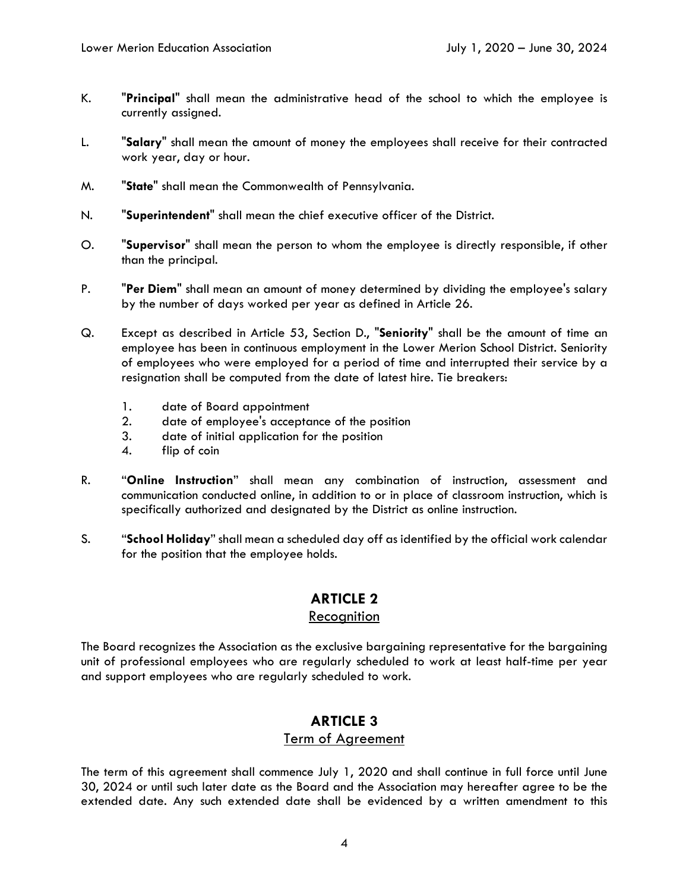K. "**Principal**" shall mean the administrative head of the school to which the employee is currently assigned.

L. "**Salary**" shall mean the amount of money the employees shall receive for their contracted work year, day or hour.

M. "**State**" shall mean the Commonwealth of Pennsylvania.

N. "**Superintendent**" shall mean the chief executive officer of the District.

O. "**Supervisor**" shall mean the person to whom the employee is directly responsible, if other than the principal.

P. "**Per Diem**" shall mean an amount of money determined by dividing the employee's salary by the number of days worked per year as defined in Article 26.

Q. Except as described in Article 53, Section D., "**Seniority**" shall be the amount of time an employee has been in continuous employment in the Lower Merion School District. Seniority of employees who were employed for a period of time and interrupted their service by a resignation shall be computed from the date of latest hire. Tie breakers:

   1. date of Board appointment
   2. date of employee's acceptance of the position
   3. date of initial application for the position
   4. flip of coin

R. "**Online Instruction**" shall mean any combination of instruction, assessment and communication conducted online, in addition to or in place of classroom instruction, which is specifically authorized and designated by the District as online instruction.

S. "**School Holiday**" shall mean a scheduled day off as identified by the official work calendar for the position that the employee holds.

## ARTICLE 2
### Recognition

The Board recognizes the Association as the exclusive bargaining representative for the bargaining unit of professional employees who are regularly scheduled to work at least half-time per year and support employees who are regularly scheduled to work.

## ARTICLE 3
### Term of Agreement

The term of this agreement shall commence July 1, 2020 and shall continue in full force until June 30, 2024 or until such later date as the Board and the Association may hereafter agree to be the extended date. Any such extended date shall be evidenced by a written amendment to this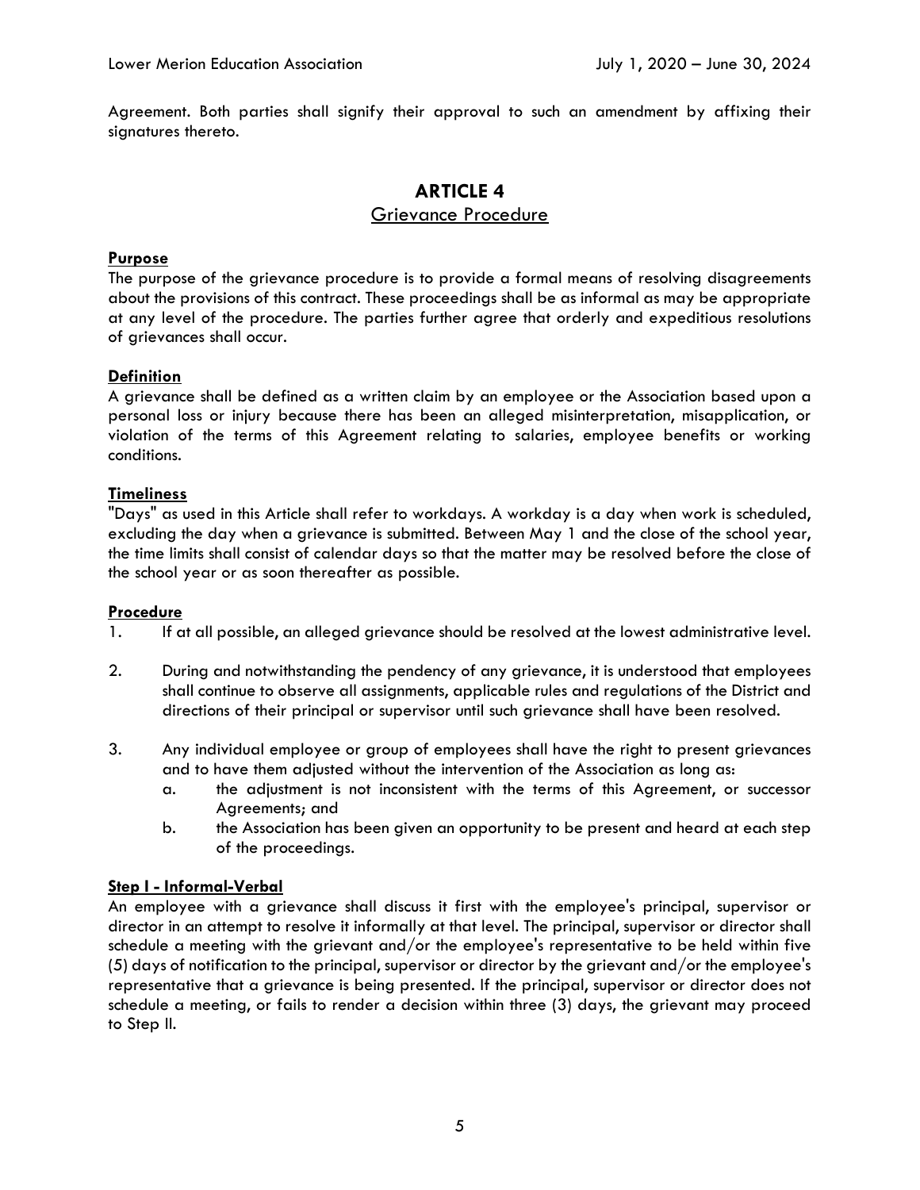Agreement. Both parties shall signify their approval to such an amendment by affixing their signatures thereto.

# ARTICLE 4

## Grievance Procedure

**Purpose**

The purpose of the grievance procedure is to provide a formal means of resolving disagreements about the provisions of this contract. These proceedings shall be as informal as may be appropriate at any level of the procedure. The parties further agree that orderly and expeditious resolutions of grievances shall occur.

**Definition**

A grievance shall be defined as a written claim by an employee or the Association based upon a personal loss or injury because there has been an alleged misinterpretation, misapplication, or violation of the terms of this Agreement relating to salaries, employee benefits or working conditions.

**Timeliness**

"Days" as used in this Article shall refer to workdays. A workday is a day when work is scheduled, excluding the day when a grievance is submitted. Between May 1 and the close of the school year, the time limits shall consist of calendar days so that the matter may be resolved before the close of the school year or as soon thereafter as possible.

**Procedure**

1. If at all possible, an alleged grievance should be resolved at the lowest administrative level.

2. During and notwithstanding the pendency of any grievance, it is understood that employees shall continue to observe all assignments, applicable rules and regulations of the District and directions of their principal or supervisor until such grievance shall have been resolved.

3. Any individual employee or group of employees shall have the right to present grievances and to have them adjusted without the intervention of the Association as long as:
   a. the adjustment is not inconsistent with the terms of this Agreement, or successor Agreements; and
   b. the Association has been given an opportunity to be present and heard at each step of the proceedings.

**Step I - Informal-Verbal**

An employee with a grievance shall discuss it first with the employee's principal, supervisor or director in an attempt to resolve it informally at that level. The principal, supervisor or director shall schedule a meeting with the grievant and/or the employee's representative to be held within five (5) days of notification to the principal, supervisor or director by the grievant and/or the employee's representative that a grievance is being presented. If the principal, supervisor or director does not schedule a meeting, or fails to render a decision within three (3) days, the grievant may proceed to Step II.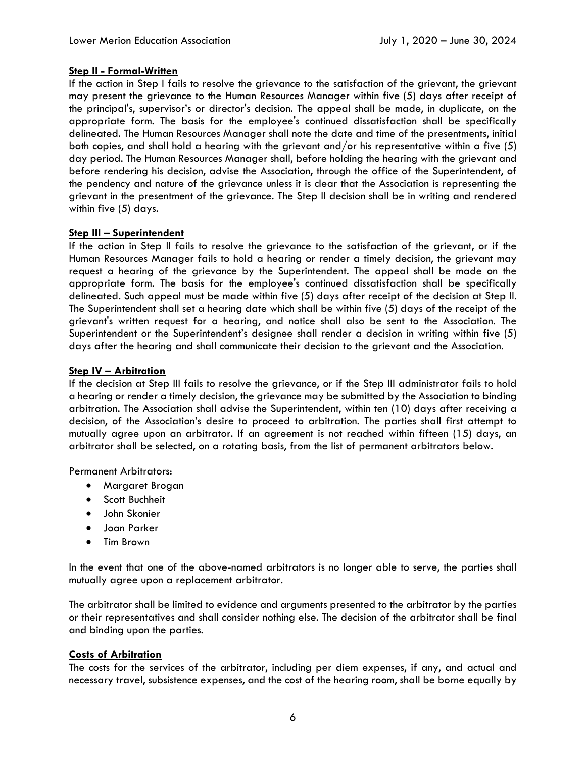**Step II - Formal-Written**

If the action in Step I fails to resolve the grievance to the satisfaction of the grievant, the grievant may present the grievance to the Human Resources Manager within five (5) days after receipt of the principal's, supervisor's or director's decision. The appeal shall be made, in duplicate, on the appropriate form. The basis for the employee's continued dissatisfaction shall be specifically delineated. The Human Resources Manager shall note the date and time of the presentments, initial both copies, and shall hold a hearing with the grievant and/or his representative within a five (5) day period. The Human Resources Manager shall, before holding the hearing with the grievant and before rendering his decision, advise the Association, through the office of the Superintendent, of the pendency and nature of the grievance unless it is clear that the Association is representing the grievant in the presentment of the grievance. The Step II decision shall be in writing and rendered within five (5) days.

**Step III – Superintendent**

If the action in Step II fails to resolve the grievance to the satisfaction of the grievant, or if the Human Resources Manager fails to hold a hearing or render a timely decision, the grievant may request a hearing of the grievance by the Superintendent. The appeal shall be made on the appropriate form. The basis for the employee's continued dissatisfaction shall be specifically delineated. Such appeal must be made within five (5) days after receipt of the decision at Step II. The Superintendent shall set a hearing date which shall be within five (5) days of the receipt of the grievant's written request for a hearing, and notice shall also be sent to the Association. The Superintendent or the Superintendent's designee shall render a decision in writing within five (5) days after the hearing and shall communicate their decision to the grievant and the Association.

**Step IV – Arbitration**

If the decision at Step III fails to resolve the grievance, or if the Step III administrator fails to hold a hearing or render a timely decision, the grievance may be submitted by the Association to binding arbitration. The Association shall advise the Superintendent, within ten (10) days after receiving a decision, of the Association's desire to proceed to arbitration. The parties shall first attempt to mutually agree upon an arbitrator. If an agreement is not reached within fifteen (15) days, an arbitrator shall be selected, on a rotating basis, from the list of permanent arbitrators below.

Permanent Arbitrators:

- Margaret Brogan
- Scott Buchheit
- John Skonier
- Joan Parker
- Tim Brown

In the event that one of the above-named arbitrators is no longer able to serve, the parties shall mutually agree upon a replacement arbitrator.

The arbitrator shall be limited to evidence and arguments presented to the arbitrator by the parties or their representatives and shall consider nothing else. The decision of the arbitrator shall be final and binding upon the parties.

**Costs of Arbitration**

The costs for the services of the arbitrator, including per diem expenses, if any, and actual and necessary travel, subsistence expenses, and the cost of the hearing room, shall be borne equally by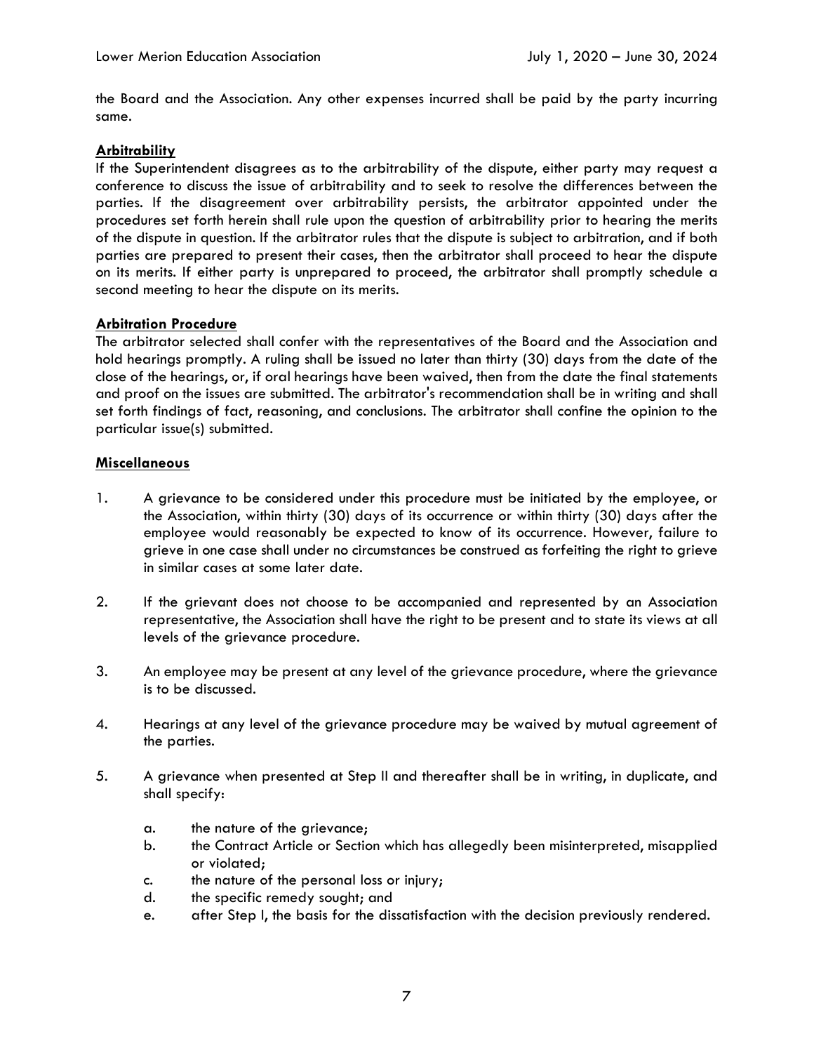the Board and the Association. Any other expenses incurred shall be paid by the party incurring same.

**Arbitrability**

If the Superintendent disagrees as to the arbitrability of the dispute, either party may request a conference to discuss the issue of arbitrability and to seek to resolve the differences between the parties. If the disagreement over arbitrability persists, the arbitrator appointed under the procedures set forth herein shall rule upon the question of arbitrability prior to hearing the merits of the dispute in question. If the arbitrator rules that the dispute is subject to arbitration, and if both parties are prepared to present their cases, then the arbitrator shall proceed to hear the dispute on its merits. If either party is unprepared to proceed, the arbitrator shall promptly schedule a second meeting to hear the dispute on its merits.

**Arbitration Procedure**

The arbitrator selected shall confer with the representatives of the Board and the Association and hold hearings promptly. A ruling shall be issued no later than thirty (30) days from the date of the close of the hearings, or, if oral hearings have been waived, then from the date the final statements and proof on the issues are submitted. The arbitrator's recommendation shall be in writing and shall set forth findings of fact, reasoning, and conclusions. The arbitrator shall confine the opinion to the particular issue(s) submitted.

**Miscellaneous**

1. A grievance to be considered under this procedure must be initiated by the employee, or the Association, within thirty (30) days of its occurrence or within thirty (30) days after the employee would reasonably be expected to know of its occurrence. However, failure to grieve in one case shall under no circumstances be construed as forfeiting the right to grieve in similar cases at some later date.

2. If the grievant does not choose to be accompanied and represented by an Association representative, the Association shall have the right to be present and to state its views at all levels of the grievance procedure.

3. An employee may be present at any level of the grievance procedure, where the grievance is to be discussed.

4. Hearings at any level of the grievance procedure may be waived by mutual agreement of the parties.

5. A grievance when presented at Step II and thereafter shall be in writing, in duplicate, and shall specify:

   a. the nature of the grievance;
   b. the Contract Article or Section which has allegedly been misinterpreted, misapplied or violated;
   c. the nature of the personal loss or injury;
   d. the specific remedy sought; and
   e. after Step I, the basis for the dissatisfaction with the decision previously rendered.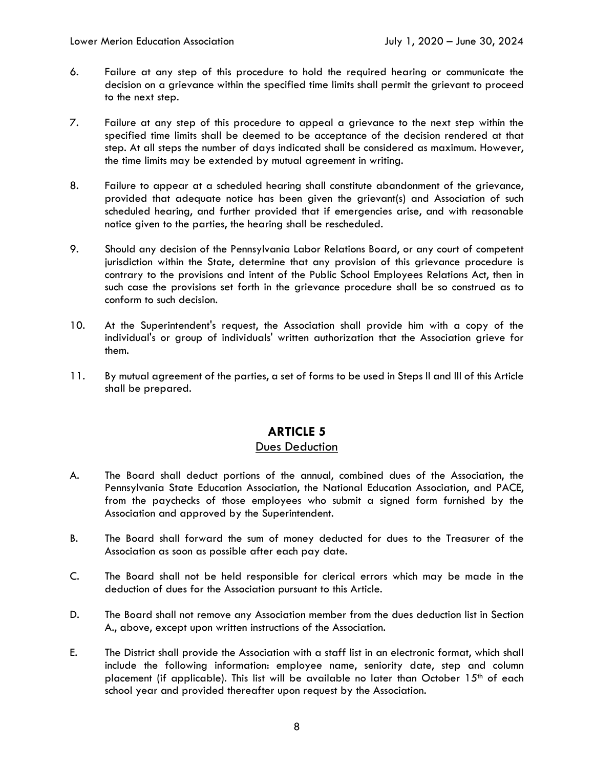6. Failure at any step of this procedure to hold the required hearing or communicate the decision on a grievance within the specified time limits shall permit the grievant to proceed to the next step.

7. Failure at any step of this procedure to appeal a grievance to the next step within the specified time limits shall be deemed to be acceptance of the decision rendered at that step. At all steps the number of days indicated shall be considered as maximum. However, the time limits may be extended by mutual agreement in writing.

8. Failure to appear at a scheduled hearing shall constitute abandonment of the grievance, provided that adequate notice has been given the grievant(s) and Association of such scheduled hearing, and further provided that if emergencies arise, and with reasonable notice given to the parties, the hearing shall be rescheduled.

9. Should any decision of the Pennsylvania Labor Relations Board, or any court of competent jurisdiction within the State, determine that any provision of this grievance procedure is contrary to the provisions and intent of the Public School Employees Relations Act, then in such case the provisions set forth in the grievance procedure shall be so construed as to conform to such decision.

10. At the Superintendent's request, the Association shall provide him with a copy of the individual's or group of individuals' written authorization that the Association grieve for them.

11. By mutual agreement of the parties, a set of forms to be used in Steps II and III of this Article shall be prepared.

## ARTICLE 5

### Dues Deduction

A. The Board shall deduct portions of the annual, combined dues of the Association, the Pennsylvania State Education Association, the National Education Association, and PACE, from the paychecks of those employees who submit a signed form furnished by the Association and approved by the Superintendent.

B. The Board shall forward the sum of money deducted for dues to the Treasurer of the Association as soon as possible after each pay date.

C. The Board shall not be held responsible for clerical errors which may be made in the deduction of dues for the Association pursuant to this Article.

D. The Board shall not remove any Association member from the dues deduction list in Section A., above, except upon written instructions of the Association.

E. The District shall provide the Association with a staff list in an electronic format, which shall include the following information: employee name, seniority date, step and column placement (if applicable). This list will be available no later than October 15th of each school year and provided thereafter upon request by the Association.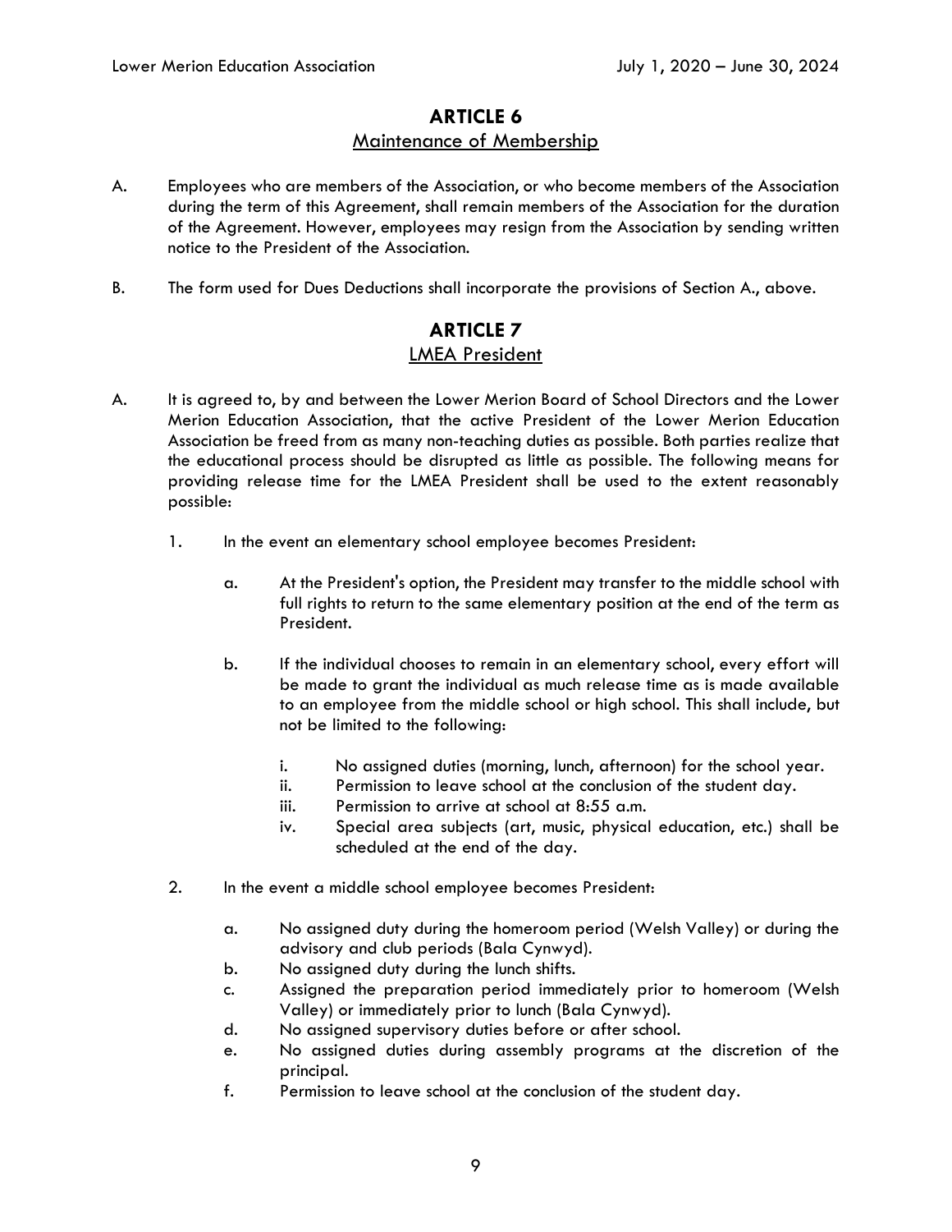## ARTICLE 6

### Maintenance of Membership

A. Employees who are members of the Association, or who become members of the Association during the term of this Agreement, shall remain members of the Association for the duration of the Agreement. However, employees may resign from the Association by sending written notice to the President of the Association.

B. The form used for Dues Deductions shall incorporate the provisions of Section A., above.

## ARTICLE 7

### LMEA President

A. It is agreed to, by and between the Lower Merion Board of School Directors and the Lower Merion Education Association, that the active President of the Lower Merion Education Association be freed from as many non-teaching duties as possible. Both parties realize that the educational process should be disrupted as little as possible. The following means for providing release time for the LMEA President shall be used to the extent reasonably possible:

   1. In the event an elementary school employee becomes President:

      a. At the President's option, the President may transfer to the middle school with full rights to return to the same elementary position at the end of the term as President.

      b. If the individual chooses to remain in an elementary school, every effort will be made to grant the individual as much release time as is made available to an employee from the middle school or high school. This shall include, but not be limited to the following:

         i. No assigned duties (morning, lunch, afternoon) for the school year.
         ii. Permission to leave school at the conclusion of the student day.
         iii. Permission to arrive at school at 8:55 a.m.
         iv. Special area subjects (art, music, physical education, etc.) shall be scheduled at the end of the day.

   2. In the event a middle school employee becomes President:

      a. No assigned duty during the homeroom period (Welsh Valley) or during the advisory and club periods (Bala Cynwyd).
      b. No assigned duty during the lunch shifts.
      c. Assigned the preparation period immediately prior to homeroom (Welsh Valley) or immediately prior to lunch (Bala Cynwyd).
      d. No assigned supervisory duties before or after school.
      e. No assigned duties during assembly programs at the discretion of the principal.
      f. Permission to leave school at the conclusion of the student day.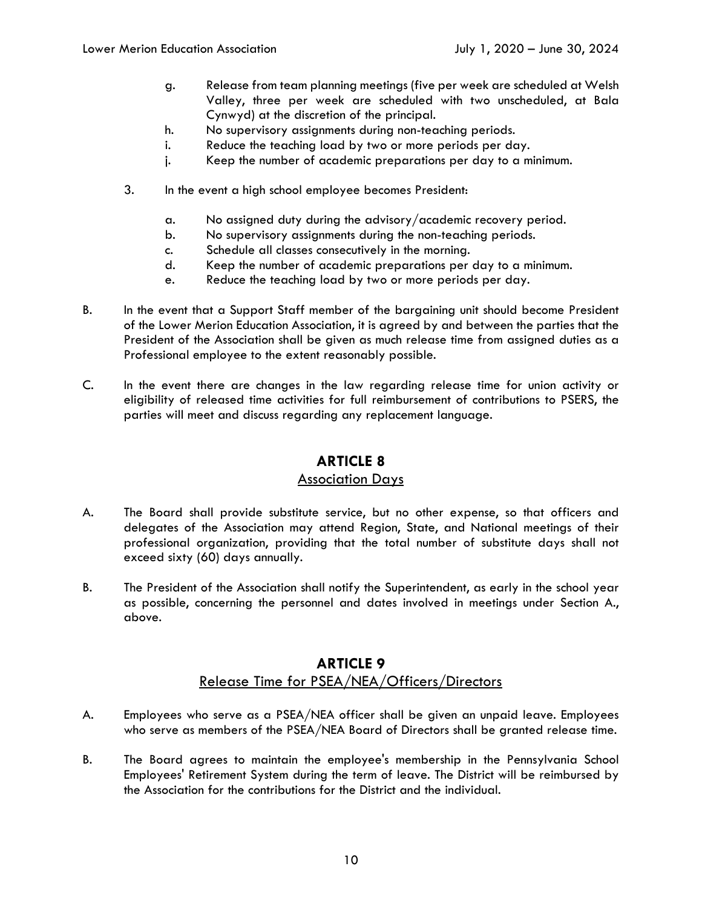g. Release from team planning meetings (five per week are scheduled at Welsh Valley, three per week are scheduled with two unscheduled, at Bala Cynwyd) at the discretion of the principal.
h. No supervisory assignments during non-teaching periods.
i. Reduce the teaching load by two or more periods per day.
j. Keep the number of academic preparations per day to a minimum.

3. In the event a high school employee becomes President:

   a. No assigned duty during the advisory/academic recovery period.
   b. No supervisory assignments during the non-teaching periods.
   c. Schedule all classes consecutively in the morning.
   d. Keep the number of academic preparations per day to a minimum.
   e. Reduce the teaching load by two or more periods per day.

B. In the event that a Support Staff member of the bargaining unit should become President of the Lower Merion Education Association, it is agreed by and between the parties that the President of the Association shall be given as much release time from assigned duties as a Professional employee to the extent reasonably possible.

C. In the event there are changes in the law regarding release time for union activity or eligibility of released time activities for full reimbursement of contributions to PSERS, the parties will meet and discuss regarding any replacement language.

## ARTICLE 8
### Association Days

A. The Board shall provide substitute service, but no other expense, so that officers and delegates of the Association may attend Region, State, and National meetings of their professional organization, providing that the total number of substitute days shall not exceed sixty (60) days annually.

B. The President of the Association shall notify the Superintendent, as early in the school year as possible, concerning the personnel and dates involved in meetings under Section A., above.

## ARTICLE 9
### Release Time for PSEA/NEA/Officers/Directors

A. Employees who serve as a PSEA/NEA officer shall be given an unpaid leave. Employees who serve as members of the PSEA/NEA Board of Directors shall be granted release time.

B. The Board agrees to maintain the employee's membership in the Pennsylvania School Employees' Retirement System during the term of leave. The District will be reimbursed by the Association for the contributions for the District and the individual.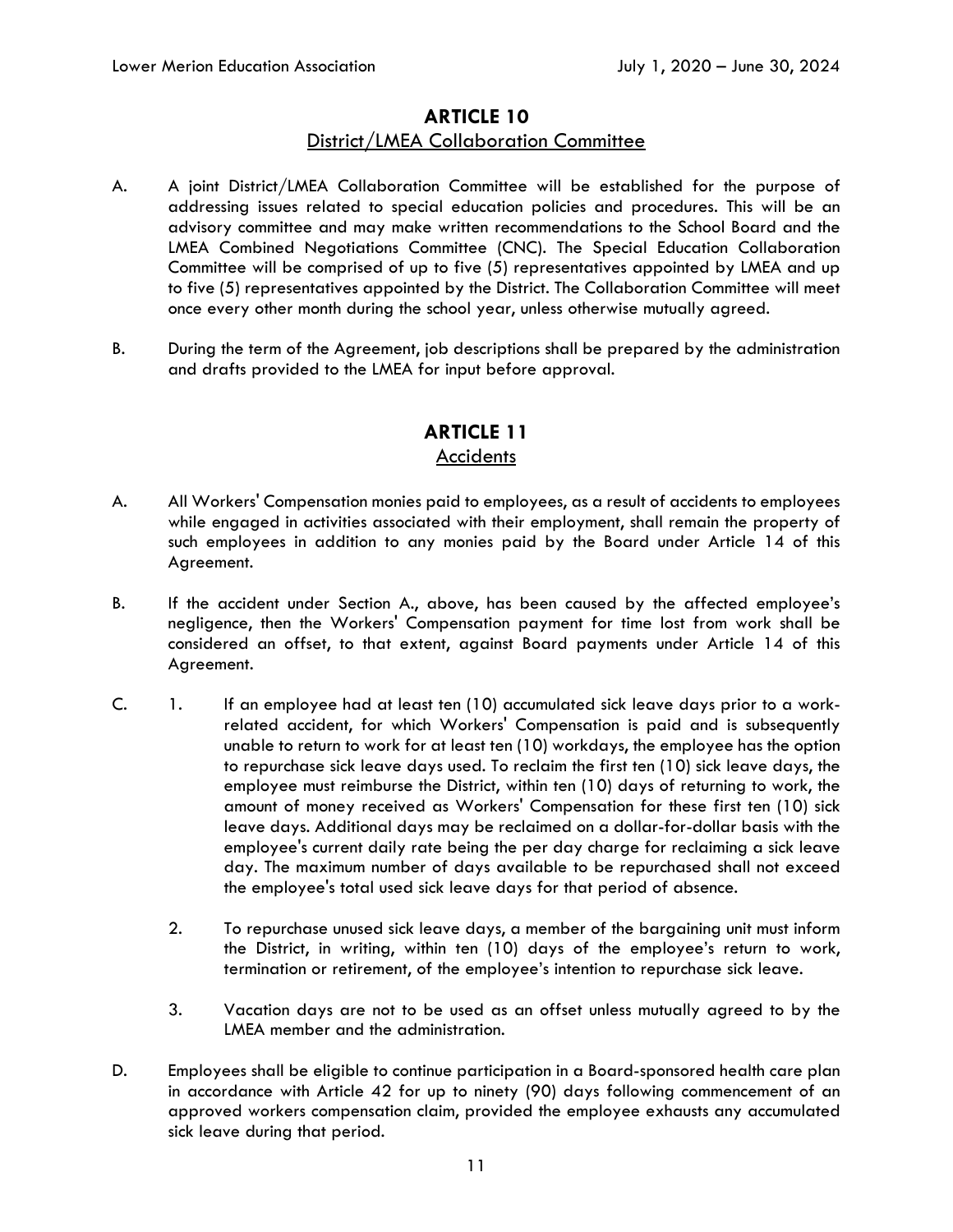# ARTICLE 10

## District/LMEA Collaboration Committee

A. A joint District/LMEA Collaboration Committee will be established for the purpose of addressing issues related to special education policies and procedures. This will be an advisory committee and may make written recommendations to the School Board and the LMEA Combined Negotiations Committee (CNC). The Special Education Collaboration Committee will be comprised of up to five (5) representatives appointed by LMEA and up to five (5) representatives appointed by the District. The Collaboration Committee will meet once every other month during the school year, unless otherwise mutually agreed.

B. During the term of the Agreement, job descriptions shall be prepared by the administration and drafts provided to the LMEA for input before approval.

# ARTICLE 11

## Accidents

A. All Workers' Compensation monies paid to employees, as a result of accidents to employees while engaged in activities associated with their employment, shall remain the property of such employees in addition to any monies paid by the Board under Article 14 of this Agreement.

B. If the accident under Section A., above, has been caused by the affected employee's negligence, then the Workers' Compensation payment for time lost from work shall be considered an offset, to that extent, against Board payments under Article 14 of this Agreement.

C.
1. If an employee had at least ten (10) accumulated sick leave days prior to a work-related accident, for which Workers' Compensation is paid and is subsequently unable to return to work for at least ten (10) workdays, the employee has the option to repurchase sick leave days used. To reclaim the first ten (10) sick leave days, the employee must reimburse the District, within ten (10) days of returning to work, the amount of money received as Workers' Compensation for these first ten (10) sick leave days. Additional days may be reclaimed on a dollar-for-dollar basis with the employee's current daily rate being the per day charge for reclaiming a sick leave day. The maximum number of days available to be repurchased shall not exceed the employee's total used sick leave days for that period of absence.

2. To repurchase unused sick leave days, a member of the bargaining unit must inform the District, in writing, within ten (10) days of the employee's return to work, termination or retirement, of the employee's intention to repurchase sick leave.

3. Vacation days are not to be used as an offset unless mutually agreed to by the LMEA member and the administration.

D. Employees shall be eligible to continue participation in a Board-sponsored health care plan in accordance with Article 42 for up to ninety (90) days following commencement of an approved workers compensation claim, provided the employee exhausts any accumulated sick leave during that period.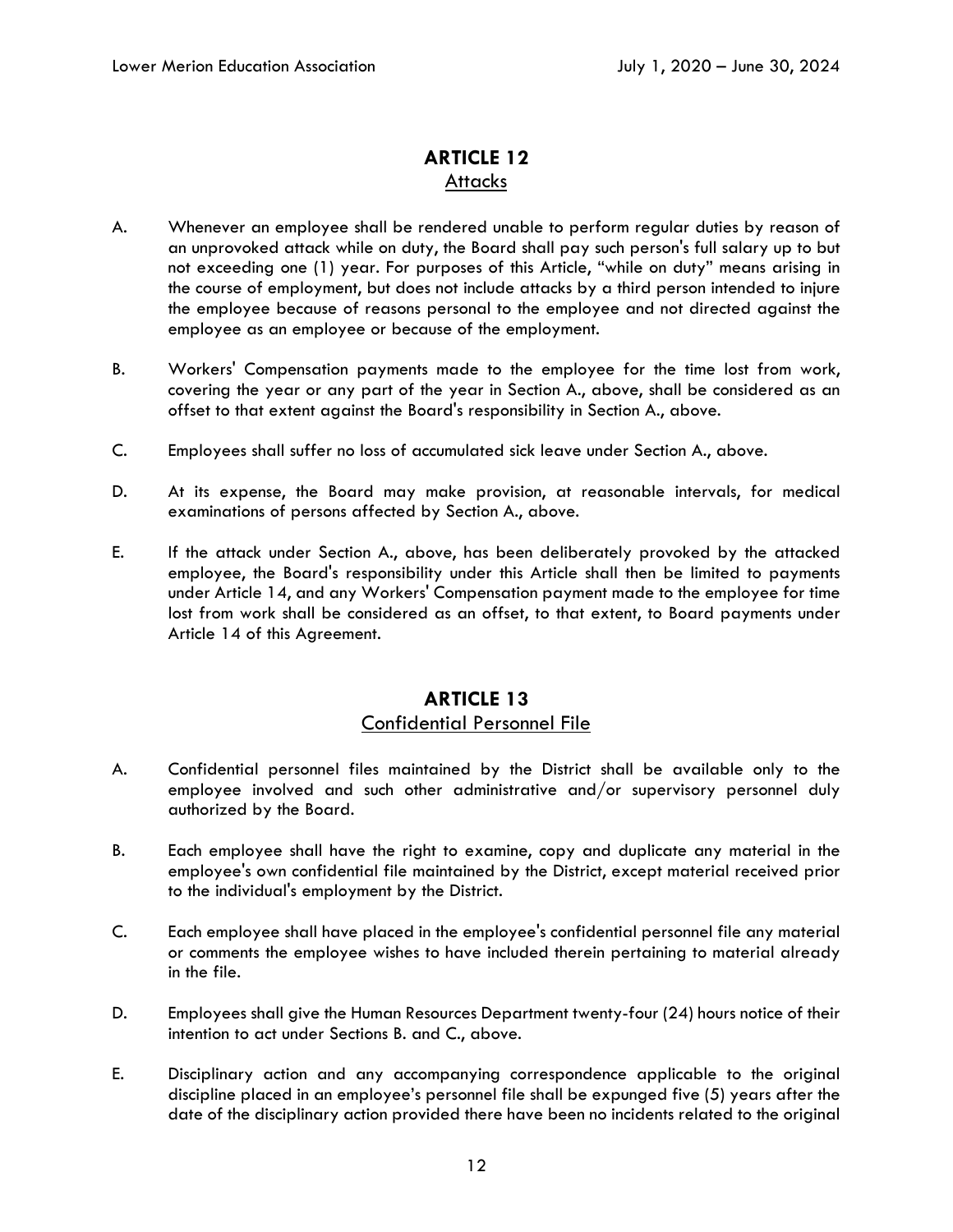## ARTICLE 12
### Attacks

A. Whenever an employee shall be rendered unable to perform regular duties by reason of an unprovoked attack while on duty, the Board shall pay such person's full salary up to but not exceeding one (1) year. For purposes of this Article, "while on duty" means arising in the course of employment, but does not include attacks by a third person intended to injure the employee because of reasons personal to the employee and not directed against the employee as an employee or because of the employment.

B. Workers' Compensation payments made to the employee for the time lost from work, covering the year or any part of the year in Section A., above, shall be considered as an offset to that extent against the Board's responsibility in Section A., above.

C. Employees shall suffer no loss of accumulated sick leave under Section A., above.

D. At its expense, the Board may make provision, at reasonable intervals, for medical examinations of persons affected by Section A., above.

E. If the attack under Section A., above, has been deliberately provoked by the attacked employee, the Board's responsibility under this Article shall then be limited to payments under Article 14, and any Workers' Compensation payment made to the employee for time lost from work shall be considered as an offset, to that extent, to Board payments under Article 14 of this Agreement.

## ARTICLE 13
### Confidential Personnel File

A. Confidential personnel files maintained by the District shall be available only to the employee involved and such other administrative and/or supervisory personnel duly authorized by the Board.

B. Each employee shall have the right to examine, copy and duplicate any material in the employee's own confidential file maintained by the District, except material received prior to the individual's employment by the District.

C. Each employee shall have placed in the employee's confidential personnel file any material or comments the employee wishes to have included therein pertaining to material already in the file.

D. Employees shall give the Human Resources Department twenty-four (24) hours notice of their intention to act under Sections B. and C., above.

E. Disciplinary action and any accompanying correspondence applicable to the original discipline placed in an employee's personnel file shall be expunged five (5) years after the date of the disciplinary action provided there have been no incidents related to the original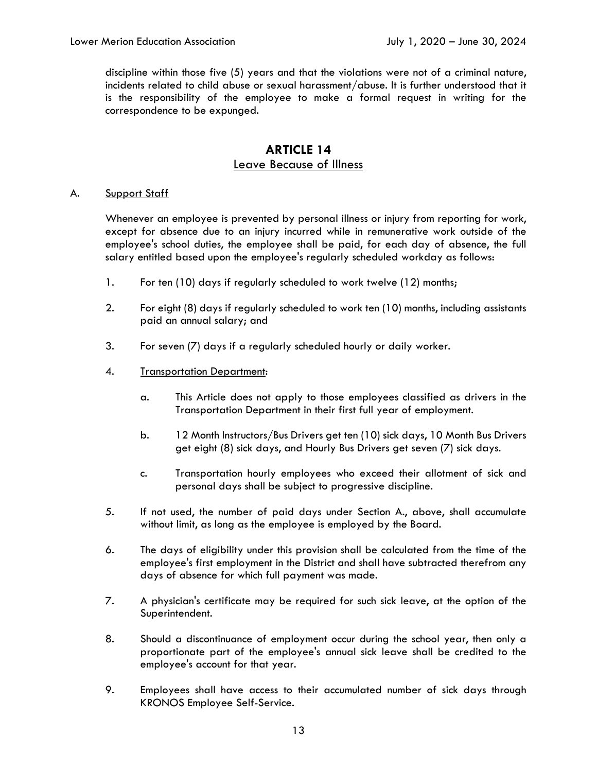discipline within those five (5) years and that the violations were not of a criminal nature, incidents related to child abuse or sexual harassment/abuse. It is further understood that it is the responsibility of the employee to make a formal request in writing for the correspondence to be expunged.

## ARTICLE 14
### Leave Because of Illness

A. Support Staff

Whenever an employee is prevented by personal illness or injury from reporting for work, except for absence due to an injury incurred while in remunerative work outside of the employee's school duties, the employee shall be paid, for each day of absence, the full salary entitled based upon the employee's regularly scheduled workday as follows:

1. For ten (10) days if regularly scheduled to work twelve (12) months;

2. For eight (8) days if regularly scheduled to work ten (10) months, including assistants paid an annual salary; and

3. For seven (7) days if a regularly scheduled hourly or daily worker.

4. Transportation Department:

   a. This Article does not apply to those employees classified as drivers in the Transportation Department in their first full year of employment.

   b. 12 Month Instructors/Bus Drivers get ten (10) sick days, 10 Month Bus Drivers get eight (8) sick days, and Hourly Bus Drivers get seven (7) sick days.

   c. Transportation hourly employees who exceed their allotment of sick and personal days shall be subject to progressive discipline.

5. If not used, the number of paid days under Section A., above, shall accumulate without limit, as long as the employee is employed by the Board.

6. The days of eligibility under this provision shall be calculated from the time of the employee's first employment in the District and shall have subtracted therefrom any days of absence for which full payment was made.

7. A physician's certificate may be required for such sick leave, at the option of the Superintendent.

8. Should a discontinuance of employment occur during the school year, then only a proportionate part of the employee's annual sick leave shall be credited to the employee's account for that year.

9. Employees shall have access to their accumulated number of sick days through KRONOS Employee Self-Service.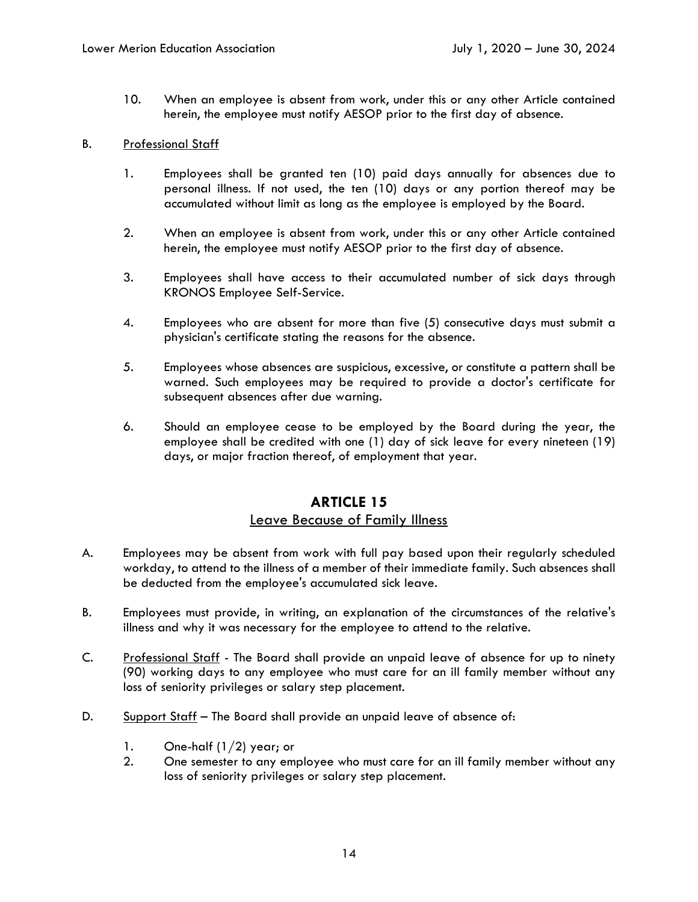10. When an employee is absent from work, under this or any other Article contained herein, the employee must notify AESOP prior to the first day of absence.

B. Professional Staff

1. Employees shall be granted ten (10) paid days annually for absences due to personal illness. If not used, the ten (10) days or any portion thereof may be accumulated without limit as long as the employee is employed by the Board.

2. When an employee is absent from work, under this or any other Article contained herein, the employee must notify AESOP prior to the first day of absence.

3. Employees shall have access to their accumulated number of sick days through KRONOS Employee Self-Service.

4. Employees who are absent for more than five (5) consecutive days must submit a physician's certificate stating the reasons for the absence.

5. Employees whose absences are suspicious, excessive, or constitute a pattern shall be warned. Such employees may be required to provide a doctor's certificate for subsequent absences after due warning.

6. Should an employee cease to be employed by the Board during the year, the employee shall be credited with one (1) day of sick leave for every nineteen (19) days, or major fraction thereof, of employment that year.

## ARTICLE 15

### Leave Because of Family Illness

A. Employees may be absent from work with full pay based upon their regularly scheduled workday, to attend to the illness of a member of their immediate family. Such absences shall be deducted from the employee's accumulated sick leave.

B. Employees must provide, in writing, an explanation of the circumstances of the relative's illness and why it was necessary for the employee to attend to the relative.

C. Professional Staff - The Board shall provide an unpaid leave of absence for up to ninety (90) working days to any employee who must care for an ill family member without any loss of seniority privileges or salary step placement.

D. Support Staff – The Board shall provide an unpaid leave of absence of:

1. One-half (1/2) year; or
2. One semester to any employee who must care for an ill family member without any loss of seniority privileges or salary step placement.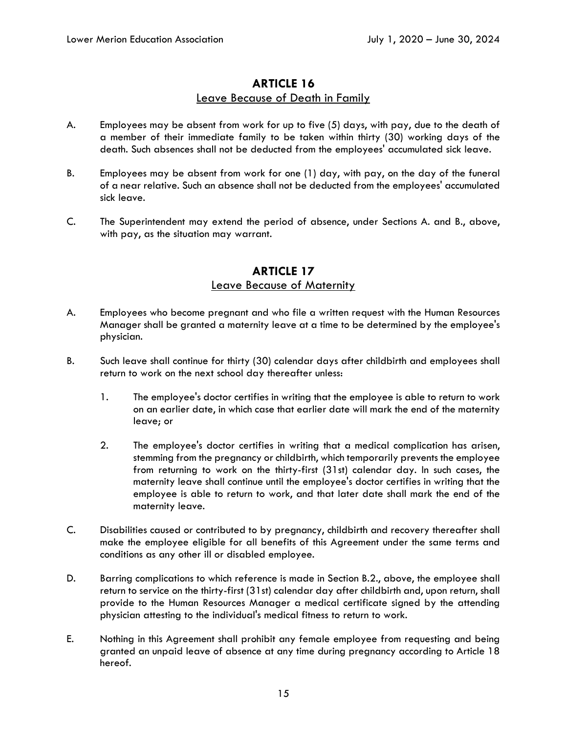# ARTICLE 16

## Leave Because of Death in Family

A. Employees may be absent from work for up to five (5) days, with pay, due to the death of a member of their immediate family to be taken within thirty (30) working days of the death. Such absences shall not be deducted from the employees' accumulated sick leave.

B. Employees may be absent from work for one (1) day, with pay, on the day of the funeral of a near relative. Such an absence shall not be deducted from the employees' accumulated sick leave.

C. The Superintendent may extend the period of absence, under Sections A. and B., above, with pay, as the situation may warrant.

# ARTICLE 17

## Leave Because of Maternity

A. Employees who become pregnant and who file a written request with the Human Resources Manager shall be granted a maternity leave at a time to be determined by the employee's physician.

B. Such leave shall continue for thirty (30) calendar days after childbirth and employees shall return to work on the next school day thereafter unless:

1. The employee's doctor certifies in writing that the employee is able to return to work on an earlier date, in which case that earlier date will mark the end of the maternity leave; or

2. The employee's doctor certifies in writing that a medical complication has arisen, stemming from the pregnancy or childbirth, which temporarily prevents the employee from returning to work on the thirty-first (31st) calendar day. In such cases, the maternity leave shall continue until the employee's doctor certifies in writing that the employee is able to return to work, and that later date shall mark the end of the maternity leave.

C. Disabilities caused or contributed to by pregnancy, childbirth and recovery thereafter shall make the employee eligible for all benefits of this Agreement under the same terms and conditions as any other ill or disabled employee.

D. Barring complications to which reference is made in Section B.2., above, the employee shall return to service on the thirty-first (31st) calendar day after childbirth and, upon return, shall provide to the Human Resources Manager a medical certificate signed by the attending physician attesting to the individual's medical fitness to return to work.

E. Nothing in this Agreement shall prohibit any female employee from requesting and being granted an unpaid leave of absence at any time during pregnancy according to Article 18 hereof.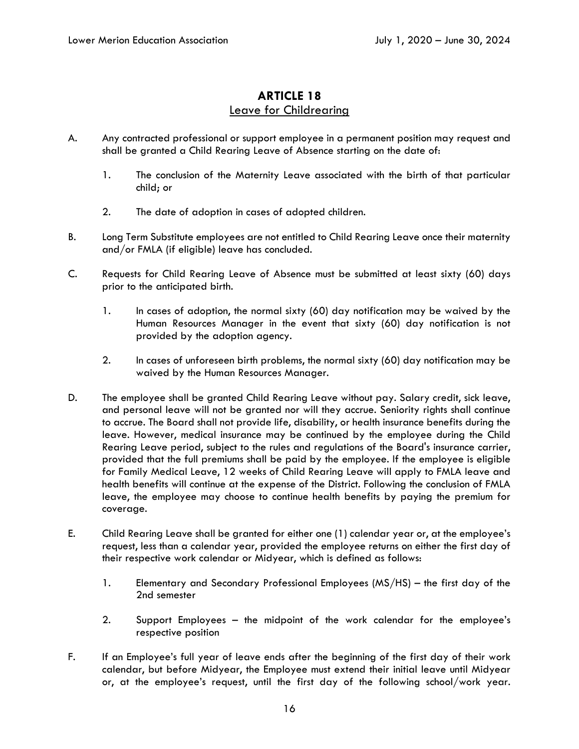# ARTICLE 18

## Leave for Childrearing

A. Any contracted professional or support employee in a permanent position may request and shall be granted a Child Rearing Leave of Absence starting on the date of:

   1. The conclusion of the Maternity Leave associated with the birth of that particular child; or

   2. The date of adoption in cases of adopted children.

B. Long Term Substitute employees are not entitled to Child Rearing Leave once their maternity and/or FMLA (if eligible) leave has concluded.

C. Requests for Child Rearing Leave of Absence must be submitted at least sixty (60) days prior to the anticipated birth.

   1. In cases of adoption, the normal sixty (60) day notification may be waived by the Human Resources Manager in the event that sixty (60) day notification is not provided by the adoption agency.

   2. In cases of unforeseen birth problems, the normal sixty (60) day notification may be waived by the Human Resources Manager.

D. The employee shall be granted Child Rearing Leave without pay. Salary credit, sick leave, and personal leave will not be granted nor will they accrue. Seniority rights shall continue to accrue. The Board shall not provide life, disability, or health insurance benefits during the leave. However, medical insurance may be continued by the employee during the Child Rearing Leave period, subject to the rules and regulations of the Board's insurance carrier, provided that the full premiums shall be paid by the employee. If the employee is eligible for Family Medical Leave, 12 weeks of Child Rearing Leave will apply to FMLA leave and health benefits will continue at the expense of the District. Following the conclusion of FMLA leave, the employee may choose to continue health benefits by paying the premium for coverage.

E. Child Rearing Leave shall be granted for either one (1) calendar year or, at the employee's request, less than a calendar year, provided the employee returns on either the first day of their respective work calendar or Midyear, which is defined as follows:

   1. Elementary and Secondary Professional Employees (MS/HS) – the first day of the 2nd semester

   2. Support Employees – the midpoint of the work calendar for the employee's respective position

F. If an Employee's full year of leave ends after the beginning of the first day of their work calendar, but before Midyear, the Employee must extend their initial leave until Midyear or, at the employee's request, until the first day of the following school/work year.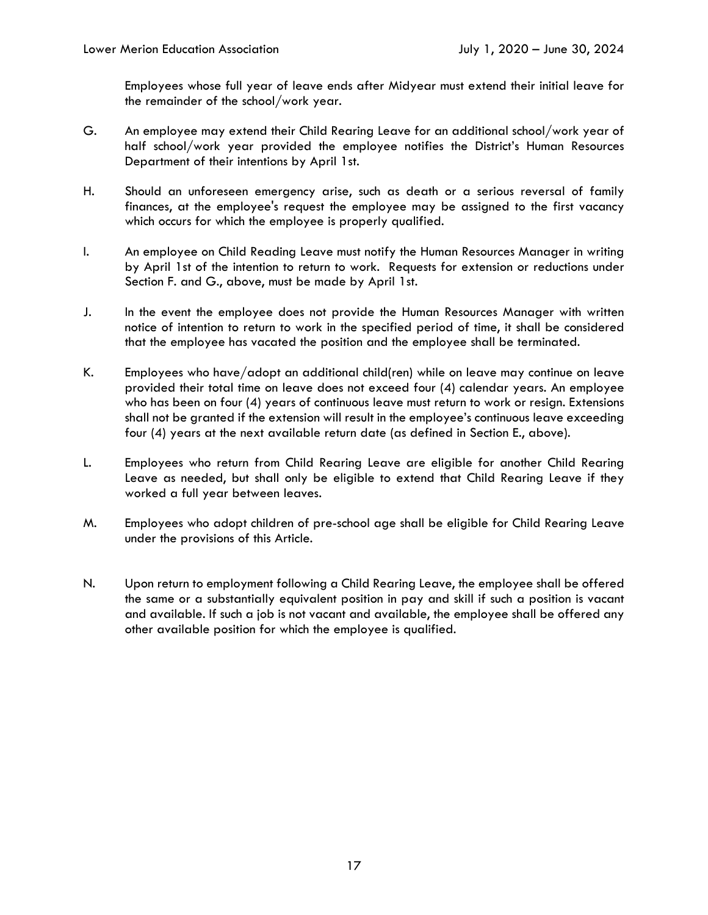Employees whose full year of leave ends after Midyear must extend their initial leave for the remainder of the school/work year.

G. An employee may extend their Child Rearing Leave for an additional school/work year of half school/work year provided the employee notifies the District's Human Resources Department of their intentions by April 1st.

H. Should an unforeseen emergency arise, such as death or a serious reversal of family finances, at the employee's request the employee may be assigned to the first vacancy which occurs for which the employee is properly qualified.

I. An employee on Child Reading Leave must notify the Human Resources Manager in writing by April 1st of the intention to return to work. Requests for extension or reductions under Section F. and G., above, must be made by April 1st.

J. In the event the employee does not provide the Human Resources Manager with written notice of intention to return to work in the specified period of time, it shall be considered that the employee has vacated the position and the employee shall be terminated.

K. Employees who have/adopt an additional child(ren) while on leave may continue on leave provided their total time on leave does not exceed four (4) calendar years. An employee who has been on four (4) years of continuous leave must return to work or resign. Extensions shall not be granted if the extension will result in the employee's continuous leave exceeding four (4) years at the next available return date (as defined in Section E., above).

L. Employees who return from Child Rearing Leave are eligible for another Child Rearing Leave as needed, but shall only be eligible to extend that Child Rearing Leave if they worked a full year between leaves.

M. Employees who adopt children of pre-school age shall be eligible for Child Rearing Leave under the provisions of this Article.

N. Upon return to employment following a Child Rearing Leave, the employee shall be offered the same or a substantially equivalent position in pay and skill if such a position is vacant and available. If such a job is not vacant and available, the employee shall be offered any other available position for which the employee is qualified.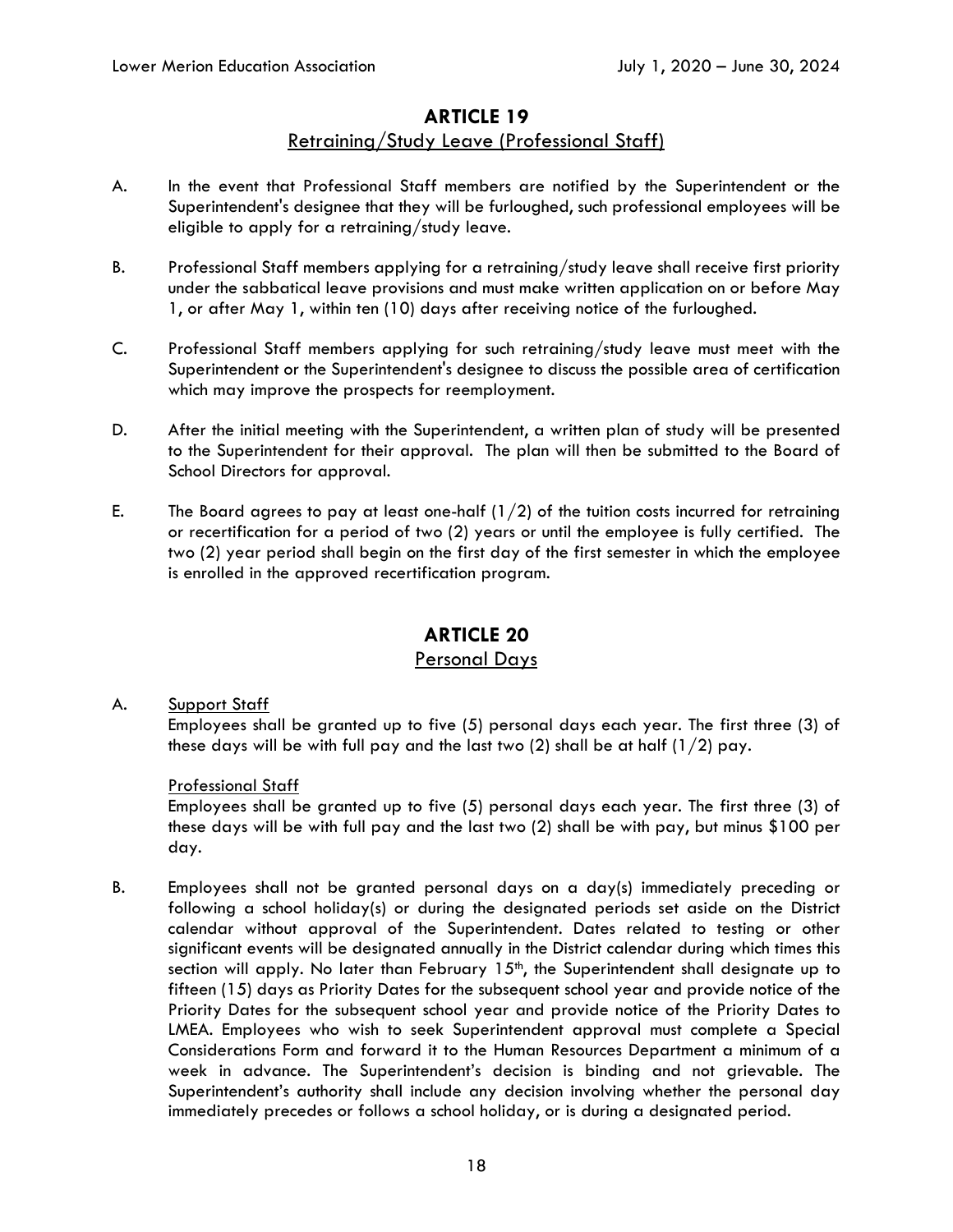## ARTICLE 19

### Retraining/Study Leave (Professional Staff)

A. In the event that Professional Staff members are notified by the Superintendent or the Superintendent's designee that they will be furloughed, such professional employees will be eligible to apply for a retraining/study leave.

B. Professional Staff members applying for a retraining/study leave shall receive first priority under the sabbatical leave provisions and must make written application on or before May 1, or after May 1, within ten (10) days after receiving notice of the furloughed.

C. Professional Staff members applying for such retraining/study leave must meet with the Superintendent or the Superintendent's designee to discuss the possible area of certification which may improve the prospects for reemployment.

D. After the initial meeting with the Superintendent, a written plan of study will be presented to the Superintendent for their approval. The plan will then be submitted to the Board of School Directors for approval.

E. The Board agrees to pay at least one-half (1/2) of the tuition costs incurred for retraining or recertification for a period of two (2) years or until the employee is fully certified. The two (2) year period shall begin on the first day of the first semester in which the employee is enrolled in the approved recertification program.

## ARTICLE 20

### Personal Days

A. Support Staff

Employees shall be granted up to five (5) personal days each year. The first three (3) of these days will be with full pay and the last two (2) shall be at half (1/2) pay.

Professional Staff

Employees shall be granted up to five (5) personal days each year. The first three (3) of these days will be with full pay and the last two (2) shall be with pay, but minus $100 per day.

B. Employees shall not be granted personal days on a day(s) immediately preceding or following a school holiday(s) or during the designated periods set aside on the District calendar without approval of the Superintendent. Dates related to testing or other significant events will be designated annually in the District calendar during which times this section will apply. No later than February 15th, the Superintendent shall designate up to fifteen (15) days as Priority Dates for the subsequent school year and provide notice of the Priority Dates for the subsequent school year and provide notice of the Priority Dates to LMEA. Employees who wish to seek Superintendent approval must complete a Special Considerations Form and forward it to the Human Resources Department a minimum of a week in advance. The Superintendent's decision is binding and not grievable. The Superintendent's authority shall include any decision involving whether the personal day immediately precedes or follows a school holiday, or is during a designated period.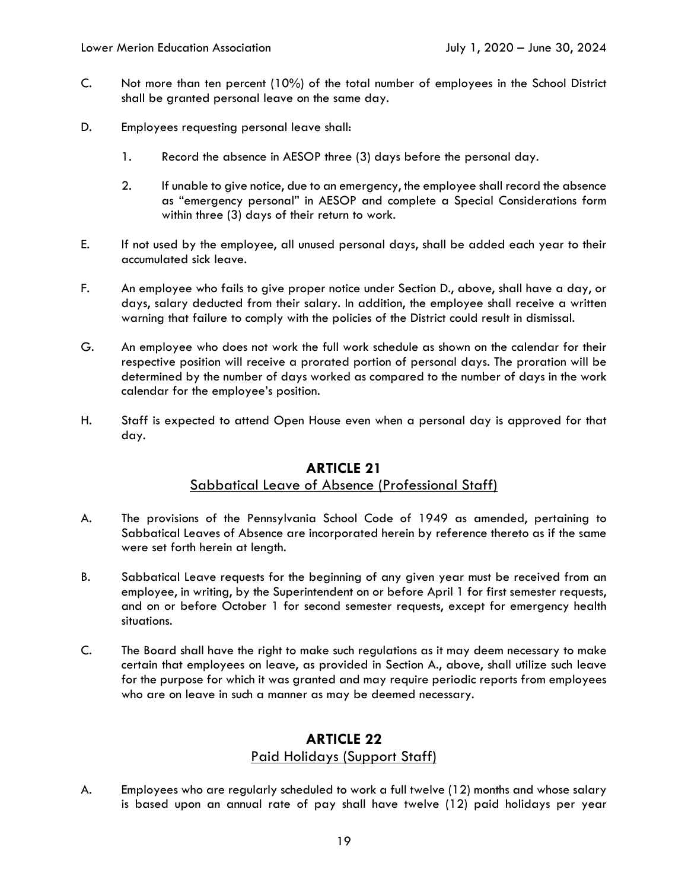C. Not more than ten percent (10%) of the total number of employees in the School District shall be granted personal leave on the same day.

D. Employees requesting personal leave shall:

1. Record the absence in AESOP three (3) days before the personal day.

2. If unable to give notice, due to an emergency, the employee shall record the absence as "emergency personal" in AESOP and complete a Special Considerations form within three (3) days of their return to work.

E. If not used by the employee, all unused personal days, shall be added each year to their accumulated sick leave.

F. An employee who fails to give proper notice under Section D., above, shall have a day, or days, salary deducted from their salary. In addition, the employee shall receive a written warning that failure to comply with the policies of the District could result in dismissal.

G. An employee who does not work the full work schedule as shown on the calendar for their respective position will receive a prorated portion of personal days. The proration will be determined by the number of days worked as compared to the number of days in the work calendar for the employee's position.

H. Staff is expected to attend Open House even when a personal day is approved for that day.

## ARTICLE 21

### Sabbatical Leave of Absence (Professional Staff)

A. The provisions of the Pennsylvania School Code of 1949 as amended, pertaining to Sabbatical Leaves of Absence are incorporated herein by reference thereto as if the same were set forth herein at length.

B. Sabbatical Leave requests for the beginning of any given year must be received from an employee, in writing, by the Superintendent on or before April 1 for first semester requests, and on or before October 1 for second semester requests, except for emergency health situations.

C. The Board shall have the right to make such regulations as it may deem necessary to make certain that employees on leave, as provided in Section A., above, shall utilize such leave for the purpose for which it was granted and may require periodic reports from employees who are on leave in such a manner as may be deemed necessary.

## ARTICLE 22

### Paid Holidays (Support Staff)

A. Employees who are regularly scheduled to work a full twelve (12) months and whose salary is based upon an annual rate of pay shall have twelve (12) paid holidays per year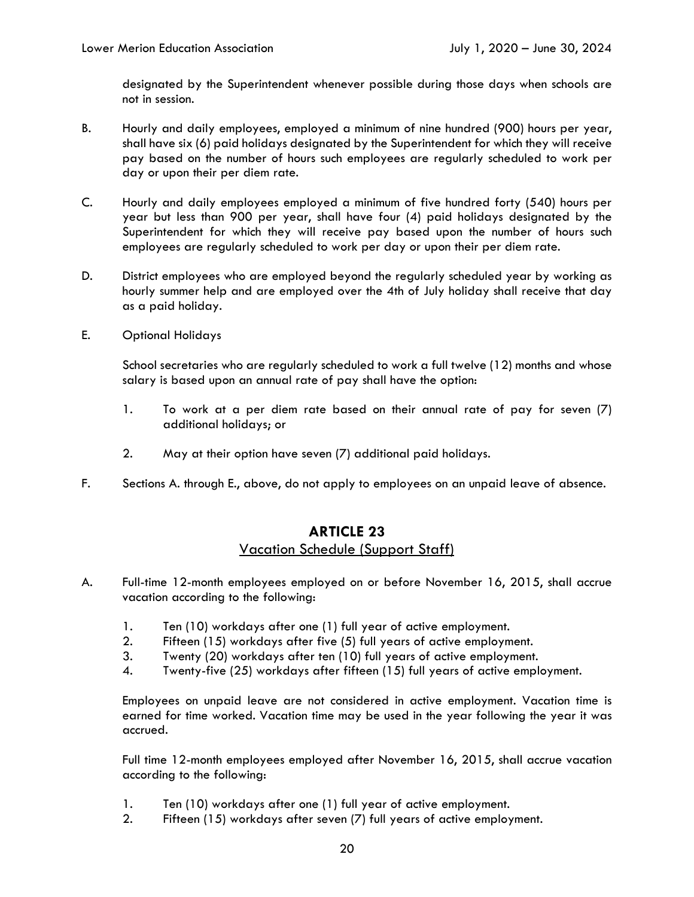designated by the Superintendent whenever possible during those days when schools are not in session.

B. Hourly and daily employees, employed a minimum of nine hundred (900) hours per year, shall have six (6) paid holidays designated by the Superintendent for which they will receive pay based on the number of hours such employees are regularly scheduled to work per day or upon their per diem rate.

C. Hourly and daily employees employed a minimum of five hundred forty (540) hours per year but less than 900 per year, shall have four (4) paid holidays designated by the Superintendent for which they will receive pay based upon the number of hours such employees are regularly scheduled to work per day or upon their per diem rate.

D. District employees who are employed beyond the regularly scheduled year by working as hourly summer help and are employed over the 4th of July holiday shall receive that day as a paid holiday.

E. Optional Holidays

School secretaries who are regularly scheduled to work a full twelve (12) months and whose salary is based upon an annual rate of pay shall have the option:

1. To work at a per diem rate based on their annual rate of pay for seven (7) additional holidays; or

2. May at their option have seven (7) additional paid holidays.

F. Sections A. through E., above, do not apply to employees on an unpaid leave of absence.

## ARTICLE 23

### Vacation Schedule (Support Staff)

A. Full-time 12-month employees employed on or before November 16, 2015, shall accrue vacation according to the following:

1. Ten (10) workdays after one (1) full year of active employment.
2. Fifteen (15) workdays after five (5) full years of active employment.
3. Twenty (20) workdays after ten (10) full years of active employment.
4. Twenty-five (25) workdays after fifteen (15) full years of active employment.

Employees on unpaid leave are not considered in active employment. Vacation time is earned for time worked. Vacation time may be used in the year following the year it was accrued.

Full time 12-month employees employed after November 16, 2015, shall accrue vacation according to the following:

1. Ten (10) workdays after one (1) full year of active employment.
2. Fifteen (15) workdays after seven (7) full years of active employment.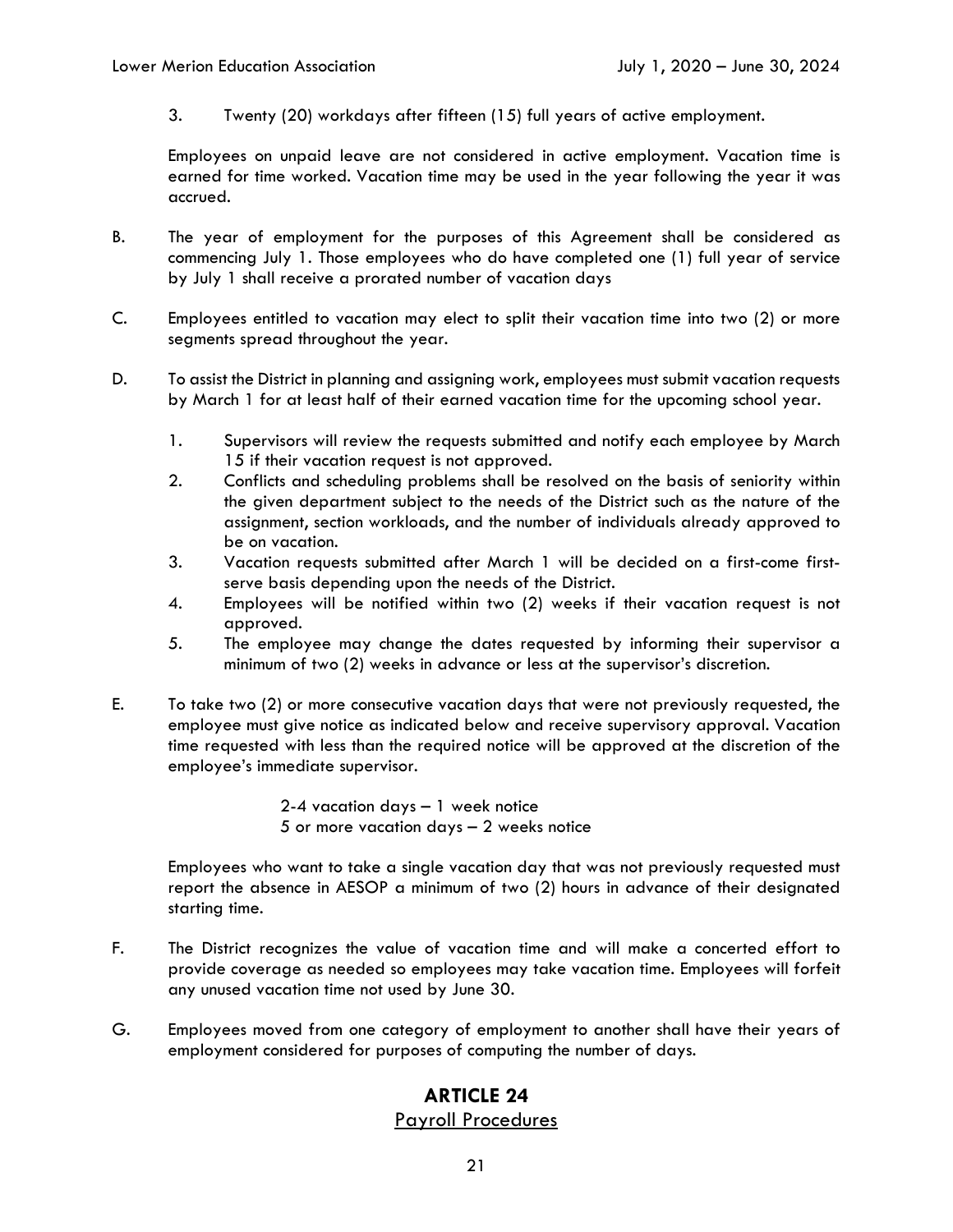3. Twenty (20) workdays after fifteen (15) full years of active employment.

Employees on unpaid leave are not considered in active employment. Vacation time is earned for time worked. Vacation time may be used in the year following the year it was accrued.

B. The year of employment for the purposes of this Agreement shall be considered as commencing July 1. Those employees who do have completed one (1) full year of service by July 1 shall receive a prorated number of vacation days

C. Employees entitled to vacation may elect to split their vacation time into two (2) or more segments spread throughout the year.

D. To assist the District in planning and assigning work, employees must submit vacation requests by March 1 for at least half of their earned vacation time for the upcoming school year.

1. Supervisors will review the requests submitted and notify each employee by March 15 if their vacation request is not approved.
2. Conflicts and scheduling problems shall be resolved on the basis of seniority within the given department subject to the needs of the District such as the nature of the assignment, section workloads, and the number of individuals already approved to be on vacation.
3. Vacation requests submitted after March 1 will be decided on a first-come first-serve basis depending upon the needs of the District.
4. Employees will be notified within two (2) weeks if their vacation request is not approved.
5. The employee may change the dates requested by informing their supervisor a minimum of two (2) weeks in advance or less at the supervisor's discretion.

E. To take two (2) or more consecutive vacation days that were not previously requested, the employee must give notice as indicated below and receive supervisory approval. Vacation time requested with less than the required notice will be approved at the discretion of the employee's immediate supervisor.

2-4 vacation days – 1 week notice
5 or more vacation days – 2 weeks notice

Employees who want to take a single vacation day that was not previously requested must report the absence in AESOP a minimum of two (2) hours in advance of their designated starting time.

F. The District recognizes the value of vacation time and will make a concerted effort to provide coverage as needed so employees may take vacation time. Employees will forfeit any unused vacation time not used by June 30.

G. Employees moved from one category of employment to another shall have their years of employment considered for purposes of computing the number of days.

## ARTICLE 24
### Payroll Procedures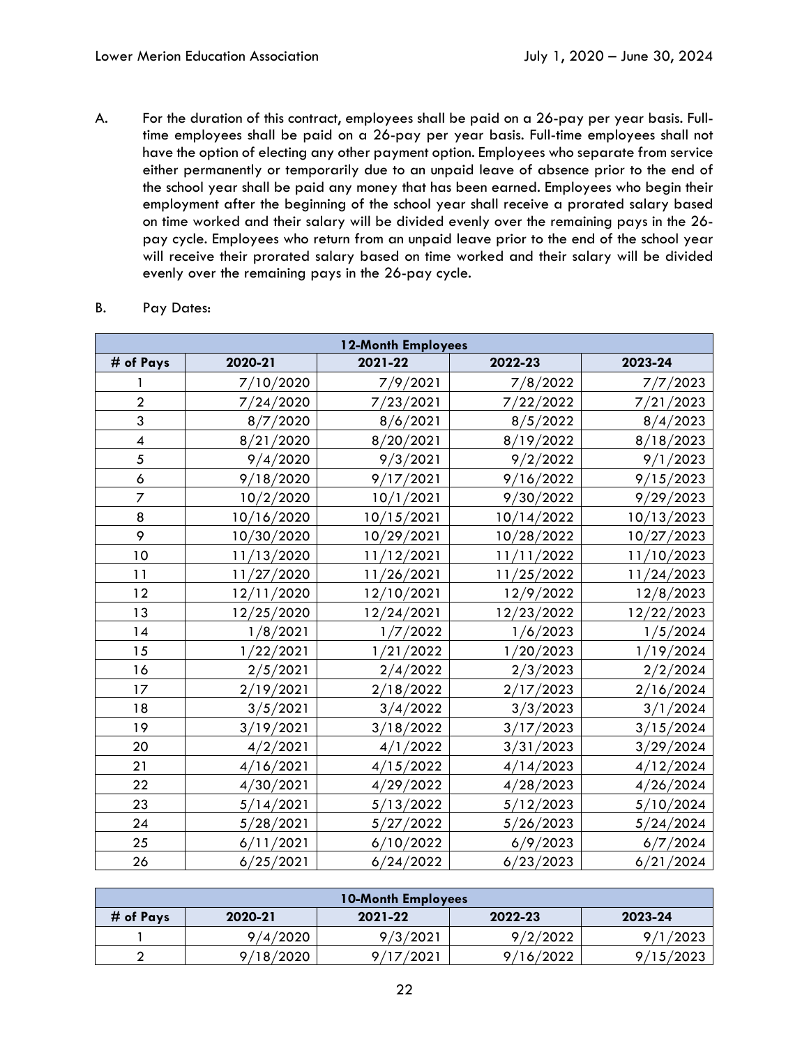A. For the duration of this contract, employees shall be paid on a 26-pay per year basis. Full-time employees shall be paid on a 26-pay per year basis. Full-time employees shall not have the option of electing any other payment option. Employees who separate from service either permanently or temporarily due to an unpaid leave of absence prior to the end of the school year shall be paid any money that has been earned. Employees who begin their employment after the beginning of the school year shall receive a prorated salary based on time worked and their salary will be divided evenly over the remaining pays in the 26-pay cycle. Employees who return from an unpaid leave prior to the end of the school year will receive their prorated salary based on time worked and their salary will be divided evenly over the remaining pays in the 26-pay cycle.

B. Pay Dates:

| **12-Month Employees** | | | | |
|---|---|---|---|---|
| **# of Pays** | **2020-21** | **2021-22** | **2022-23** | **2023-24** |
| 1 | 7/10/2020 | 7/9/2021 | 7/8/2022 | 7/7/2023 |
| 2 | 7/24/2020 | 7/23/2021 | 7/22/2022 | 7/21/2023 |
| 3 | 8/7/2020 | 8/6/2021 | 8/5/2022 | 8/4/2023 |
| 4 | 8/21/2020 | 8/20/2021 | 8/19/2022 | 8/18/2023 |
| 5 | 9/4/2020 | 9/3/2021 | 9/2/2022 | 9/1/2023 |
| 6 | 9/18/2020 | 9/17/2021 | 9/16/2022 | 9/15/2023 |
| 7 | 10/2/2020 | 10/1/2021 | 9/30/2022 | 9/29/2023 |
| 8 | 10/16/2020 | 10/15/2021 | 10/14/2022 | 10/13/2023 |
| 9 | 10/30/2020 | 10/29/2021 | 10/28/2022 | 10/27/2023 |
| 10 | 11/13/2020 | 11/12/2021 | 11/11/2022 | 11/10/2023 |
| 11 | 11/27/2020 | 11/26/2021 | 11/25/2022 | 11/24/2023 |
| 12 | 12/11/2020 | 12/10/2021 | 12/9/2022 | 12/8/2023 |
| 13 | 12/25/2020 | 12/24/2021 | 12/23/2022 | 12/22/2023 |
| 14 | 1/8/2021 | 1/7/2022 | 1/6/2023 | 1/5/2024 |
| 15 | 1/22/2021 | 1/21/2022 | 1/20/2023 | 1/19/2024 |
| 16 | 2/5/2021 | 2/4/2022 | 2/3/2023 | 2/2/2024 |
| 17 | 2/19/2021 | 2/18/2022 | 2/17/2023 | 2/16/2024 |
| 18 | 3/5/2021 | 3/4/2022 | 3/3/2023 | 3/1/2024 |
| 19 | 3/19/2021 | 3/18/2022 | 3/17/2023 | 3/15/2024 |
| 20 | 4/2/2021 | 4/1/2022 | 3/31/2023 | 3/29/2024 |
| 21 | 4/16/2021 | 4/15/2022 | 4/14/2023 | 4/12/2024 |
| 22 | 4/30/2021 | 4/29/2022 | 4/28/2023 | 4/26/2024 |
| 23 | 5/14/2021 | 5/13/2022 | 5/12/2023 | 5/10/2024 |
| 24 | 5/28/2021 | 5/27/2022 | 5/26/2023 | 5/24/2024 |
| 25 | 6/11/2021 | 6/10/2022 | 6/9/2023 | 6/7/2024 |
| 26 | 6/25/2021 | 6/24/2022 | 6/23/2023 | 6/21/2024 |

| **10-Month Employees** | | | | |
|---|---|---|---|---|
| **# of Pays** | **2020-21** | **2021-22** | **2022-23** | **2023-24** |
| 1 | 9/4/2020 | 9/3/2021 | 9/2/2022 | 9/1/2023 |
| 2 | 9/18/2020 | 9/17/2021 | 9/16/2022 | 9/15/2023 |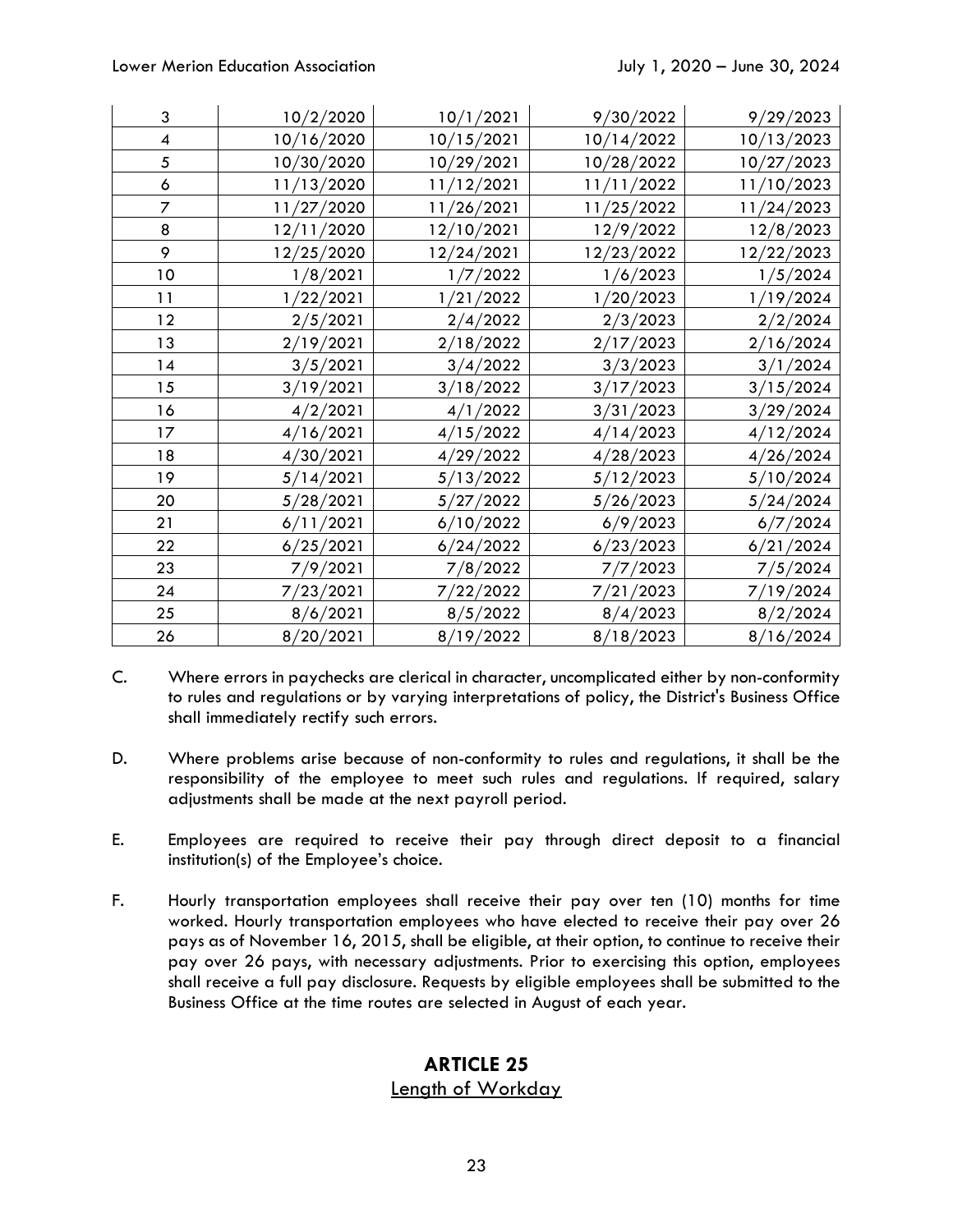| | | | | |
|---|---|---|---|---|
| 3 | 10/2/2020 | 10/1/2021 | 9/30/2022 | 9/29/2023 |
| 4 | 10/16/2020 | 10/15/2021 | 10/14/2022 | 10/13/2023 |
| 5 | 10/30/2020 | 10/29/2021 | 10/28/2022 | 10/27/2023 |
| 6 | 11/13/2020 | 11/12/2021 | 11/11/2022 | 11/10/2023 |
| 7 | 11/27/2020 | 11/26/2021 | 11/25/2022 | 11/24/2023 |
| 8 | 12/11/2020 | 12/10/2021 | 12/9/2022 | 12/8/2023 |
| 9 | 12/25/2020 | 12/24/2021 | 12/23/2022 | 12/22/2023 |
| 10 | 1/8/2021 | 1/7/2022 | 1/6/2023 | 1/5/2024 |
| 11 | 1/22/2021 | 1/21/2022 | 1/20/2023 | 1/19/2024 |
| 12 | 2/5/2021 | 2/4/2022 | 2/3/2023 | 2/2/2024 |
| 13 | 2/19/2021 | 2/18/2022 | 2/17/2023 | 2/16/2024 |
| 14 | 3/5/2021 | 3/4/2022 | 3/3/2023 | 3/1/2024 |
| 15 | 3/19/2021 | 3/18/2022 | 3/17/2023 | 3/15/2024 |
| 16 | 4/2/2021 | 4/1/2022 | 3/31/2023 | 3/29/2024 |
| 17 | 4/16/2021 | 4/15/2022 | 4/14/2023 | 4/12/2024 |
| 18 | 4/30/2021 | 4/29/2022 | 4/28/2023 | 4/26/2024 |
| 19 | 5/14/2021 | 5/13/2022 | 5/12/2023 | 5/10/2024 |
| 20 | 5/28/2021 | 5/27/2022 | 5/26/2023 | 5/24/2024 |
| 21 | 6/11/2021 | 6/10/2022 | 6/9/2023 | 6/7/2024 |
| 22 | 6/25/2021 | 6/24/2022 | 6/23/2023 | 6/21/2024 |
| 23 | 7/9/2021 | 7/8/2022 | 7/7/2023 | 7/5/2024 |
| 24 | 7/23/2021 | 7/22/2022 | 7/21/2023 | 7/19/2024 |
| 25 | 8/6/2021 | 8/5/2022 | 8/4/2023 | 8/2/2024 |
| 26 | 8/20/2021 | 8/19/2022 | 8/18/2023 | 8/16/2024 |

C. Where errors in paychecks are clerical in character, uncomplicated either by non-conformity to rules and regulations or by varying interpretations of policy, the District's Business Office shall immediately rectify such errors.

D. Where problems arise because of non-conformity to rules and regulations, it shall be the responsibility of the employee to meet such rules and regulations. If required, salary adjustments shall be made at the next payroll period.

E. Employees are required to receive their pay through direct deposit to a financial institution(s) of the Employee's choice.

F. Hourly transportation employees shall receive their pay over ten (10) months for time worked. Hourly transportation employees who have elected to receive their pay over 26 pays as of November 16, 2015, shall be eligible, at their option, to continue to receive their pay over 26 pays, with necessary adjustments. Prior to exercising this option, employees shall receive a full pay disclosure. Requests by eligible employees shall be submitted to the Business Office at the time routes are selected in August of each year.

## ARTICLE 25

Length of Workday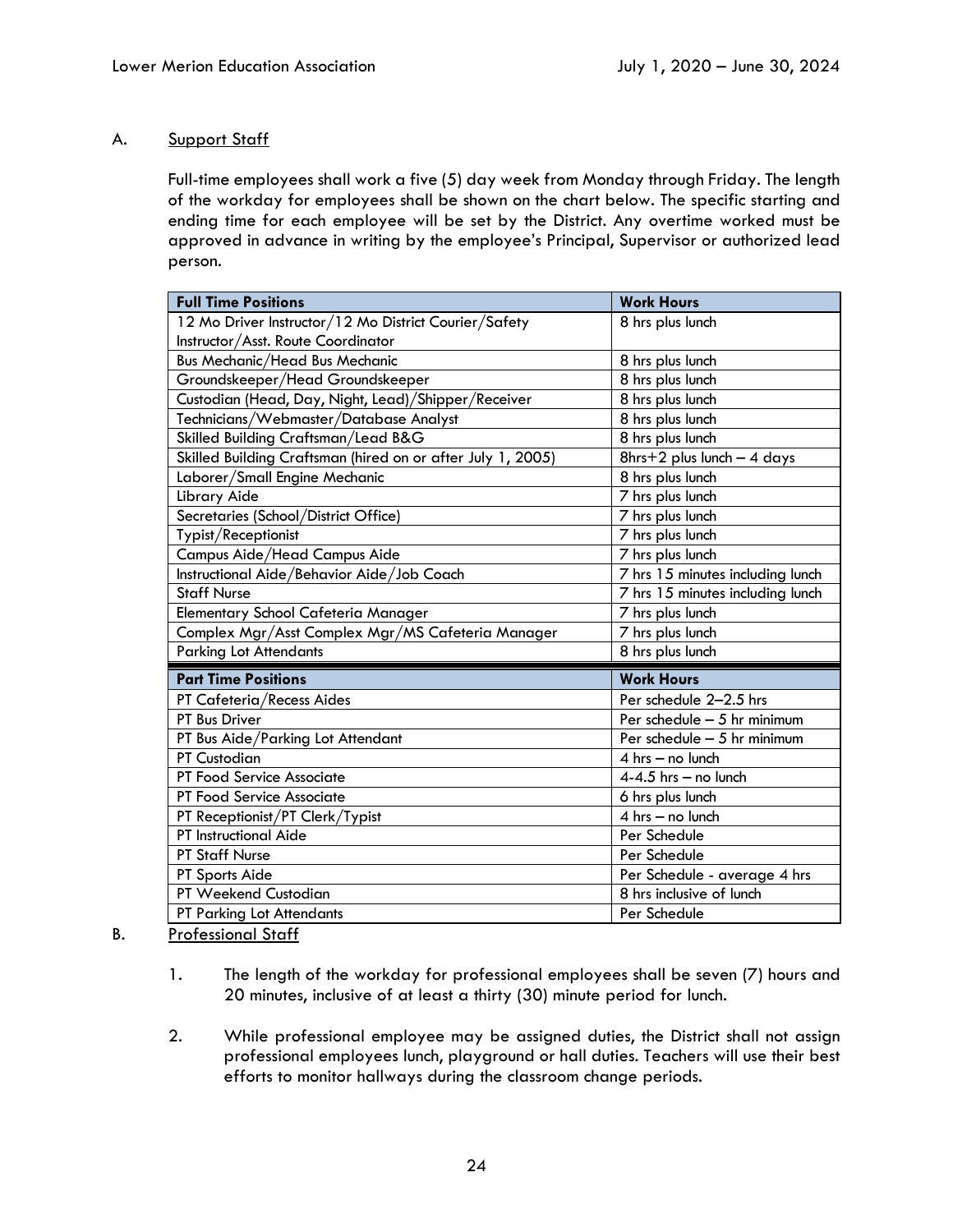A. Support Staff

Full-time employees shall work a five (5) day week from Monday through Friday. The length of the workday for employees shall be shown on the chart below. The specific starting and ending time for each employee will be set by the District. Any overtime worked must be approved in advance in writing by the employee's Principal, Supervisor or authorized lead person.

| Full Time Positions | Work Hours |
|---|---|
| 12 Mo Driver Instructor/12 Mo District Courier/Safety Instructor/Asst. Route Coordinator | 8 hrs plus lunch |
| Bus Mechanic/Head Bus Mechanic | 8 hrs plus lunch |
| Groundskeeper/Head Groundskeeper | 8 hrs plus lunch |
| Custodian (Head, Day, Night, Lead)/Shipper/Receiver | 8 hrs plus lunch |
| Technicians/Webmaster/Database Analyst | 8 hrs plus lunch |
| Skilled Building Craftsman/Lead B&G | 8 hrs plus lunch |
| Skilled Building Craftsman (hired on or after July 1, 2005) | 8hrs+2 plus lunch – 4 days |
| Laborer/Small Engine Mechanic | 8 hrs plus lunch |
| Library Aide | 7 hrs plus lunch |
| Secretaries (School/District Office) | 7 hrs plus lunch |
| Typist/Receptionist | 7 hrs plus lunch |
| Campus Aide/Head Campus Aide | 7 hrs plus lunch |
| Instructional Aide/Behavior Aide/Job Coach | 7 hrs 15 minutes including lunch |
| Staff Nurse | 7 hrs 15 minutes including lunch |
| Elementary School Cafeteria Manager | 7 hrs plus lunch |
| Complex Mgr/Asst Complex Mgr/MS Cafeteria Manager | 7 hrs plus lunch |
| Parking Lot Attendants | 8 hrs plus lunch |
| **Part Time Positions** | **Work Hours** |
| PT Cafeteria/Recess Aides | Per schedule 2–2.5 hrs |
| PT Bus Driver | Per schedule – 5 hr minimum |
| PT Bus Aide/Parking Lot Attendant | Per schedule – 5 hr minimum |
| PT Custodian | 4 hrs – no lunch |
| PT Food Service Associate | 4-4.5 hrs – no lunch |
| PT Food Service Associate | 6 hrs plus lunch |
| PT Receptionist/PT Clerk/Typist | 4 hrs – no lunch |
| PT Instructional Aide | Per Schedule |
| PT Staff Nurse | Per Schedule |
| PT Sports Aide | Per Schedule - average 4 hrs |
| PT Weekend Custodian | 8 hrs inclusive of lunch |
| PT Parking Lot Attendants | Per Schedule |

B. Professional Staff

1. The length of the workday for professional employees shall be seven (7) hours and 20 minutes, inclusive of at least a thirty (30) minute period for lunch.

2. While professional employee may be assigned duties, the District shall not assign professional employees lunch, playground or hall duties. Teachers will use their best efforts to monitor hallways during the classroom change periods.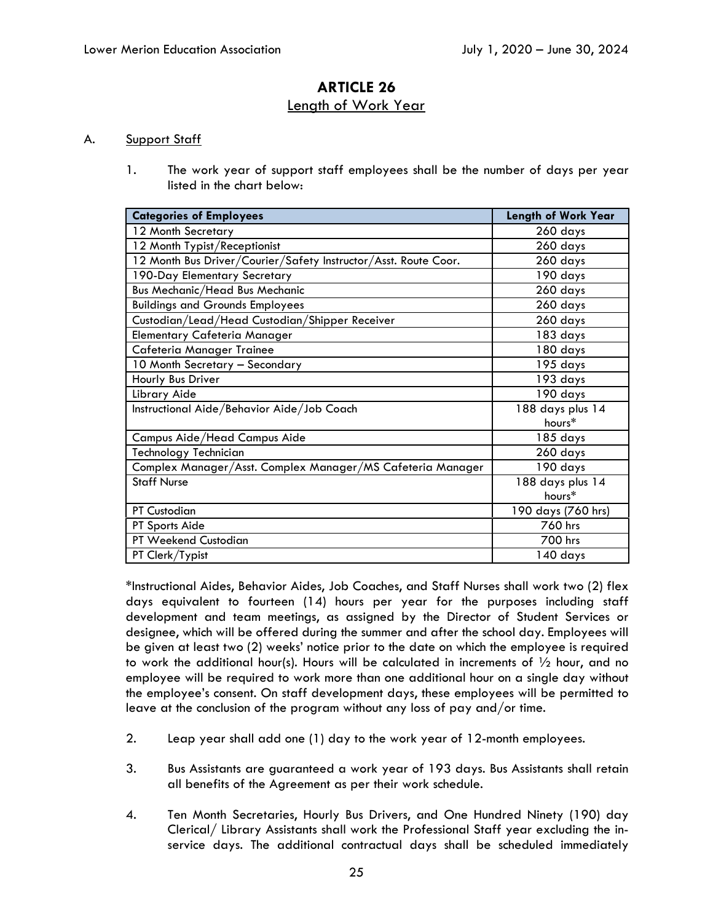# ARTICLE 26

## Length of Work Year

A. Support Staff

1. The work year of support staff employees shall be the number of days per year listed in the chart below:

| Categories of Employees | Length of Work Year |
|---|---|
| 12 Month Secretary | 260 days |
| 12 Month Typist/Receptionist | 260 days |
| 12 Month Bus Driver/Courier/Safety Instructor/Asst. Route Coor. | 260 days |
| 190-Day Elementary Secretary | 190 days |
| Bus Mechanic/Head Bus Mechanic | 260 days |
| Buildings and Grounds Employees | 260 days |
| Custodian/Lead/Head Custodian/Shipper Receiver | 260 days |
| Elementary Cafeteria Manager | 183 days |
| Cafeteria Manager Trainee | 180 days |
| 10 Month Secretary – Secondary | 195 days |
| Hourly Bus Driver | 193 days |
| Library Aide | 190 days |
| Instructional Aide/Behavior Aide/Job Coach | 188 days plus 14 hours* |
| Campus Aide/Head Campus Aide | 185 days |
| Technology Technician | 260 days |
| Complex Manager/Asst. Complex Manager/MS Cafeteria Manager | 190 days |
| Staff Nurse | 188 days plus 14 hours* |
| PT Custodian | 190 days (760 hrs) |
| PT Sports Aide | 760 hrs |
| PT Weekend Custodian | 700 hrs |
| PT Clerk/Typist | 140 days |

*Instructional Aides, Behavior Aides, Job Coaches, and Staff Nurses shall work two (2) flex days equivalent to fourteen (14) hours per year for the purposes including staff development and team meetings, as assigned by the Director of Student Services or designee, which will be offered during the summer and after the school day. Employees will be given at least two (2) weeks' notice prior to the date on which the employee is required to work the additional hour(s). Hours will be calculated in increments of ½ hour, and no employee will be required to work more than one additional hour on a single day without the employee's consent. On staff development days, these employees will be permitted to leave at the conclusion of the program without any loss of pay and/or time.

2. Leap year shall add one (1) day to the work year of 12-month employees.

3. Bus Assistants are guaranteed a work year of 193 days. Bus Assistants shall retain all benefits of the Agreement as per their work schedule.

4. Ten Month Secretaries, Hourly Bus Drivers, and One Hundred Ninety (190) day Clerical/ Library Assistants shall work the Professional Staff year excluding the in-service days. The additional contractual days shall be scheduled immediately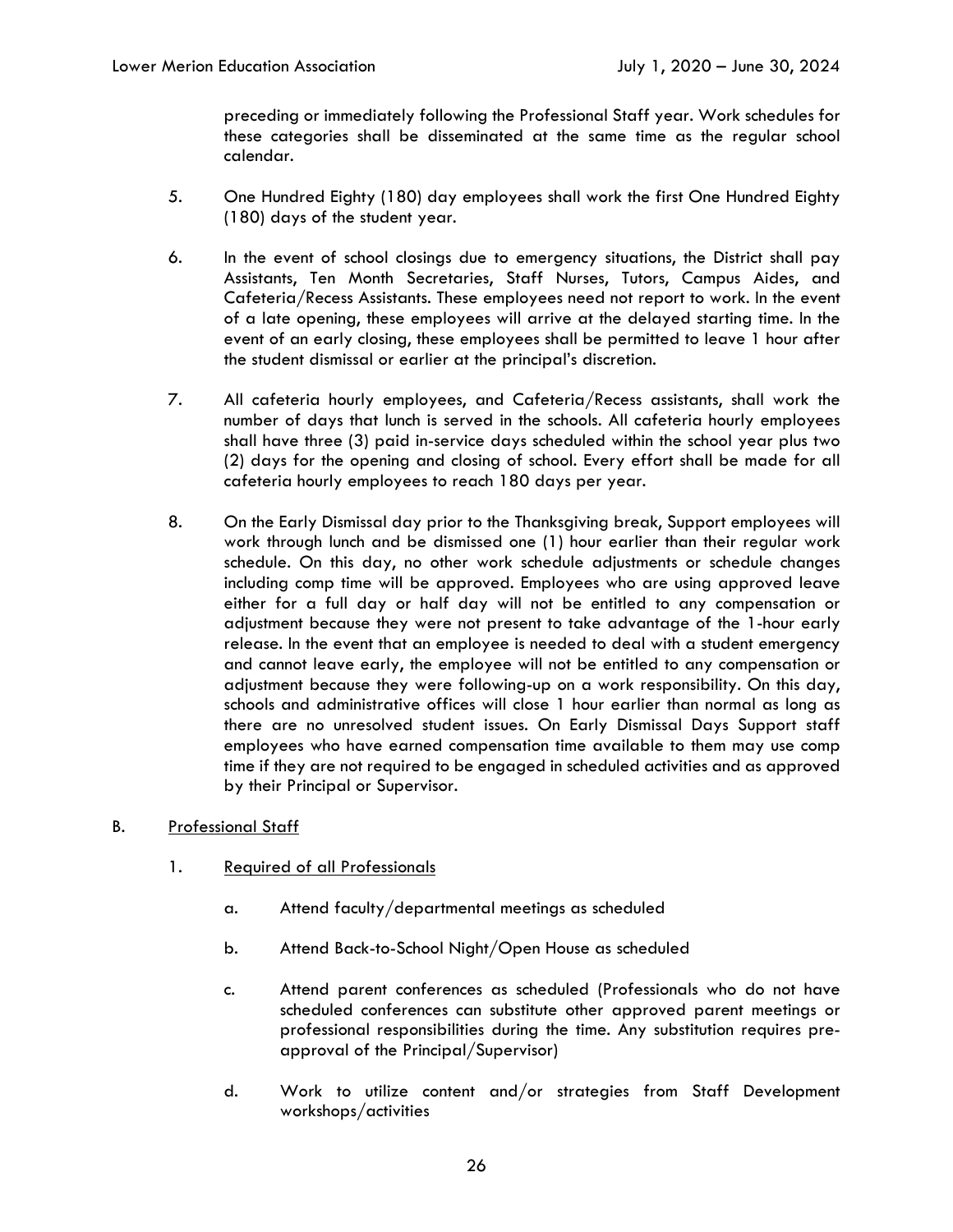preceding or immediately following the Professional Staff year. Work schedules for these categories shall be disseminated at the same time as the regular school calendar.

5. One Hundred Eighty (180) day employees shall work the first One Hundred Eighty (180) days of the student year.

6. In the event of school closings due to emergency situations, the District shall pay Assistants, Ten Month Secretaries, Staff Nurses, Tutors, Campus Aides, and Cafeteria/Recess Assistants. These employees need not report to work. In the event of a late opening, these employees will arrive at the delayed starting time. In the event of an early closing, these employees shall be permitted to leave 1 hour after the student dismissal or earlier at the principal's discretion.

7. All cafeteria hourly employees, and Cafeteria/Recess assistants, shall work the number of days that lunch is served in the schools. All cafeteria hourly employees shall have three (3) paid in-service days scheduled within the school year plus two (2) days for the opening and closing of school. Every effort shall be made for all cafeteria hourly employees to reach 180 days per year.

8. On the Early Dismissal day prior to the Thanksgiving break, Support employees will work through lunch and be dismissed one (1) hour earlier than their regular work schedule. On this day, no other work schedule adjustments or schedule changes including comp time will be approved. Employees who are using approved leave either for a full day or half day will not be entitled to any compensation or adjustment because they were not present to take advantage of the 1-hour early release. In the event that an employee is needed to deal with a student emergency and cannot leave early, the employee will not be entitled to any compensation or adjustment because they were following-up on a work responsibility. On this day, schools and administrative offices will close 1 hour earlier than normal as long as there are no unresolved student issues. On Early Dismissal Days Support staff employees who have earned compensation time available to them may use comp time if they are not required to be engaged in scheduled activities and as approved by their Principal or Supervisor.

B. <u>Professional Staff</u>

1. <u>Required of all Professionals</u>

a. Attend faculty/departmental meetings as scheduled

b. Attend Back-to-School Night/Open House as scheduled

c. Attend parent conferences as scheduled (Professionals who do not have scheduled conferences can substitute other approved parent meetings or professional responsibilities during the time. Any substitution requires pre-approval of the Principal/Supervisor)

d. Work to utilize content and/or strategies from Staff Development workshops/activities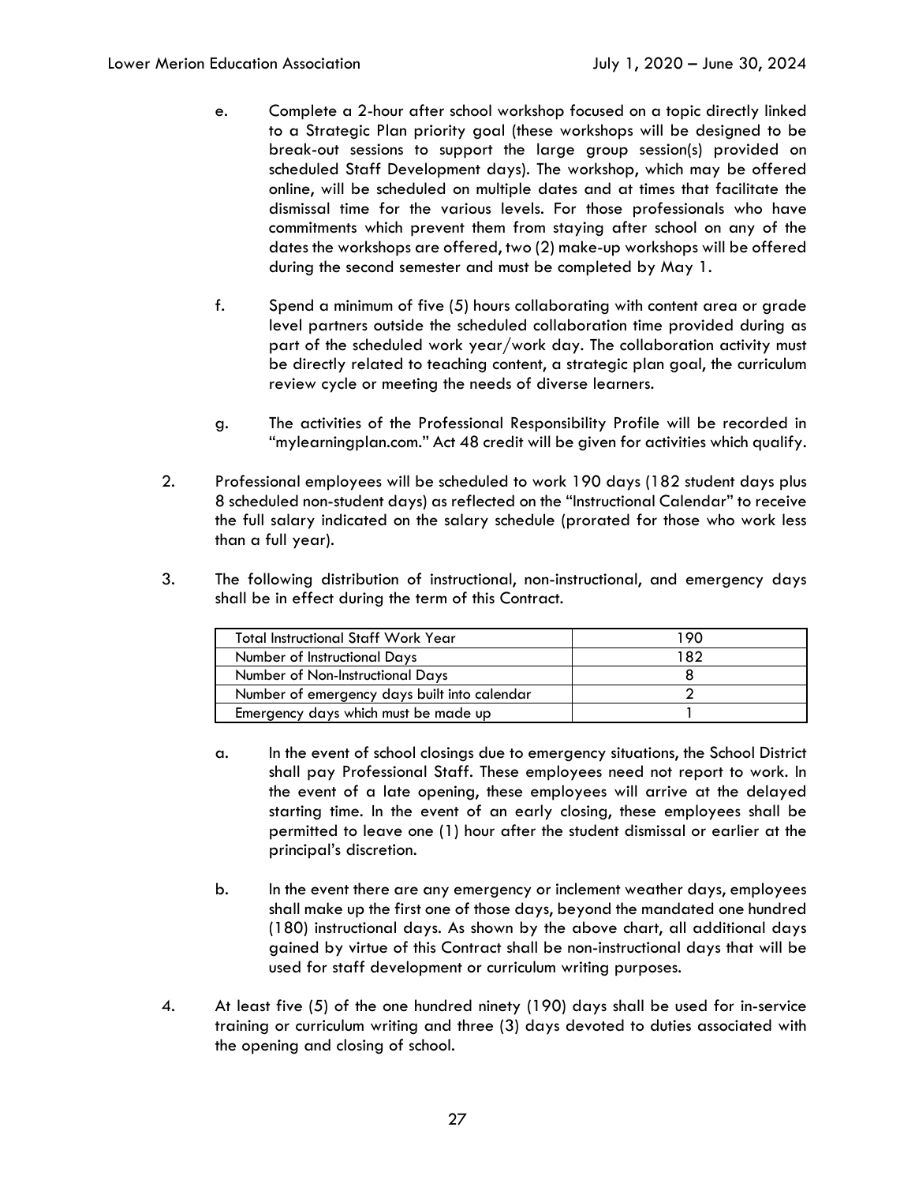e. Complete a 2-hour after school workshop focused on a topic directly linked to a Strategic Plan priority goal (these workshops will be designed to be break-out sessions to support the large group session(s) provided on scheduled Staff Development days). The workshop, which may be offered online, will be scheduled on multiple dates and at times that facilitate the dismissal time for the various levels. For those professionals who have commitments which prevent them from staying after school on any of the dates the workshops are offered, two (2) make-up workshops will be offered during the second semester and must be completed by May 1.

f. Spend a minimum of five (5) hours collaborating with content area or grade level partners outside the scheduled collaboration time provided during as part of the scheduled work year/work day. The collaboration activity must be directly related to teaching content, a strategic plan goal, the curriculum review cycle or meeting the needs of diverse learners.

g. The activities of the Professional Responsibility Profile will be recorded in "mylearningplan.com." Act 48 credit will be given for activities which qualify.

2. Professional employees will be scheduled to work 190 days (182 student days plus 8 scheduled non-student days) as reflected on the "Instructional Calendar" to receive the full salary indicated on the salary schedule (prorated for those who work less than a full year).

3. The following distribution of instructional, non-instructional, and emergency days shall be in effect during the term of this Contract.

| Total Instructional Staff Work Year | 190 |
|---|---|
| Number of Instructional Days | 182 |
| Number of Non-Instructional Days | 8 |
| Number of emergency days built into calendar | 2 |
| Emergency days which must be made up | 1 |

a. In the event of school closings due to emergency situations, the School District shall pay Professional Staff. These employees need not report to work. In the event of a late opening, these employees will arrive at the delayed starting time. In the event of an early closing, these employees shall be permitted to leave one (1) hour after the student dismissal or earlier at the principal's discretion.

b. In the event there are any emergency or inclement weather days, employees shall make up the first one of those days, beyond the mandated one hundred (180) instructional days. As shown by the above chart, all additional days gained by virtue of this Contract shall be non-instructional days that will be used for staff development or curriculum writing purposes.

4. At least five (5) of the one hundred ninety (190) days shall be used for in-service training or curriculum writing and three (3) days devoted to duties associated with the opening and closing of school.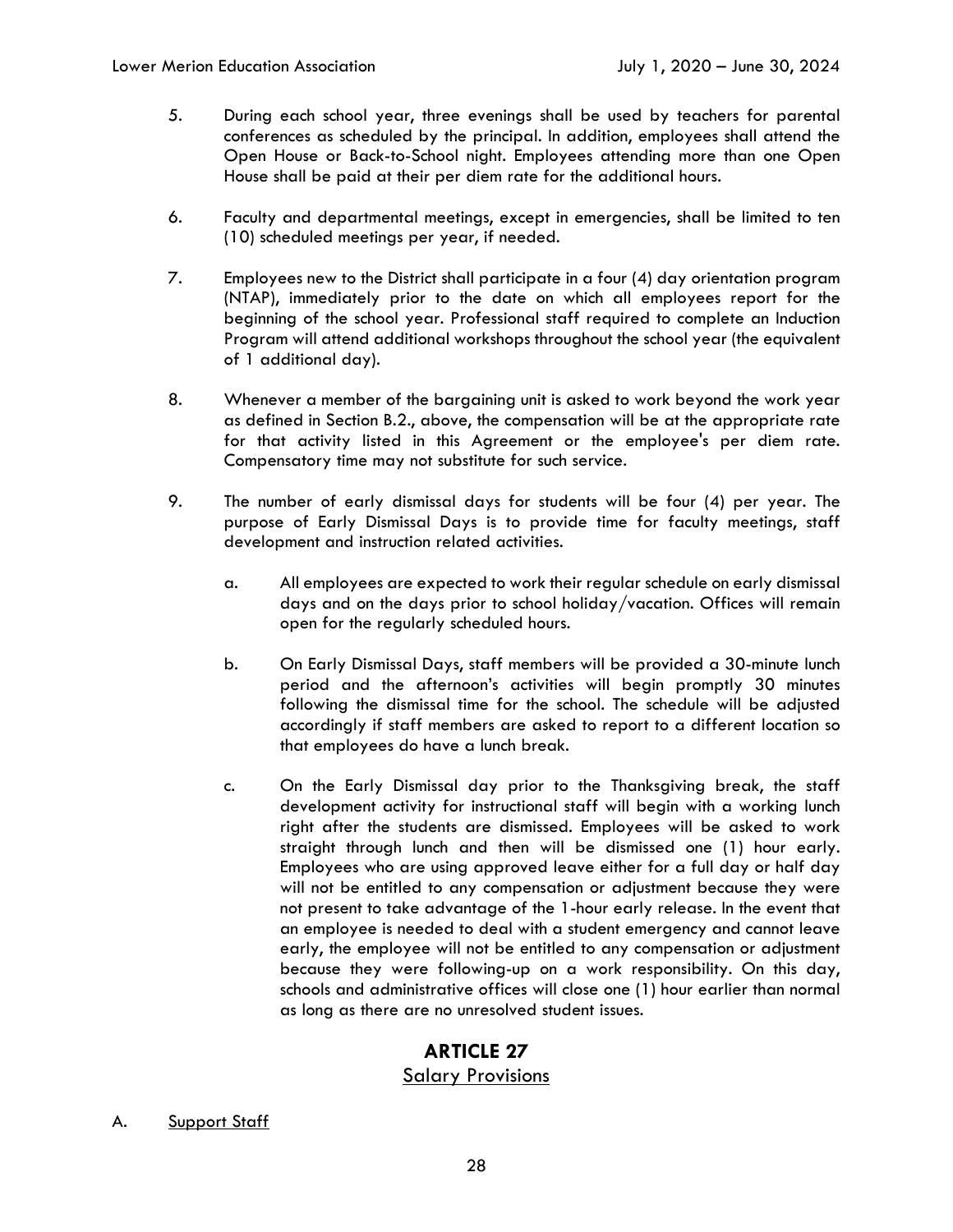5. During each school year, three evenings shall be used by teachers for parental conferences as scheduled by the principal. In addition, employees shall attend the Open House or Back-to-School night. Employees attending more than one Open House shall be paid at their per diem rate for the additional hours.

6. Faculty and departmental meetings, except in emergencies, shall be limited to ten (10) scheduled meetings per year, if needed.

7. Employees new to the District shall participate in a four (4) day orientation program (NTAP), immediately prior to the date on which all employees report for the beginning of the school year. Professional staff required to complete an Induction Program will attend additional workshops throughout the school year (the equivalent of 1 additional day).

8. Whenever a member of the bargaining unit is asked to work beyond the work year as defined in Section B.2., above, the compensation will be at the appropriate rate for that activity listed in this Agreement or the employee's per diem rate. Compensatory time may not substitute for such service.

9. The number of early dismissal days for students will be four (4) per year. The purpose of Early Dismissal Days is to provide time for faculty meetings, staff development and instruction related activities.

   a. All employees are expected to work their regular schedule on early dismissal days and on the days prior to school holiday/vacation. Offices will remain open for the regularly scheduled hours.

   b. On Early Dismissal Days, staff members will be provided a 30-minute lunch period and the afternoon's activities will begin promptly 30 minutes following the dismissal time for the school. The schedule will be adjusted accordingly if staff members are asked to report to a different location so that employees do have a lunch break.

   c. On the Early Dismissal day prior to the Thanksgiving break, the staff development activity for instructional staff will begin with a working lunch right after the students are dismissed. Employees will be asked to work straight through lunch and then will be dismissed one (1) hour early. Employees who are using approved leave either for a full day or half day will not be entitled to any compensation or adjustment because they were not present to take advantage of the 1-hour early release. In the event that an employee is needed to deal with a student emergency and cannot leave early, the employee will not be entitled to any compensation or adjustment because they were following-up on a work responsibility. On this day, schools and administrative offices will close one (1) hour earlier than normal as long as there are no unresolved student issues.

## ARTICLE 27

### Salary Provisions

A. Support Staff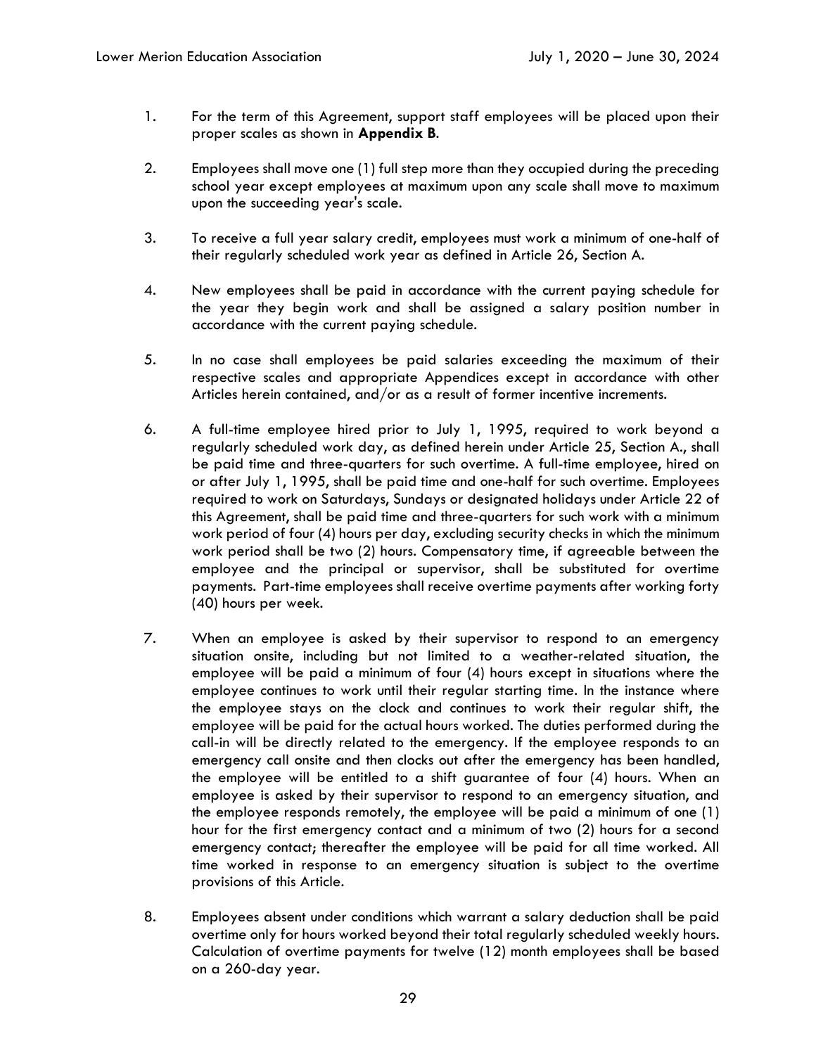1. For the term of this Agreement, support staff employees will be placed upon their proper scales as shown in **Appendix B**.

2. Employees shall move one (1) full step more than they occupied during the preceding school year except employees at maximum upon any scale shall move to maximum upon the succeeding year's scale.

3. To receive a full year salary credit, employees must work a minimum of one-half of their regularly scheduled work year as defined in Article 26, Section A.

4. New employees shall be paid in accordance with the current paying schedule for the year they begin work and shall be assigned a salary position number in accordance with the current paying schedule.

5. In no case shall employees be paid salaries exceeding the maximum of their respective scales and appropriate Appendices except in accordance with other Articles herein contained, and/or as a result of former incentive increments.

6. A full-time employee hired prior to July 1, 1995, required to work beyond a regularly scheduled work day, as defined herein under Article 25, Section A., shall be paid time and three-quarters for such overtime. A full-time employee, hired on or after July 1, 1995, shall be paid time and one-half for such overtime. Employees required to work on Saturdays, Sundays or designated holidays under Article 22 of this Agreement, shall be paid time and three-quarters for such work with a minimum work period of four (4) hours per day, excluding security checks in which the minimum work period shall be two (2) hours. Compensatory time, if agreeable between the employee and the principal or supervisor, shall be substituted for overtime payments. Part-time employees shall receive overtime payments after working forty (40) hours per week.

7. When an employee is asked by their supervisor to respond to an emergency situation onsite, including but not limited to a weather-related situation, the employee will be paid a minimum of four (4) hours except in situations where the employee continues to work until their regular starting time. In the instance where the employee stays on the clock and continues to work their regular shift, the employee will be paid for the actual hours worked. The duties performed during the call-in will be directly related to the emergency. If the employee responds to an emergency call onsite and then clocks out after the emergency has been handled, the employee will be entitled to a shift guarantee of four (4) hours. When an employee is asked by their supervisor to respond to an emergency situation, and the employee responds remotely, the employee will be paid a minimum of one (1) hour for the first emergency contact and a minimum of two (2) hours for a second emergency contact; thereafter the employee will be paid for all time worked. All time worked in response to an emergency situation is subject to the overtime provisions of this Article.

8. Employees absent under conditions which warrant a salary deduction shall be paid overtime only for hours worked beyond their total regularly scheduled weekly hours. Calculation of overtime payments for twelve (12) month employees shall be based on a 260-day year.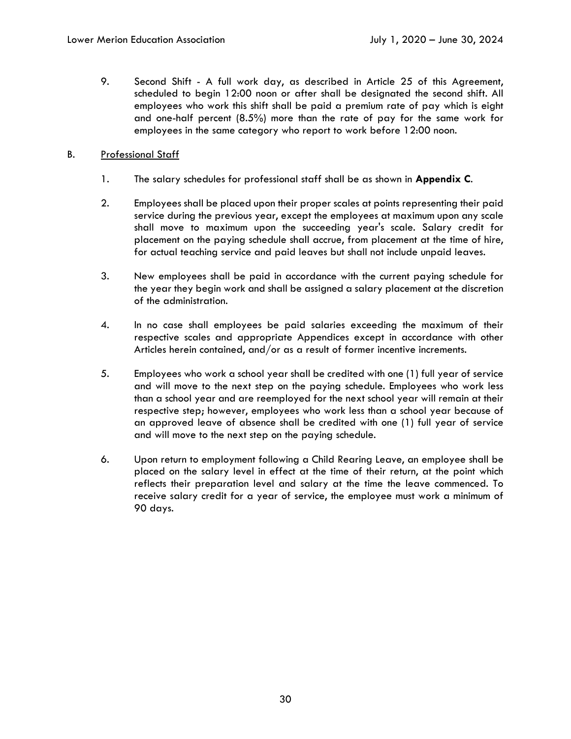9. Second Shift - A full work day, as described in Article 25 of this Agreement, scheduled to begin 12:00 noon or after shall be designated the second shift. All employees who work this shift shall be paid a premium rate of pay which is eight and one-half percent (8.5%) more than the rate of pay for the same work for employees in the same category who report to work before 12:00 noon.

B. Professional Staff

1. The salary schedules for professional staff shall be as shown in **Appendix C**.

2. Employees shall be placed upon their proper scales at points representing their paid service during the previous year, except the employees at maximum upon any scale shall move to maximum upon the succeeding year's scale. Salary credit for placement on the paying schedule shall accrue, from placement at the time of hire, for actual teaching service and paid leaves but shall not include unpaid leaves.

3. New employees shall be paid in accordance with the current paying schedule for the year they begin work and shall be assigned a salary placement at the discretion of the administration.

4. In no case shall employees be paid salaries exceeding the maximum of their respective scales and appropriate Appendices except in accordance with other Articles herein contained, and/or as a result of former incentive increments.

5. Employees who work a school year shall be credited with one (1) full year of service and will move to the next step on the paying schedule. Employees who work less than a school year and are reemployed for the next school year will remain at their respective step; however, employees who work less than a school year because of an approved leave of absence shall be credited with one (1) full year of service and will move to the next step on the paying schedule.

6. Upon return to employment following a Child Rearing Leave, an employee shall be placed on the salary level in effect at the time of their return, at the point which reflects their preparation level and salary at the time the leave commenced. To receive salary credit for a year of service, the employee must work a minimum of 90 days.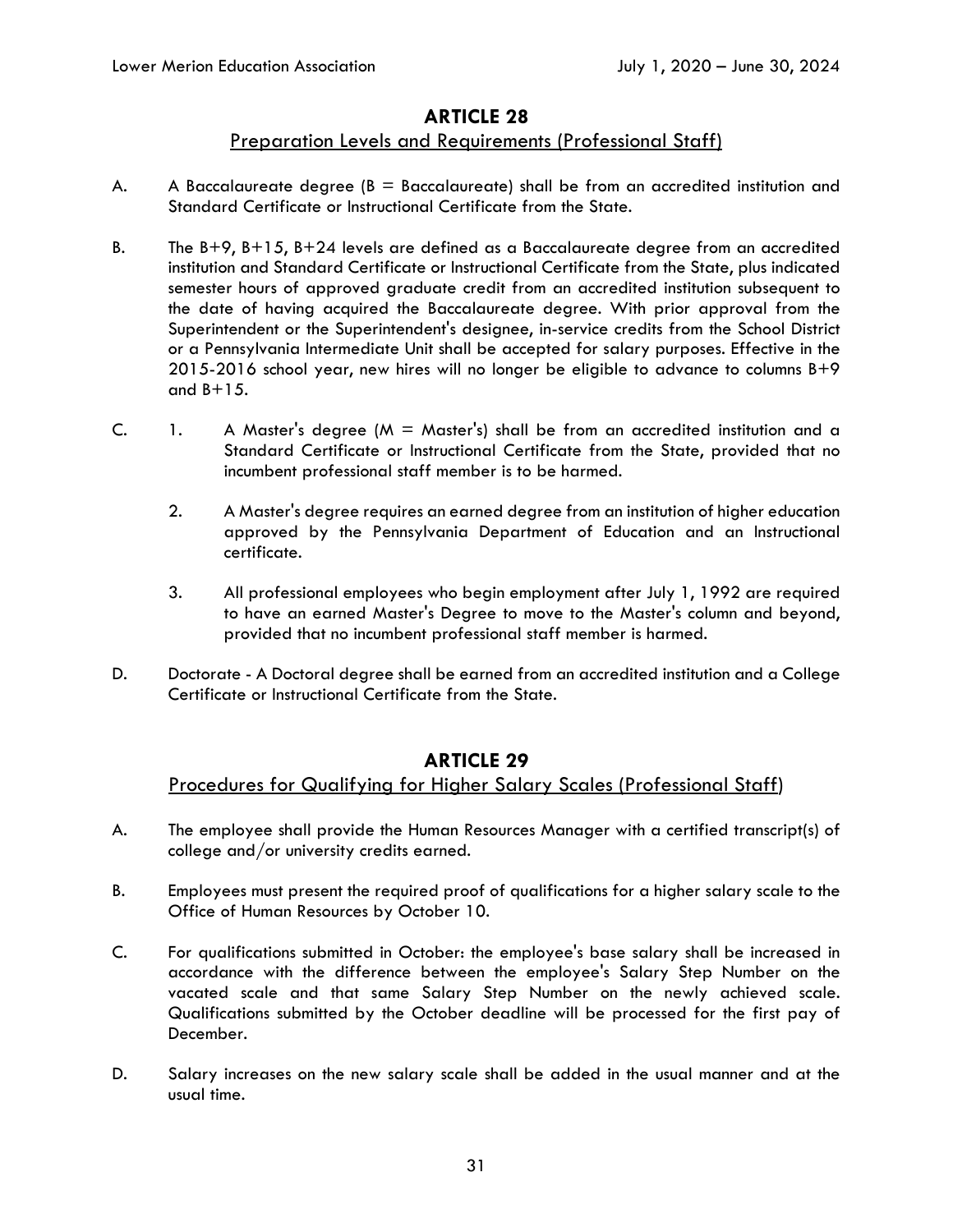## ARTICLE 28

### Preparation Levels and Requirements (Professional Staff)

A. A Baccalaureate degree (B = Baccalaureate) shall be from an accredited institution and Standard Certificate or Instructional Certificate from the State.

B. The B+9, B+15, B+24 levels are defined as a Baccalaureate degree from an accredited institution and Standard Certificate or Instructional Certificate from the State, plus indicated semester hours of approved graduate credit from an accredited institution subsequent to the date of having acquired the Baccalaureate degree. With prior approval from the Superintendent or the Superintendent's designee, in-service credits from the School District or a Pennsylvania Intermediate Unit shall be accepted for salary purposes. Effective in the 2015-2016 school year, new hires will no longer be eligible to advance to columns B+9 and B+15.

C. 
1. A Master's degree (M = Master's) shall be from an accredited institution and a Standard Certificate or Instructional Certificate from the State, provided that no incumbent professional staff member is to be harmed.
2. A Master's degree requires an earned degree from an institution of higher education approved by the Pennsylvania Department of Education and an Instructional certificate.
3. All professional employees who begin employment after July 1, 1992 are required to have an earned Master's Degree to move to the Master's column and beyond, provided that no incumbent professional staff member is harmed.

D. Doctorate - A Doctoral degree shall be earned from an accredited institution and a College Certificate or Instructional Certificate from the State.

## ARTICLE 29

### Procedures for Qualifying for Higher Salary Scales (Professional Staff)

A. The employee shall provide the Human Resources Manager with a certified transcript(s) of college and/or university credits earned.

B. Employees must present the required proof of qualifications for a higher salary scale to the Office of Human Resources by October 10.

C. For qualifications submitted in October: the employee's base salary shall be increased in accordance with the difference between the employee's Salary Step Number on the vacated scale and that same Salary Step Number on the newly achieved scale. Qualifications submitted by the October deadline will be processed for the first pay of December.

D. Salary increases on the new salary scale shall be added in the usual manner and at the usual time.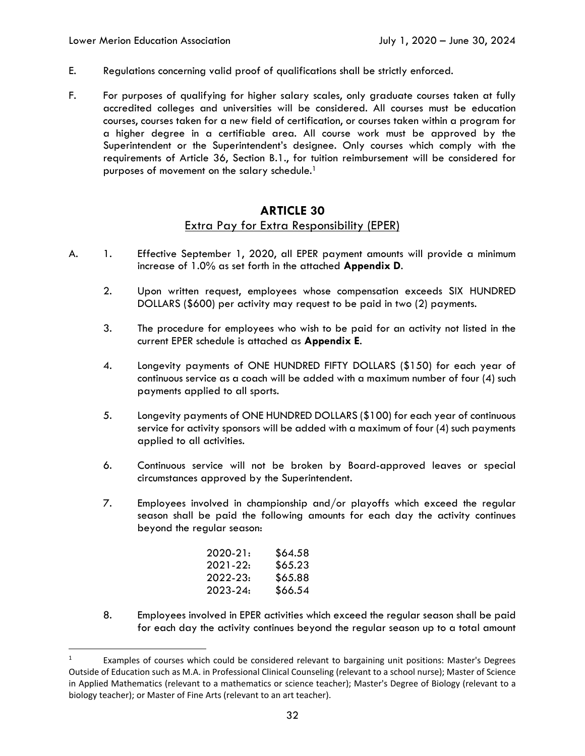E. Regulations concerning valid proof of qualifications shall be strictly enforced.

F. For purposes of qualifying for higher salary scales, only graduate courses taken at fully accredited colleges and universities will be considered. All courses must be education courses, courses taken for a new field of certification, or courses taken within a program for a higher degree in a certifiable area. All course work must be approved by the Superintendent or the Superintendent's designee. Only courses which comply with the requirements of Article 36, Section B.1., for tuition reimbursement will be considered for purposes of movement on the salary schedule.[1]

## ARTICLE 30

### Extra Pay for Extra Responsibility (EPER)

A. 1. Effective September 1, 2020, all EPER payment amounts will provide a minimum increase of 1.0% as set forth in the attached **Appendix D**.

2. Upon written request, employees whose compensation exceeds SIX HUNDRED DOLLARS ($600) per activity may request to be paid in two (2) payments.

3. The procedure for employees who wish to be paid for an activity not listed in the current EPER schedule is attached as **Appendix E**.

4. Longevity payments of ONE HUNDRED FIFTY DOLLARS ($150) for each year of continuous service as a coach will be added with a maximum number of four (4) such payments applied to all sports.

5. Longevity payments of ONE HUNDRED DOLLARS ($100) for each year of continuous service for activity sponsors will be added with a maximum of four (4) such payments applied to all activities.

6. Continuous service will not be broken by Board-approved leaves or special circumstances approved by the Superintendent.

7. Employees involved in championship and/or playoffs which exceed the regular season shall be paid the following amounts for each day the activity continues beyond the regular season:

| | |
|---|---|
| 2020-21: | $64.58 |
| 2021-22: | $65.23 |
| 2022-23: | $65.88 |
| 2023-24: | $66.54 |

8. Employees involved in EPER activities which exceed the regular season shall be paid for each day the activity continues beyond the regular season up to a total amount

[1] Examples of courses which could be considered relevant to bargaining unit positions: Master's Degrees Outside of Education such as M.A. in Professional Clinical Counseling (relevant to a school nurse); Master of Science in Applied Mathematics (relevant to a mathematics or science teacher); Master's Degree of Biology (relevant to a biology teacher); or Master of Fine Arts (relevant to an art teacher).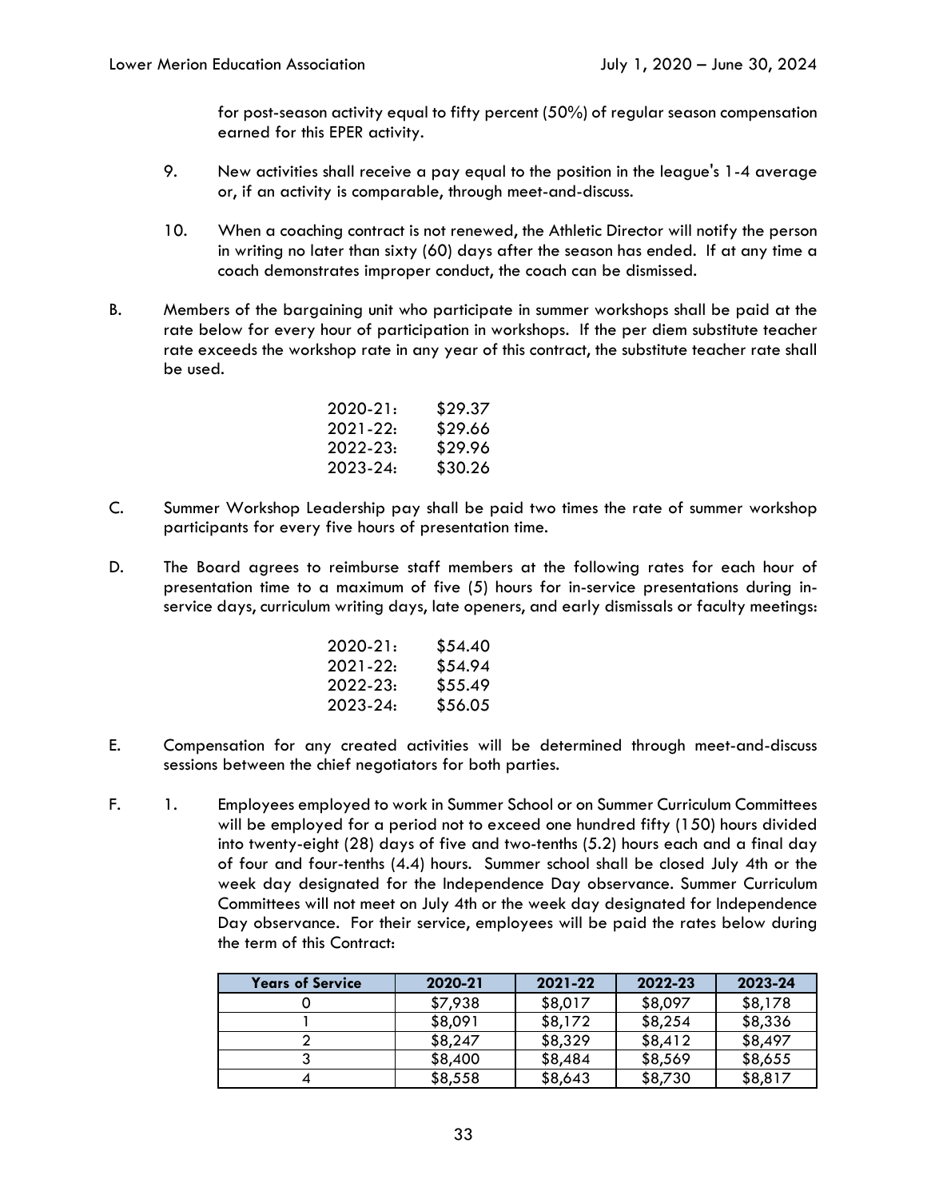for post-season activity equal to fifty percent (50%) of regular season compensation earned for this EPER activity.

9. New activities shall receive a pay equal to the position in the league's 1-4 average or, if an activity is comparable, through meet-and-discuss.

10. When a coaching contract is not renewed, the Athletic Director will notify the person in writing no later than sixty (60) days after the season has ended. If at any time a coach demonstrates improper conduct, the coach can be dismissed.

B. Members of the bargaining unit who participate in summer workshops shall be paid at the rate below for every hour of participation in workshops. If the per diem substitute teacher rate exceeds the workshop rate in any year of this contract, the substitute teacher rate shall be used.

| | |
|---|---|
| 2020-21: | $29.37 |
| 2021-22: | $29.66 |
| 2022-23: | $29.96 |
| 2023-24: | $30.26 |

C. Summer Workshop Leadership pay shall be paid two times the rate of summer workshop participants for every five hours of presentation time.

D. The Board agrees to reimburse staff members at the following rates for each hour of presentation time to a maximum of five (5) hours for in-service presentations during in-service days, curriculum writing days, late openers, and early dismissals or faculty meetings:

| | |
|---|---|
| 2020-21: | $54.40 |
| 2021-22: | $54.94 |
| 2022-23: | $55.49 |
| 2023-24: | $56.05 |

E. Compensation for any created activities will be determined through meet-and-discuss sessions between the chief negotiators for both parties.

F. 1. Employees employed to work in Summer School or on Summer Curriculum Committees will be employed for a period not to exceed one hundred fifty (150) hours divided into twenty-eight (28) days of five and two-tenths (5.2) hours each and a final day of four and four-tenths (4.4) hours. Summer school shall be closed July 4th or the week day designated for the Independence Day observance. Summer Curriculum Committees will not meet on July 4th or the week day designated for Independence Day observance. For their service, employees will be paid the rates below during the term of this Contract:

| Years of Service | 2020-21 | 2021-22 | 2022-23 | 2023-24 |
|---|---|---|---|---|
| 0 | $7,938 | $8,017 | $8,097 | $8,178 |
| 1 | $8,091 | $8,172 | $8,254 | $8,336 |
| 2 | $8,247 | $8,329 | $8,412 | $8,497 |
| 3 | $8,400 | $8,484 | $8,569 | $8,655 |
| 4 | $8,558 | $8,643 | $8,730 | $8,817 |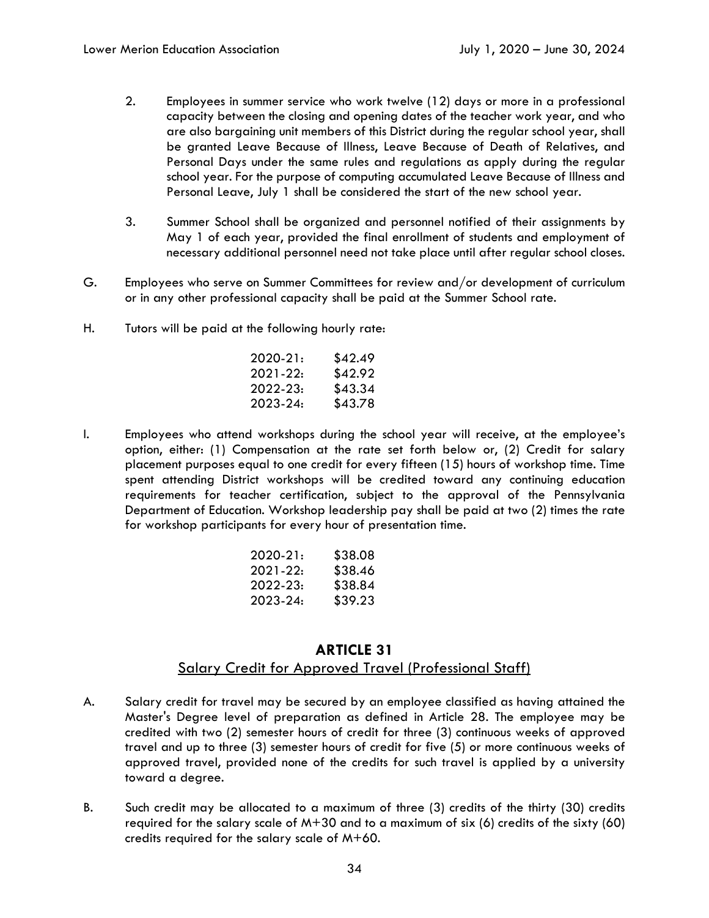2. Employees in summer service who work twelve (12) days or more in a professional capacity between the closing and opening dates of the teacher work year, and who are also bargaining unit members of this District during the regular school year, shall be granted Leave Because of Illness, Leave Because of Death of Relatives, and Personal Days under the same rules and regulations as apply during the regular school year. For the purpose of computing accumulated Leave Because of Illness and Personal Leave, July 1 shall be considered the start of the new school year.

3. Summer School shall be organized and personnel notified of their assignments by May 1 of each year, provided the final enrollment of students and employment of necessary additional personnel need not take place until after regular school closes.

G. Employees who serve on Summer Committees for review and/or development of curriculum or in any other professional capacity shall be paid at the Summer School rate.

H. Tutors will be paid at the following hourly rate:

| | |
|---|---|
| 2020-21: | $42.49 |
| 2021-22: | $42.92 |
| 2022-23: | $43.34 |
| 2023-24: | $43.78 |

I. Employees who attend workshops during the school year will receive, at the employee's option, either: (1) Compensation at the rate set forth below or, (2) Credit for salary placement purposes equal to one credit for every fifteen (15) hours of workshop time. Time spent attending District workshops will be credited toward any continuing education requirements for teacher certification, subject to the approval of the Pennsylvania Department of Education. Workshop leadership pay shall be paid at two (2) times the rate for workshop participants for every hour of presentation time.

| | |
|---|---|
| 2020-21: | $38.08 |
| 2021-22: | $38.46 |
| 2022-23: | $38.84 |
| 2023-24: | $39.23 |

## ARTICLE 31

### Salary Credit for Approved Travel (Professional Staff)

A. Salary credit for travel may be secured by an employee classified as having attained the Master's Degree level of preparation as defined in Article 28. The employee may be credited with two (2) semester hours of credit for three (3) continuous weeks of approved travel and up to three (3) semester hours of credit for five (5) or more continuous weeks of approved travel, provided none of the credits for such travel is applied by a university toward a degree.

B. Such credit may be allocated to a maximum of three (3) credits of the thirty (30) credits required for the salary scale of M+30 and to a maximum of six (6) credits of the sixty (60) credits required for the salary scale of M+60.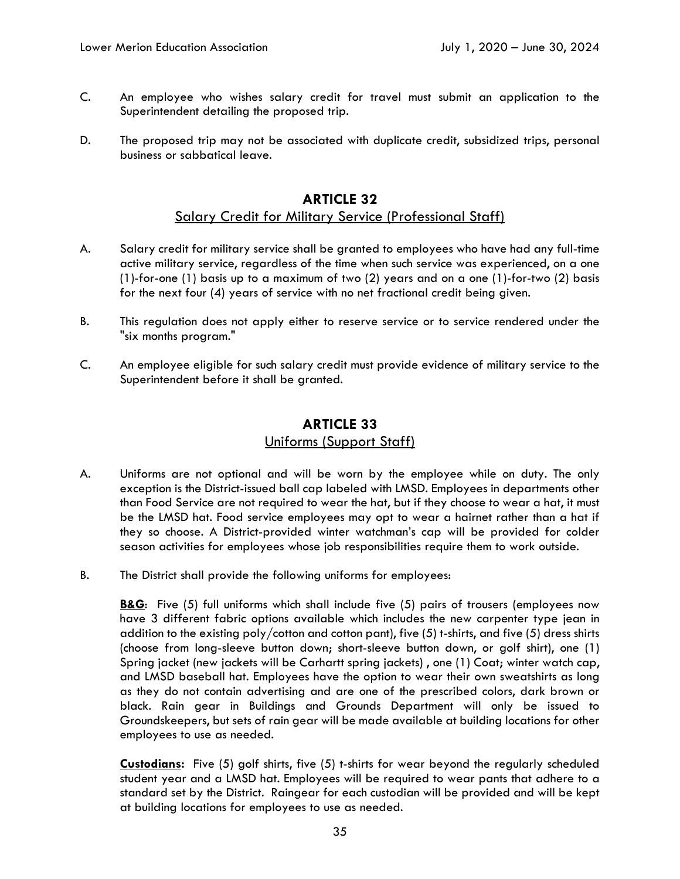C. An employee who wishes salary credit for travel must submit an application to the Superintendent detailing the proposed trip.

D. The proposed trip may not be associated with duplicate credit, subsidized trips, personal business or sabbatical leave.

## ARTICLE 32

### Salary Credit for Military Service (Professional Staff)

A. Salary credit for military service shall be granted to employees who have had any full-time active military service, regardless of the time when such service was experienced, on a one (1)-for-one (1) basis up to a maximum of two (2) years and on a one (1)-for-two (2) basis for the next four (4) years of service with no net fractional credit being given.

B. This regulation does not apply either to reserve service or to service rendered under the "six months program."

C. An employee eligible for such salary credit must provide evidence of military service to the Superintendent before it shall be granted.

## ARTICLE 33

### Uniforms (Support Staff)

A. Uniforms are not optional and will be worn by the employee while on duty. The only exception is the District-issued ball cap labeled with LMSD. Employees in departments other than Food Service are not required to wear the hat, but if they choose to wear a hat, it must be the LMSD hat. Food service employees may opt to wear a hairnet rather than a hat if they so choose. A District-provided winter watchman's cap will be provided for colder season activities for employees whose job responsibilities require them to work outside.

B. The District shall provide the following uniforms for employees:

**B&G**: Five (5) full uniforms which shall include five (5) pairs of trousers (employees now have 3 different fabric options available which includes the new carpenter type jean in addition to the existing poly/cotton and cotton pant), five (5) t-shirts, and five (5) dress shirts (choose from long-sleeve button down; short-sleeve button down, or golf shirt), one (1) Spring jacket (new jackets will be Carhartt spring jackets) , one (1) Coat; winter watch cap, and LMSD baseball hat. Employees have the option to wear their own sweatshirts as long as they do not contain advertising and are one of the prescribed colors, dark brown or black. Rain gear in Buildings and Grounds Department will only be issued to Groundskeepers, but sets of rain gear will be made available at building locations for other employees to use as needed.

**Custodians:** Five (5) golf shirts, five (5) t-shirts for wear beyond the regularly scheduled student year and a LMSD hat. Employees will be required to wear pants that adhere to a standard set by the District. Raingear for each custodian will be provided and will be kept at building locations for employees to use as needed.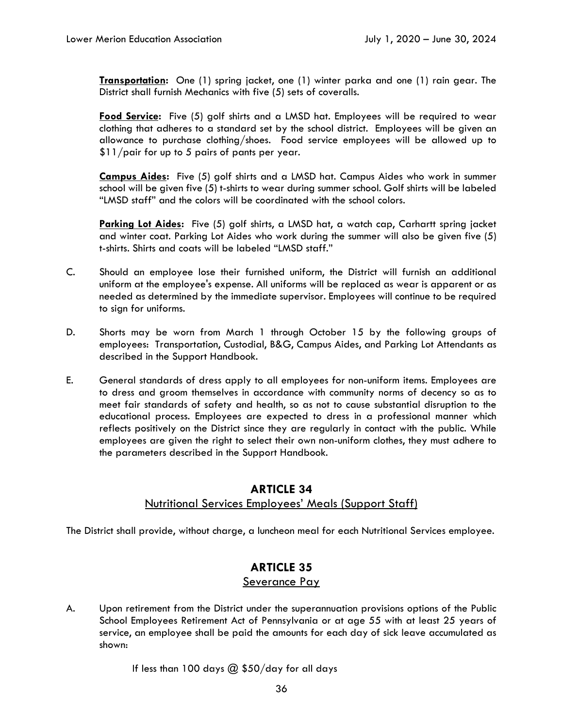**Transportation:** One (1) spring jacket, one (1) winter parka and one (1) rain gear. The District shall furnish Mechanics with five (5) sets of coveralls.

**Food Service:** Five (5) golf shirts and a LMSD hat. Employees will be required to wear clothing that adheres to a standard set by the school district. Employees will be given an allowance to purchase clothing/shoes. Food service employees will be allowed up to $11/pair for up to 5 pairs of pants per year.

**Campus Aides:** Five (5) golf shirts and a LMSD hat. Campus Aides who work in summer school will be given five (5) t-shirts to wear during summer school. Golf shirts will be labeled "LMSD staff" and the colors will be coordinated with the school colors.

**Parking Lot Aides:** Five (5) golf shirts, a LMSD hat, a watch cap, Carhartt spring jacket and winter coat. Parking Lot Aides who work during the summer will also be given five (5) t-shirts. Shirts and coats will be labeled "LMSD staff."

C. Should an employee lose their furnished uniform, the District will furnish an additional uniform at the employee's expense. All uniforms will be replaced as wear is apparent or as needed as determined by the immediate supervisor. Employees will continue to be required to sign for uniforms.

D. Shorts may be worn from March 1 through October 15 by the following groups of employees: Transportation, Custodial, B&G, Campus Aides, and Parking Lot Attendants as described in the Support Handbook.

E. General standards of dress apply to all employees for non-uniform items. Employees are to dress and groom themselves in accordance with community norms of decency so as to meet fair standards of safety and health, so as not to cause substantial disruption to the educational process. Employees are expected to dress in a professional manner which reflects positively on the District since they are regularly in contact with the public. While employees are given the right to select their own non-uniform clothes, they must adhere to the parameters described in the Support Handbook.

## ARTICLE 34

### Nutritional Services Employees' Meals (Support Staff)

The District shall provide, without charge, a luncheon meal for each Nutritional Services employee.

## ARTICLE 35

### Severance Pay

A. Upon retirement from the District under the superannuation provisions options of the Public School Employees Retirement Act of Pennsylvania or at age 55 with at least 25 years of service, an employee shall be paid the amounts for each day of sick leave accumulated as shown:

If less than 100 days @ $50/day for all days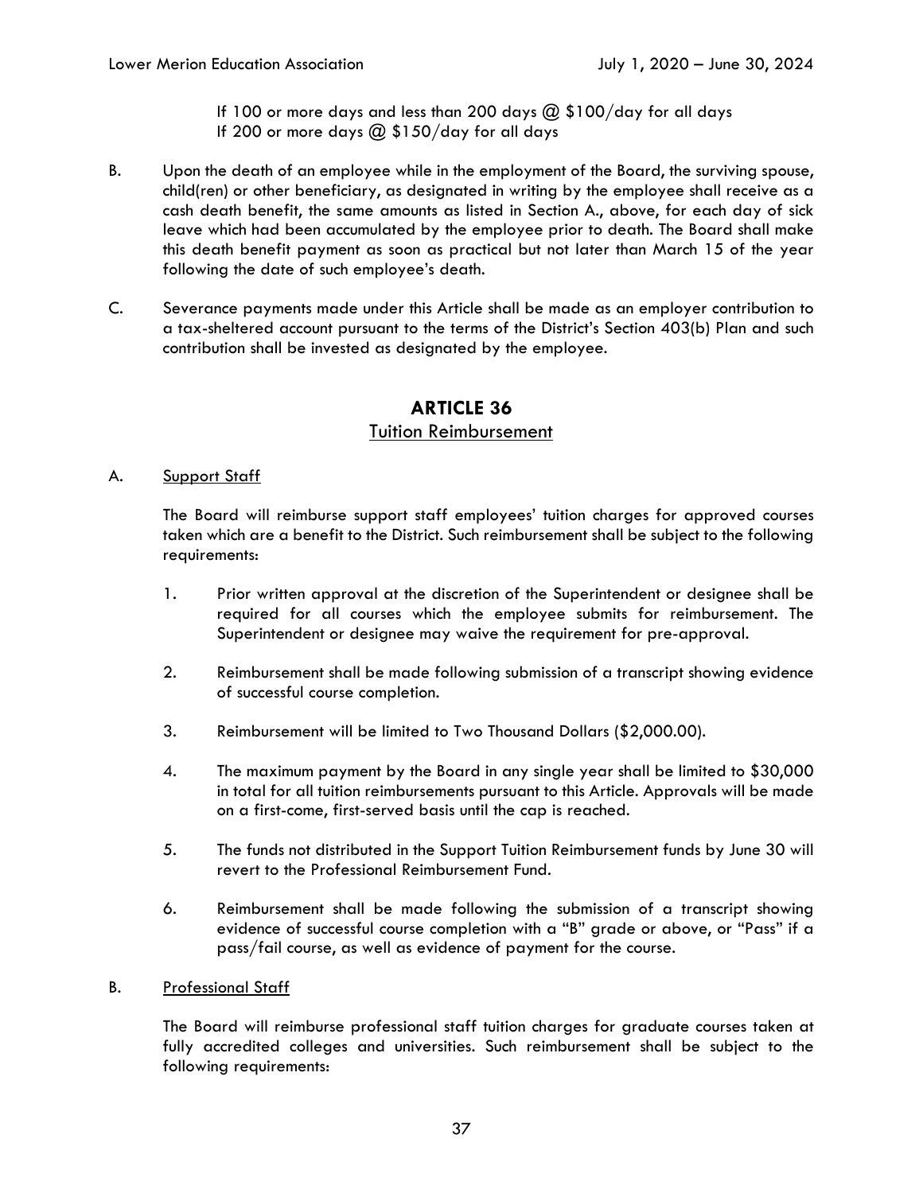If 100 or more days and less than 200 days @ $100/day for all days
If 200 or more days @ $150/day for all days

B. Upon the death of an employee while in the employment of the Board, the surviving spouse, child(ren) or other beneficiary, as designated in writing by the employee shall receive as a cash death benefit, the same amounts as listed in Section A., above, for each day of sick leave which had been accumulated by the employee prior to death. The Board shall make this death benefit payment as soon as practical but not later than March 15 of the year following the date of such employee's death.

C. Severance payments made under this Article shall be made as an employer contribution to a tax-sheltered account pursuant to the terms of the District's Section 403(b) Plan and such contribution shall be invested as designated by the employee.

## ARTICLE 36

### Tuition Reimbursement

A. Support Staff

The Board will reimburse support staff employees' tuition charges for approved courses taken which are a benefit to the District. Such reimbursement shall be subject to the following requirements:

1. Prior written approval at the discretion of the Superintendent or designee shall be required for all courses which the employee submits for reimbursement. The Superintendent or designee may waive the requirement for pre-approval.

2. Reimbursement shall be made following submission of a transcript showing evidence of successful course completion.

3. Reimbursement will be limited to Two Thousand Dollars ($2,000.00).

4. The maximum payment by the Board in any single year shall be limited to $30,000 in total for all tuition reimbursements pursuant to this Article. Approvals will be made on a first-come, first-served basis until the cap is reached.

5. The funds not distributed in the Support Tuition Reimbursement funds by June 30 will revert to the Professional Reimbursement Fund.

6. Reimbursement shall be made following the submission of a transcript showing evidence of successful course completion with a "B" grade or above, or "Pass" if a pass/fail course, as well as evidence of payment for the course.

B. Professional Staff

The Board will reimburse professional staff tuition charges for graduate courses taken at fully accredited colleges and universities. Such reimbursement shall be subject to the following requirements: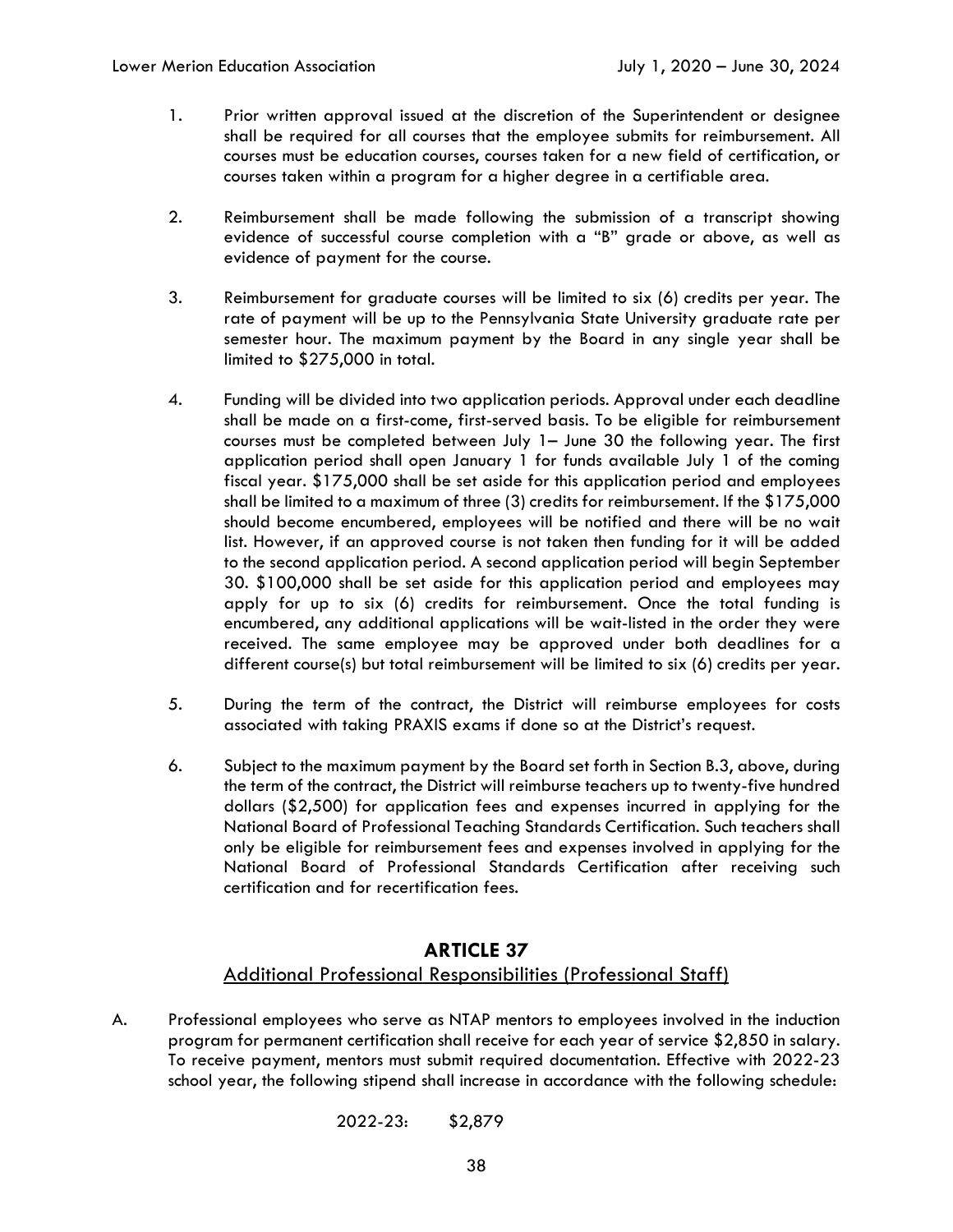1. Prior written approval issued at the discretion of the Superintendent or designee shall be required for all courses that the employee submits for reimbursement. All courses must be education courses, courses taken for a new field of certification, or courses taken within a program for a higher degree in a certifiable area.

2. Reimbursement shall be made following the submission of a transcript showing evidence of successful course completion with a "B" grade or above, as well as evidence of payment for the course.

3. Reimbursement for graduate courses will be limited to six (6) credits per year. The rate of payment will be up to the Pennsylvania State University graduate rate per semester hour. The maximum payment by the Board in any single year shall be limited to $275,000 in total.

4. Funding will be divided into two application periods. Approval under each deadline shall be made on a first-come, first-served basis. To be eligible for reimbursement courses must be completed between July 1– June 30 the following year. The first application period shall open January 1 for funds available July 1 of the coming fiscal year. $175,000 shall be set aside for this application period and employees shall be limited to a maximum of three (3) credits for reimbursement. If the $175,000 should become encumbered, employees will be notified and there will be no wait list. However, if an approved course is not taken then funding for it will be added to the second application period. A second application period will begin September 30. $100,000 shall be set aside for this application period and employees may apply for up to six (6) credits for reimbursement. Once the total funding is encumbered, any additional applications will be wait-listed in the order they were received. The same employee may be approved under both deadlines for a different course(s) but total reimbursement will be limited to six (6) credits per year.

5. During the term of the contract, the District will reimburse employees for costs associated with taking PRAXIS exams if done so at the District's request.

6. Subject to the maximum payment by the Board set forth in Section B.3, above, during the term of the contract, the District will reimburse teachers up to twenty-five hundred dollars ($2,500) for application fees and expenses incurred in applying for the National Board of Professional Teaching Standards Certification. Such teachers shall only be eligible for reimbursement fees and expenses involved in applying for the National Board of Professional Standards Certification after receiving such certification and for recertification fees.

## ARTICLE 37

### Additional Professional Responsibilities (Professional Staff)

A. Professional employees who serve as NTAP mentors to employees involved in the induction program for permanent certification shall receive for each year of service $2,850 in salary. To receive payment, mentors must submit required documentation. Effective with 2022-23 school year, the following stipend shall increase in accordance with the following schedule:

2022-23: $2,879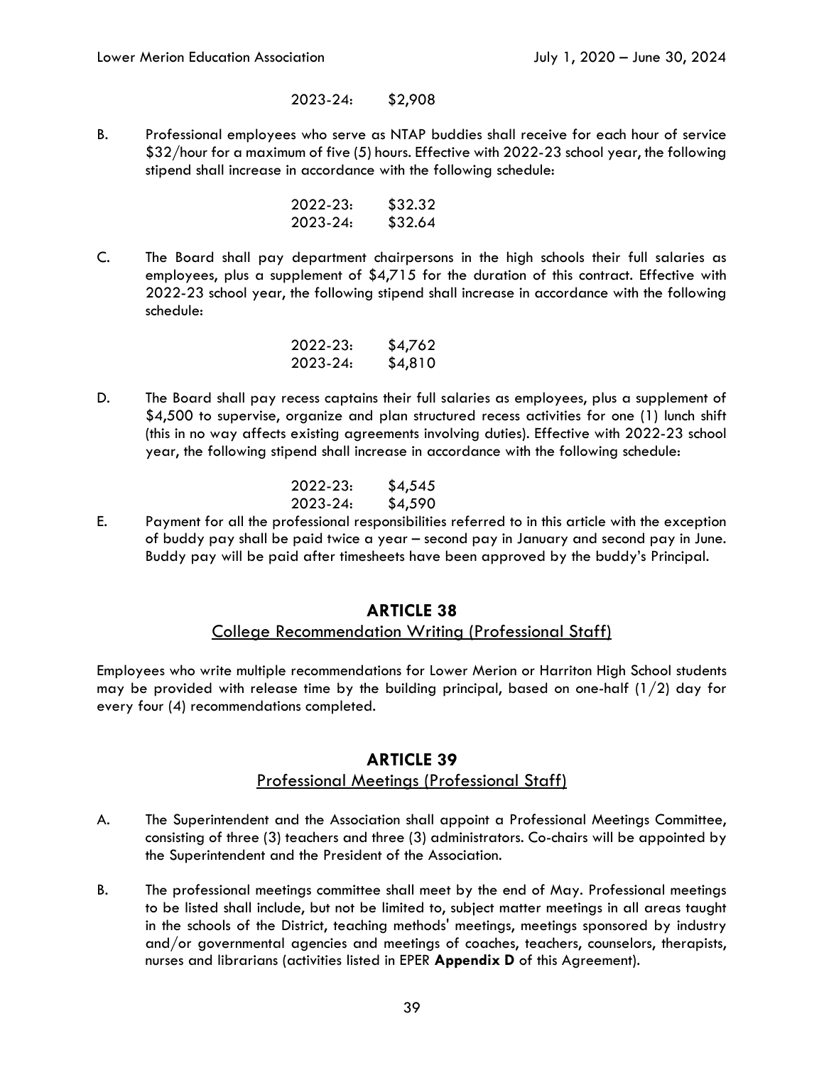2023-24: $2,908

B. Professional employees who serve as NTAP buddies shall receive for each hour of service $32/hour for a maximum of five (5) hours. Effective with 2022-23 school year, the following stipend shall increase in accordance with the following schedule:

2022-23: $32.32
2023-24: $32.64

C. The Board shall pay department chairpersons in the high schools their full salaries as employees, plus a supplement of $4,715 for the duration of this contract. Effective with 2022-23 school year, the following stipend shall increase in accordance with the following schedule:

2022-23: $4,762
2023-24: $4,810

D. The Board shall pay recess captains their full salaries as employees, plus a supplement of $4,500 to supervise, organize and plan structured recess activities for one (1) lunch shift (this in no way affects existing agreements involving duties). Effective with 2022-23 school year, the following stipend shall increase in accordance with the following schedule:

2022-23: $4,545
2023-24: $4,590

E. Payment for all the professional responsibilities referred to in this article with the exception of buddy pay shall be paid twice a year – second pay in January and second pay in June. Buddy pay will be paid after timesheets have been approved by the buddy's Principal.

## ARTICLE 38

### College Recommendation Writing (Professional Staff)

Employees who write multiple recommendations for Lower Merion or Harriton High School students may be provided with release time by the building principal, based on one-half (1/2) day for every four (4) recommendations completed.

## ARTICLE 39

### Professional Meetings (Professional Staff)

A. The Superintendent and the Association shall appoint a Professional Meetings Committee, consisting of three (3) teachers and three (3) administrators. Co-chairs will be appointed by the Superintendent and the President of the Association.

B. The professional meetings committee shall meet by the end of May. Professional meetings to be listed shall include, but not be limited to, subject matter meetings in all areas taught in the schools of the District, teaching methods' meetings, meetings sponsored by industry and/or governmental agencies and meetings of coaches, teachers, counselors, therapists, nurses and librarians (activities listed in EPER **Appendix D** of this Agreement).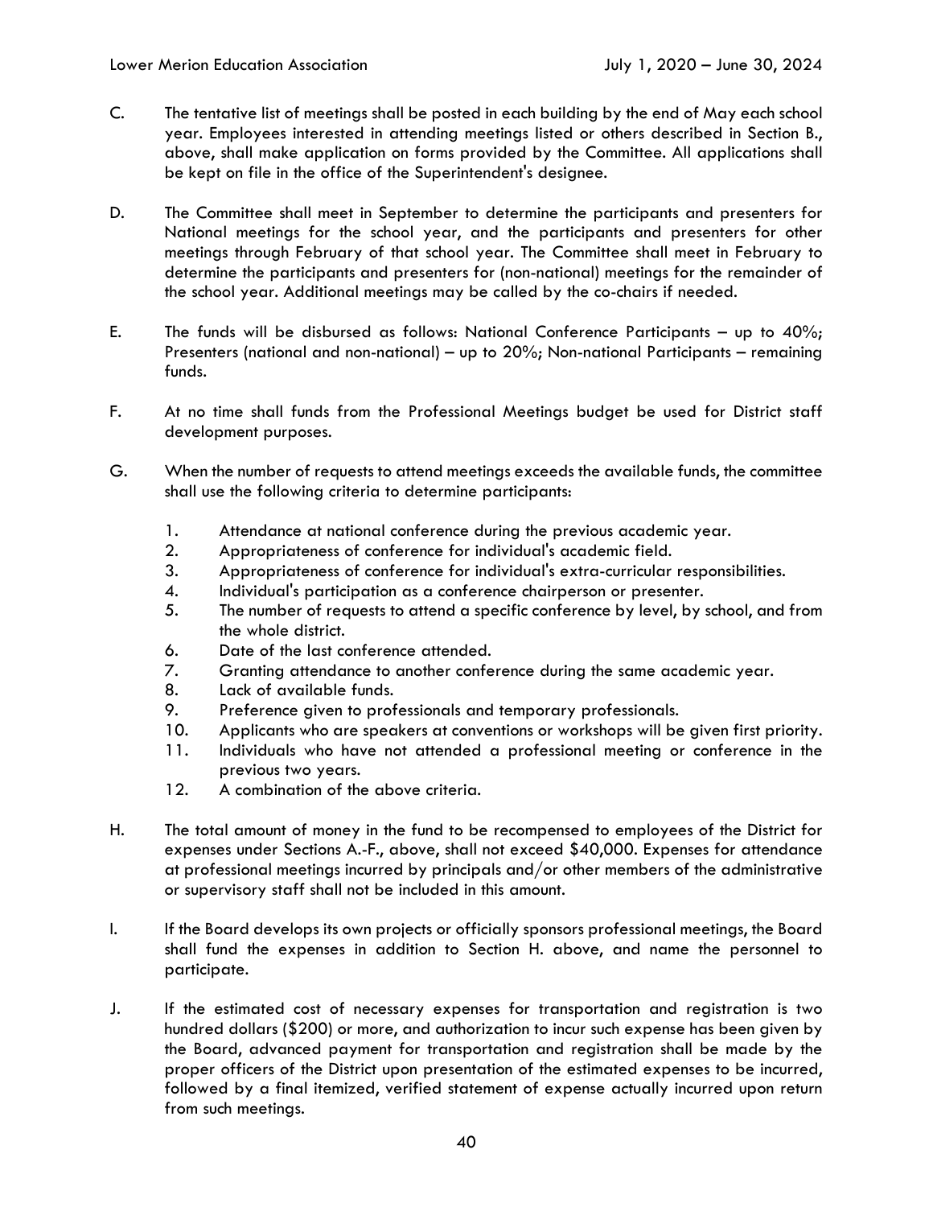C. The tentative list of meetings shall be posted in each building by the end of May each school year. Employees interested in attending meetings listed or others described in Section B., above, shall make application on forms provided by the Committee. All applications shall be kept on file in the office of the Superintendent's designee.

D. The Committee shall meet in September to determine the participants and presenters for National meetings for the school year, and the participants and presenters for other meetings through February of that school year. The Committee shall meet in February to determine the participants and presenters for (non-national) meetings for the remainder of the school year. Additional meetings may be called by the co-chairs if needed.

E. The funds will be disbursed as follows: National Conference Participants – up to 40%; Presenters (national and non-national) – up to 20%; Non-national Participants – remaining funds.

F. At no time shall funds from the Professional Meetings budget be used for District staff development purposes.

G. When the number of requests to attend meetings exceeds the available funds, the committee shall use the following criteria to determine participants:

1. Attendance at national conference during the previous academic year.
2. Appropriateness of conference for individual's academic field.
3. Appropriateness of conference for individual's extra-curricular responsibilities.
4. Individual's participation as a conference chairperson or presenter.
5. The number of requests to attend a specific conference by level, by school, and from the whole district.
6. Date of the last conference attended.
7. Granting attendance to another conference during the same academic year.
8. Lack of available funds.
9. Preference given to professionals and temporary professionals.
10. Applicants who are speakers at conventions or workshops will be given first priority.
11. Individuals who have not attended a professional meeting or conference in the previous two years.
12. A combination of the above criteria.

H. The total amount of money in the fund to be recompensed to employees of the District for expenses under Sections A.-F., above, shall not exceed $40,000. Expenses for attendance at professional meetings incurred by principals and/or other members of the administrative or supervisory staff shall not be included in this amount.

I. If the Board develops its own projects or officially sponsors professional meetings, the Board shall fund the expenses in addition to Section H. above, and name the personnel to participate.

J. If the estimated cost of necessary expenses for transportation and registration is two hundred dollars ($200) or more, and authorization to incur such expense has been given by the Board, advanced payment for transportation and registration shall be made by the proper officers of the District upon presentation of the estimated expenses to be incurred, followed by a final itemized, verified statement of expense actually incurred upon return from such meetings.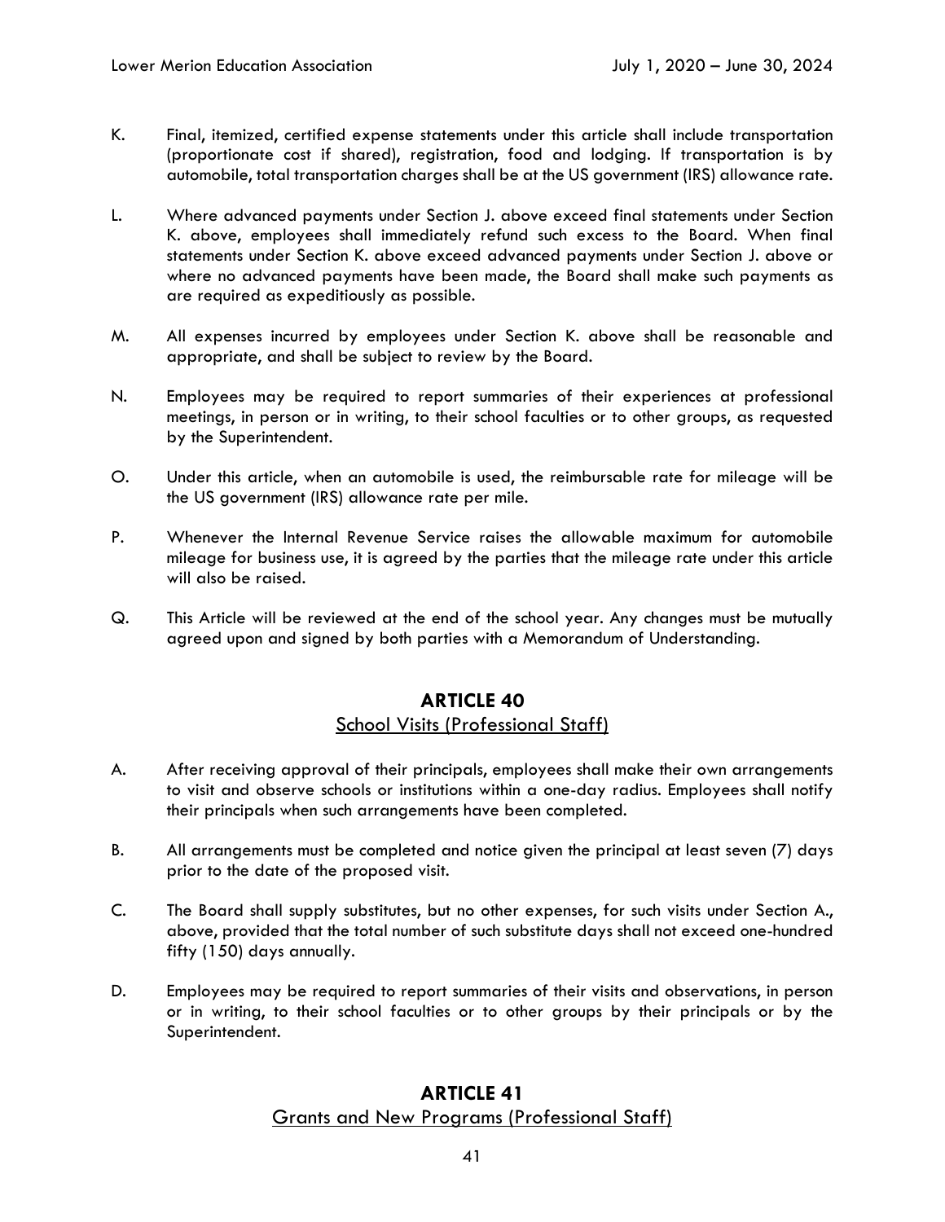K. Final, itemized, certified expense statements under this article shall include transportation (proportionate cost if shared), registration, food and lodging. If transportation is by automobile, total transportation charges shall be at the US government (IRS) allowance rate.

L. Where advanced payments under Section J. above exceed final statements under Section K. above, employees shall immediately refund such excess to the Board. When final statements under Section K. above exceed advanced payments under Section J. above or where no advanced payments have been made, the Board shall make such payments as are required as expeditiously as possible.

M. All expenses incurred by employees under Section K. above shall be reasonable and appropriate, and shall be subject to review by the Board.

N. Employees may be required to report summaries of their experiences at professional meetings, in person or in writing, to their school faculties or to other groups, as requested by the Superintendent.

O. Under this article, when an automobile is used, the reimbursable rate for mileage will be the US government (IRS) allowance rate per mile.

P. Whenever the Internal Revenue Service raises the allowable maximum for automobile mileage for business use, it is agreed by the parties that the mileage rate under this article will also be raised.

Q. This Article will be reviewed at the end of the school year. Any changes must be mutually agreed upon and signed by both parties with a Memorandum of Understanding.

## ARTICLE 40
### School Visits (Professional Staff)

A. After receiving approval of their principals, employees shall make their own arrangements to visit and observe schools or institutions within a one-day radius. Employees shall notify their principals when such arrangements have been completed.

B. All arrangements must be completed and notice given the principal at least seven (7) days prior to the date of the proposed visit.

C. The Board shall supply substitutes, but no other expenses, for such visits under Section A., above, provided that the total number of such substitute days shall not exceed one-hundred fifty (150) days annually.

D. Employees may be required to report summaries of their visits and observations, in person or in writing, to their school faculties or to other groups by their principals or by the Superintendent.

## ARTICLE 41
### Grants and New Programs (Professional Staff)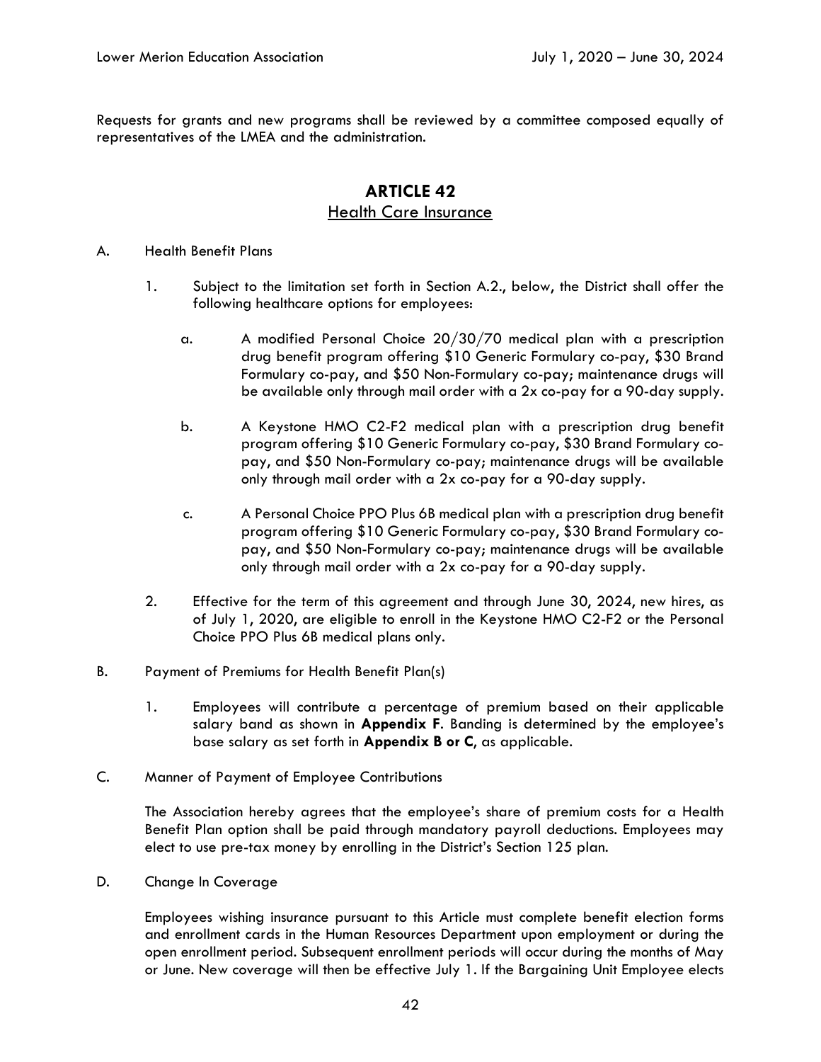Requests for grants and new programs shall be reviewed by a committee composed equally of representatives of the LMEA and the administration.

## ARTICLE 42

### Health Care Insurance

A. Health Benefit Plans

1. Subject to the limitation set forth in Section A.2., below, the District shall offer the following healthcare options for employees:

   a. A modified Personal Choice 20/30/70 medical plan with a prescription drug benefit program offering $10 Generic Formulary co-pay, $30 Brand Formulary co-pay, and $50 Non-Formulary co-pay; maintenance drugs will be available only through mail order with a 2x co-pay for a 90-day supply.

   b. A Keystone HMO C2-F2 medical plan with a prescription drug benefit program offering $10 Generic Formulary co-pay, $30 Brand Formulary co-pay, and $50 Non-Formulary co-pay; maintenance drugs will be available only through mail order with a 2x co-pay for a 90-day supply.

   c. A Personal Choice PPO Plus 6B medical plan with a prescription drug benefit program offering $10 Generic Formulary co-pay, $30 Brand Formulary co-pay, and $50 Non-Formulary co-pay; maintenance drugs will be available only through mail order with a 2x co-pay for a 90-day supply.

2. Effective for the term of this agreement and through June 30, 2024, new hires, as of July 1, 2020, are eligible to enroll in the Keystone HMO C2-F2 or the Personal Choice PPO Plus 6B medical plans only.

B. Payment of Premiums for Health Benefit Plan(s)

1. Employees will contribute a percentage of premium based on their applicable salary band as shown in **Appendix F**. Banding is determined by the employee's base salary as set forth in **Appendix B or C**, as applicable.

C. Manner of Payment of Employee Contributions

The Association hereby agrees that the employee's share of premium costs for a Health Benefit Plan option shall be paid through mandatory payroll deductions. Employees may elect to use pre-tax money by enrolling in the District's Section 125 plan.

D. Change In Coverage

Employees wishing insurance pursuant to this Article must complete benefit election forms and enrollment cards in the Human Resources Department upon employment or during the open enrollment period. Subsequent enrollment periods will occur during the months of May or June. New coverage will then be effective July 1. If the Bargaining Unit Employee elects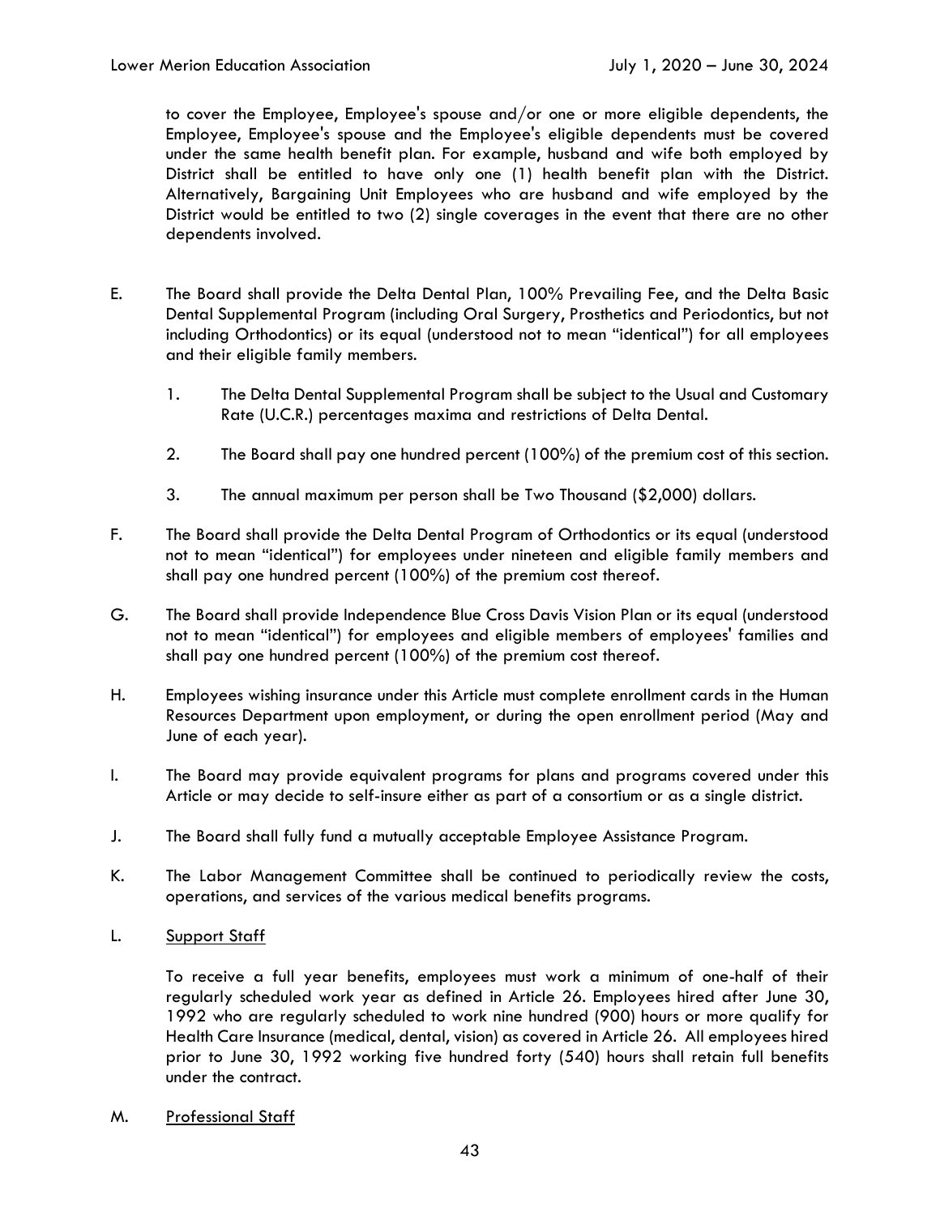to cover the Employee, Employee's spouse and/or one or more eligible dependents, the Employee, Employee's spouse and the Employee's eligible dependents must be covered under the same health benefit plan. For example, husband and wife both employed by District shall be entitled to have only one (1) health benefit plan with the District. Alternatively, Bargaining Unit Employees who are husband and wife employed by the District would be entitled to two (2) single coverages in the event that there are no other dependents involved.

E. The Board shall provide the Delta Dental Plan, 100% Prevailing Fee, and the Delta Basic Dental Supplemental Program (including Oral Surgery, Prosthetics and Periodontics, but not including Orthodontics) or its equal (understood not to mean "identical") for all employees and their eligible family members.

   1. The Delta Dental Supplemental Program shall be subject to the Usual and Customary Rate (U.C.R.) percentages maxima and restrictions of Delta Dental.

   2. The Board shall pay one hundred percent (100%) of the premium cost of this section.

   3. The annual maximum per person shall be Two Thousand ($2,000) dollars.

F. The Board shall provide the Delta Dental Program of Orthodontics or its equal (understood not to mean "identical") for employees under nineteen and eligible family members and shall pay one hundred percent (100%) of the premium cost thereof.

G. The Board shall provide Independence Blue Cross Davis Vision Plan or its equal (understood not to mean "identical") for employees and eligible members of employees' families and shall pay one hundred percent (100%) of the premium cost thereof.

H. Employees wishing insurance under this Article must complete enrollment cards in the Human Resources Department upon employment, or during the open enrollment period (May and June of each year).

I. The Board may provide equivalent programs for plans and programs covered under this Article or may decide to self-insure either as part of a consortium or as a single district.

J. The Board shall fully fund a mutually acceptable Employee Assistance Program.

K. The Labor Management Committee shall be continued to periodically review the costs, operations, and services of the various medical benefits programs.

L. <u>Support Staff</u>

   To receive a full year benefits, employees must work a minimum of one-half of their regularly scheduled work year as defined in Article 26. Employees hired after June 30, 1992 who are regularly scheduled to work nine hundred (900) hours or more qualify for Health Care Insurance (medical, dental, vision) as covered in Article 26. All employees hired prior to June 30, 1992 working five hundred forty (540) hours shall retain full benefits under the contract.

M. <u>Professional Staff</u>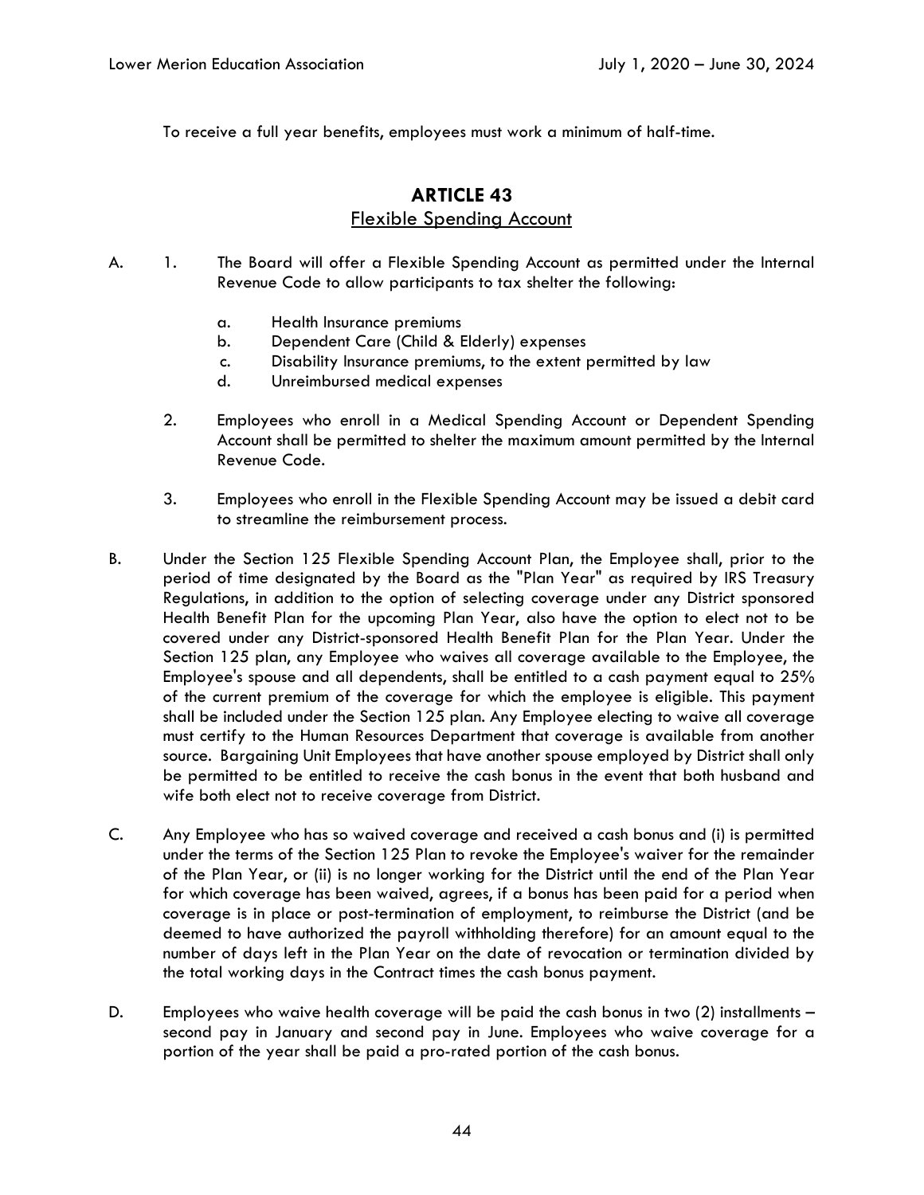To receive a full year benefits, employees must work a minimum of half-time.

## ARTICLE 43

### Flexible Spending Account

A. 1. The Board will offer a Flexible Spending Account as permitted under the Internal Revenue Code to allow participants to tax shelter the following:

   a. Health Insurance premiums
   b. Dependent Care (Child & Elderly) expenses
   c. Disability Insurance premiums, to the extent permitted by law
   d. Unreimbursed medical expenses

2. Employees who enroll in a Medical Spending Account or Dependent Spending Account shall be permitted to shelter the maximum amount permitted by the Internal Revenue Code.

3. Employees who enroll in the Flexible Spending Account may be issued a debit card to streamline the reimbursement process.

B. Under the Section 125 Flexible Spending Account Plan, the Employee shall, prior to the period of time designated by the Board as the "Plan Year" as required by IRS Treasury Regulations, in addition to the option of selecting coverage under any District sponsored Health Benefit Plan for the upcoming Plan Year, also have the option to elect not to be covered under any District-sponsored Health Benefit Plan for the Plan Year. Under the Section 125 plan, any Employee who waives all coverage available to the Employee, the Employee's spouse and all dependents, shall be entitled to a cash payment equal to 25% of the current premium of the coverage for which the employee is eligible. This payment shall be included under the Section 125 plan. Any Employee electing to waive all coverage must certify to the Human Resources Department that coverage is available from another source. Bargaining Unit Employees that have another spouse employed by District shall only be permitted to be entitled to receive the cash bonus in the event that both husband and wife both elect not to receive coverage from District.

C. Any Employee who has so waived coverage and received a cash bonus and (i) is permitted under the terms of the Section 125 Plan to revoke the Employee's waiver for the remainder of the Plan Year, or (ii) is no longer working for the District until the end of the Plan Year for which coverage has been waived, agrees, if a bonus has been paid for a period when coverage is in place or post-termination of employment, to reimburse the District (and be deemed to have authorized the payroll withholding therefore) for an amount equal to the number of days left in the Plan Year on the date of revocation or termination divided by the total working days in the Contract times the cash bonus payment.

D. Employees who waive health coverage will be paid the cash bonus in two (2) installments – second pay in January and second pay in June. Employees who waive coverage for a portion of the year shall be paid a pro-rated portion of the cash bonus.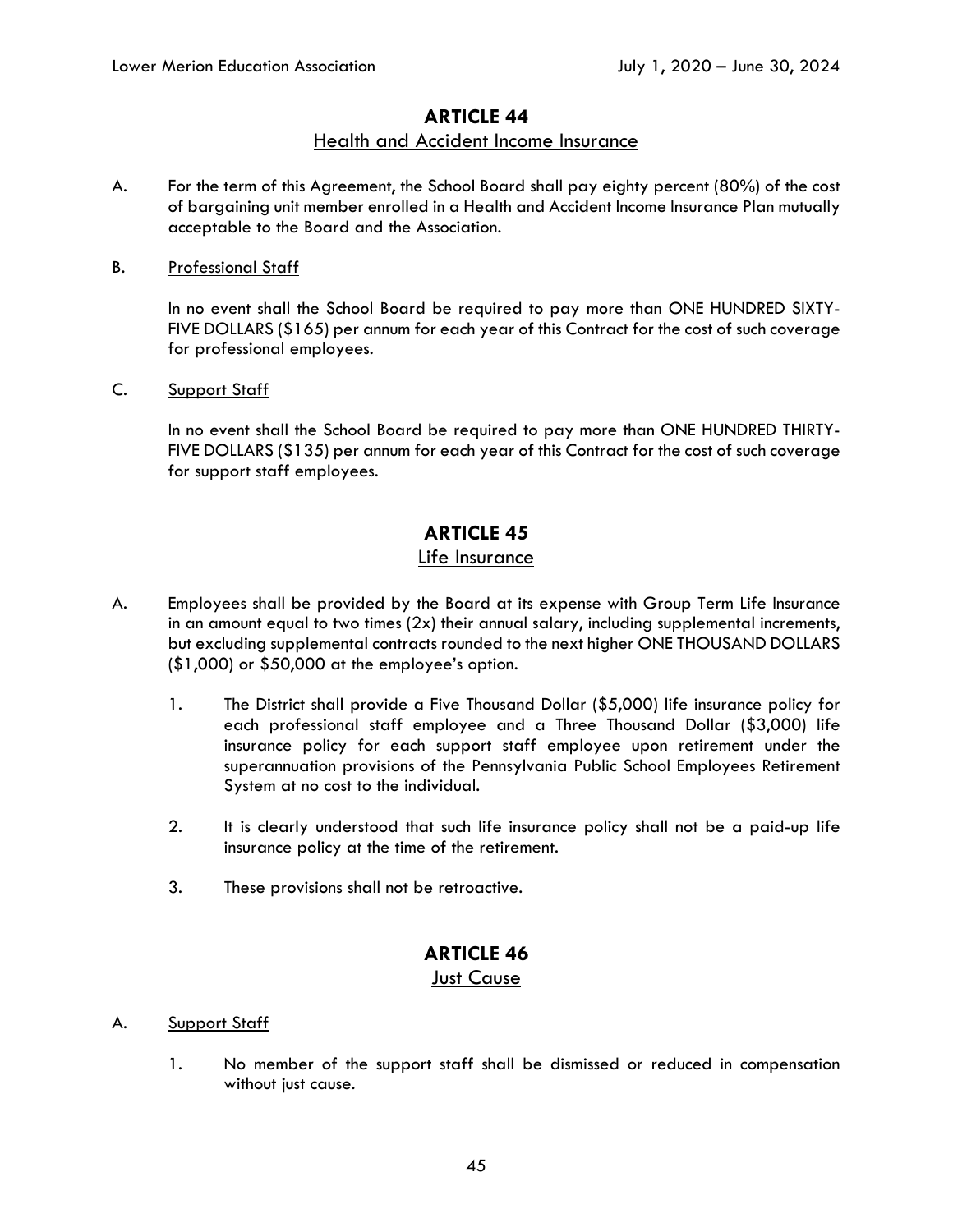# ARTICLE 44

## Health and Accident Income Insurance

A. For the term of this Agreement, the School Board shall pay eighty percent (80%) of the cost of bargaining unit member enrolled in a Health and Accident Income Insurance Plan mutually acceptable to the Board and the Association.

B. Professional Staff

In no event shall the School Board be required to pay more than ONE HUNDRED SIXTY-FIVE DOLLARS ($165) per annum for each year of this Contract for the cost of such coverage for professional employees.

C. Support Staff

In no event shall the School Board be required to pay more than ONE HUNDRED THIRTY-FIVE DOLLARS ($135) per annum for each year of this Contract for the cost of such coverage for support staff employees.

# ARTICLE 45

## Life Insurance

A. Employees shall be provided by the Board at its expense with Group Term Life Insurance in an amount equal to two times (2x) their annual salary, including supplemental increments, but excluding supplemental contracts rounded to the next higher ONE THOUSAND DOLLARS ($1,000) or $50,000 at the employee's option.

1. The District shall provide a Five Thousand Dollar ($5,000) life insurance policy for each professional staff employee and a Three Thousand Dollar ($3,000) life insurance policy for each support staff employee upon retirement under the superannuation provisions of the Pennsylvania Public School Employees Retirement System at no cost to the individual.

2. It is clearly understood that such life insurance policy shall not be a paid-up life insurance policy at the time of the retirement.

3. These provisions shall not be retroactive.

# ARTICLE 46

## Just Cause

A. Support Staff

1. No member of the support staff shall be dismissed or reduced in compensation without just cause.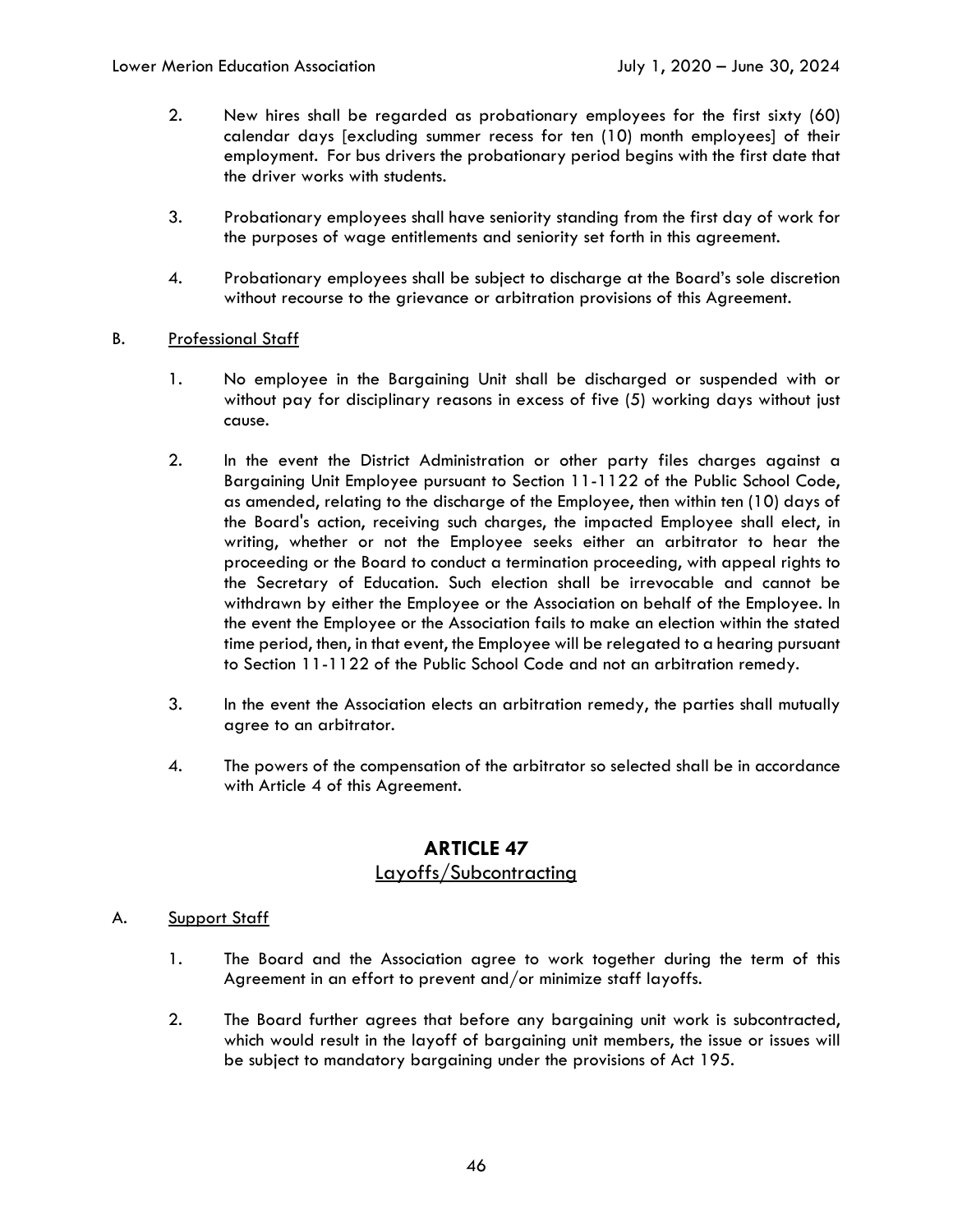2. New hires shall be regarded as probationary employees for the first sixty (60) calendar days [excluding summer recess for ten (10) month employees] of their employment. For bus drivers the probationary period begins with the first date that the driver works with students.

3. Probationary employees shall have seniority standing from the first day of work for the purposes of wage entitlements and seniority set forth in this agreement.

4. Probationary employees shall be subject to discharge at the Board's sole discretion without recourse to the grievance or arbitration provisions of this Agreement.

B. <u>Professional Staff</u>

1. No employee in the Bargaining Unit shall be discharged or suspended with or without pay for disciplinary reasons in excess of five (5) working days without just cause.

2. In the event the District Administration or other party files charges against a Bargaining Unit Employee pursuant to Section 11-1122 of the Public School Code, as amended, relating to the discharge of the Employee, then within ten (10) days of the Board's action, receiving such charges, the impacted Employee shall elect, in writing, whether or not the Employee seeks either an arbitrator to hear the proceeding or the Board to conduct a termination proceeding, with appeal rights to the Secretary of Education. Such election shall be irrevocable and cannot be withdrawn by either the Employee or the Association on behalf of the Employee. In the event the Employee or the Association fails to make an election within the stated time period, then, in that event, the Employee will be relegated to a hearing pursuant to Section 11-1122 of the Public School Code and not an arbitration remedy.

3. In the event the Association elects an arbitration remedy, the parties shall mutually agree to an arbitrator.

4. The powers of the compensation of the arbitrator so selected shall be in accordance with Article 4 of this Agreement.

## ARTICLE 47
## Layoffs/Subcontracting

A. <u>Support Staff</u>

1. The Board and the Association agree to work together during the term of this Agreement in an effort to prevent and/or minimize staff layoffs.

2. The Board further agrees that before any bargaining unit work is subcontracted, which would result in the layoff of bargaining unit members, the issue or issues will be subject to mandatory bargaining under the provisions of Act 195.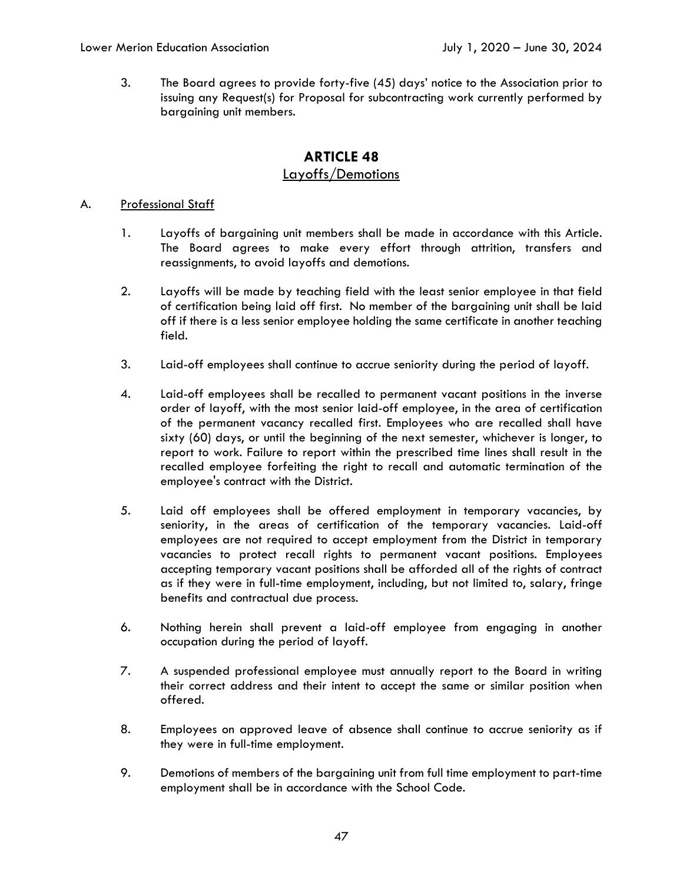3. The Board agrees to provide forty-five (45) days' notice to the Association prior to issuing any Request(s) for Proposal for subcontracting work currently performed by bargaining unit members.

## ARTICLE 48

### Layoffs/Demotions

A. Professional Staff

1. Layoffs of bargaining unit members shall be made in accordance with this Article. The Board agrees to make every effort through attrition, transfers and reassignments, to avoid layoffs and demotions.

2. Layoffs will be made by teaching field with the least senior employee in that field of certification being laid off first. No member of the bargaining unit shall be laid off if there is a less senior employee holding the same certificate in another teaching field.

3. Laid-off employees shall continue to accrue seniority during the period of layoff.

4. Laid-off employees shall be recalled to permanent vacant positions in the inverse order of layoff, with the most senior laid-off employee, in the area of certification of the permanent vacancy recalled first. Employees who are recalled shall have sixty (60) days, or until the beginning of the next semester, whichever is longer, to report to work. Failure to report within the prescribed time lines shall result in the recalled employee forfeiting the right to recall and automatic termination of the employee's contract with the District.

5. Laid off employees shall be offered employment in temporary vacancies, by seniority, in the areas of certification of the temporary vacancies. Laid-off employees are not required to accept employment from the District in temporary vacancies to protect recall rights to permanent vacant positions. Employees accepting temporary vacant positions shall be afforded all of the rights of contract as if they were in full-time employment, including, but not limited to, salary, fringe benefits and contractual due process.

6. Nothing herein shall prevent a laid-off employee from engaging in another occupation during the period of layoff.

7. A suspended professional employee must annually report to the Board in writing their correct address and their intent to accept the same or similar position when offered.

8. Employees on approved leave of absence shall continue to accrue seniority as if they were in full-time employment.

9. Demotions of members of the bargaining unit from full time employment to part-time employment shall be in accordance with the School Code.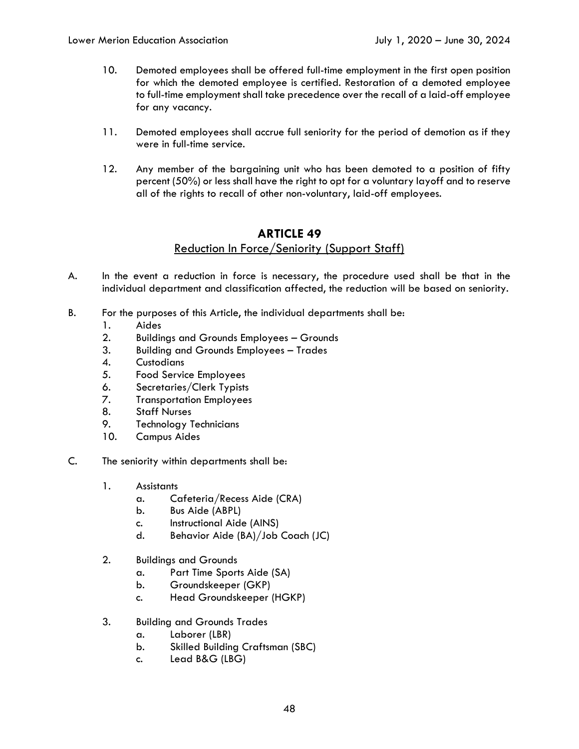10. Demoted employees shall be offered full-time employment in the first open position for which the demoted employee is certified. Restoration of a demoted employee to full-time employment shall take precedence over the recall of a laid-off employee for any vacancy.

11. Demoted employees shall accrue full seniority for the period of demotion as if they were in full-time service.

12. Any member of the bargaining unit who has been demoted to a position of fifty percent (50%) or less shall have the right to opt for a voluntary layoff and to reserve all of the rights to recall of other non-voluntary, laid-off employees.

## ARTICLE 49

### Reduction In Force/Seniority (Support Staff)

A. In the event a reduction in force is necessary, the procedure used shall be that in the individual department and classification affected, the reduction will be based on seniority.

B. For the purposes of this Article, the individual departments shall be:
   1. Aides
   2. Buildings and Grounds Employees – Grounds
   3. Building and Grounds Employees – Trades
   4. Custodians
   5. Food Service Employees
   6. Secretaries/Clerk Typists
   7. Transportation Employees
   8. Staff Nurses
   9. Technology Technicians
   10. Campus Aides

C. The seniority within departments shall be:

   1. Assistants
      a. Cafeteria/Recess Aide (CRA)
      b. Bus Aide (ABPL)
      c. Instructional Aide (AINS)
      d. Behavior Aide (BA)/Job Coach (JC)

   2. Buildings and Grounds
      a. Part Time Sports Aide (SA)
      b. Groundskeeper (GKP)
      c. Head Groundskeeper (HGKP)

   3. Building and Grounds Trades
      a. Laborer (LBR)
      b. Skilled Building Craftsman (SBC)
      c. Lead B&G (LBG)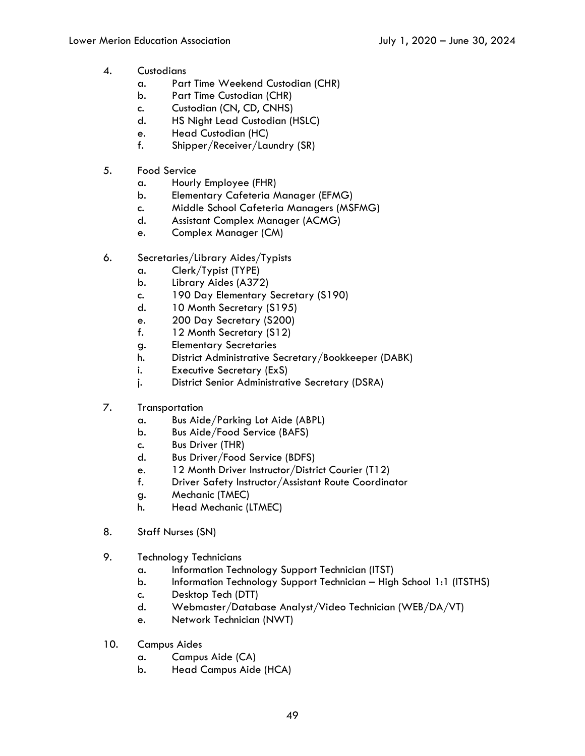4. Custodians
   a. Part Time Weekend Custodian (CHR)
   b. Part Time Custodian (CHR)
   c. Custodian (CN, CD, CNHS)
   d. HS Night Lead Custodian (HSLC)
   e. Head Custodian (HC)
   f. Shipper/Receiver/Laundry (SR)

5. Food Service
   a. Hourly Employee (FHR)
   b. Elementary Cafeteria Manager (EFMG)
   c. Middle School Cafeteria Managers (MSFMG)
   d. Assistant Complex Manager (ACMG)
   e. Complex Manager (CM)

6. Secretaries/Library Aides/Typists
   a. Clerk/Typist (TYPE)
   b. Library Aides (A372)
   c. 190 Day Elementary Secretary (S190)
   d. 10 Month Secretary (S195)
   e. 200 Day Secretary (S200)
   f. 12 Month Secretary (S12)
   g. Elementary Secretaries
   h. District Administrative Secretary/Bookkeeper (DABK)
   i. Executive Secretary (ExS)
   j. District Senior Administrative Secretary (DSRA)

7. Transportation
   a. Bus Aide/Parking Lot Aide (ABPL)
   b. Bus Aide/Food Service (BAFS)
   c. Bus Driver (THR)
   d. Bus Driver/Food Service (BDFS)
   e. 12 Month Driver Instructor/District Courier (T12)
   f. Driver Safety Instructor/Assistant Route Coordinator
   g. Mechanic (TMEC)
   h. Head Mechanic (LTMEC)

8. Staff Nurses (SN)

9. Technology Technicians
   a. Information Technology Support Technician (ITST)
   b. Information Technology Support Technician – High School 1:1 (ITSTHS)
   c. Desktop Tech (DTT)
   d. Webmaster/Database Analyst/Video Technician (WEB/DA/VT)
   e. Network Technician (NWT)

10. Campus Aides
    a. Campus Aide (CA)
    b. Head Campus Aide (HCA)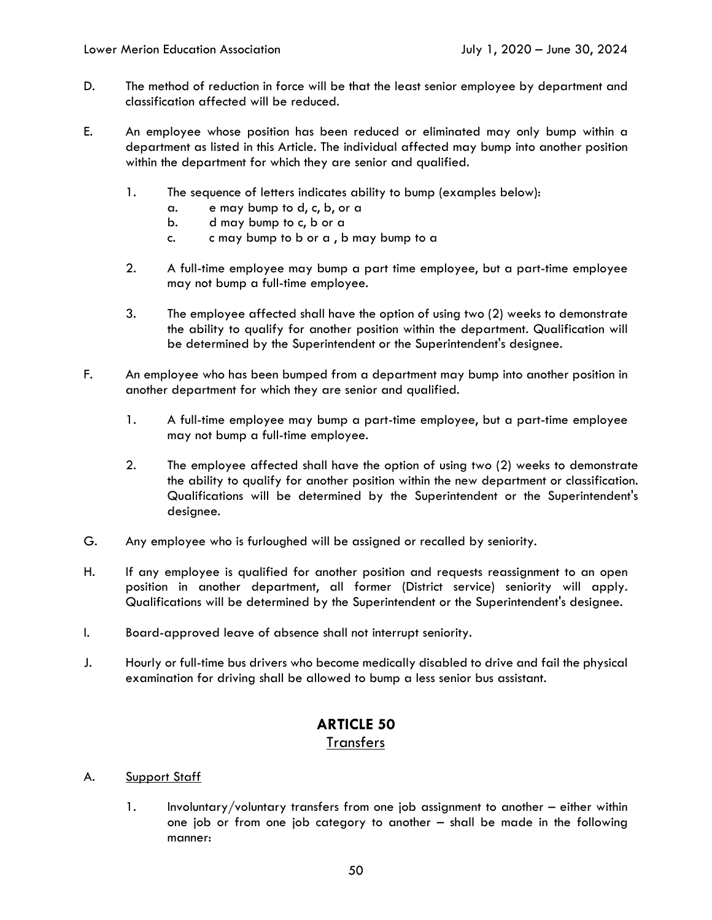D. The method of reduction in force will be that the least senior employee by department and classification affected will be reduced.

E. An employee whose position has been reduced or eliminated may only bump within a department as listed in this Article. The individual affected may bump into another position within the department for which they are senior and qualified.

   1. The sequence of letters indicates ability to bump (examples below):
      a. e may bump to d, c, b, or a
      b. d may bump to c, b or a
      c. c may bump to b or a , b may bump to a

   2. A full-time employee may bump a part time employee, but a part-time employee may not bump a full-time employee.

   3. The employee affected shall have the option of using two (2) weeks to demonstrate the ability to qualify for another position within the department. Qualification will be determined by the Superintendent or the Superintendent's designee.

F. An employee who has been bumped from a department may bump into another position in another department for which they are senior and qualified.

   1. A full-time employee may bump a part-time employee, but a part-time employee may not bump a full-time employee.

   2. The employee affected shall have the option of using two (2) weeks to demonstrate the ability to qualify for another position within the new department or classification. Qualifications will be determined by the Superintendent or the Superintendent's designee.

G. Any employee who is furloughed will be assigned or recalled by seniority.

H. If any employee is qualified for another position and requests reassignment to an open position in another department, all former (District service) seniority will apply. Qualifications will be determined by the Superintendent or the Superintendent's designee.

I. Board-approved leave of absence shall not interrupt seniority.

J. Hourly or full-time bus drivers who become medically disabled to drive and fail the physical examination for driving shall be allowed to bump a less senior bus assistant.

## ARTICLE 50
### Transfers

A. Support Staff

   1. Involuntary/voluntary transfers from one job assignment to another – either within one job or from one job category to another – shall be made in the following manner: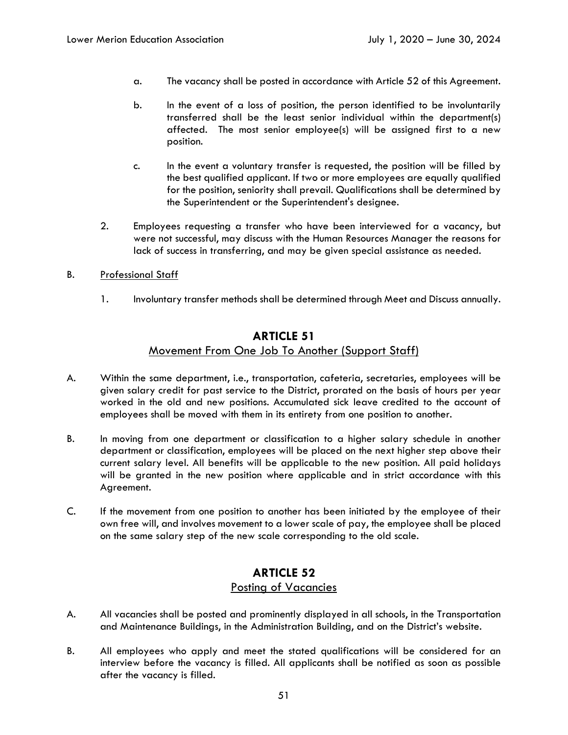a. The vacancy shall be posted in accordance with Article 52 of this Agreement.

b. In the event of a loss of position, the person identified to be involuntarily transferred shall be the least senior individual within the department(s) affected. The most senior employee(s) will be assigned first to a new position.

c. In the event a voluntary transfer is requested, the position will be filled by the best qualified applicant. If two or more employees are equally qualified for the position, seniority shall prevail. Qualifications shall be determined by the Superintendent or the Superintendent's designee.

2. Employees requesting a transfer who have been interviewed for a vacancy, but were not successful, may discuss with the Human Resources Manager the reasons for lack of success in transferring, and may be given special assistance as needed.

B. Professional Staff

1. Involuntary transfer methods shall be determined through Meet and Discuss annually.

## ARTICLE 51

### Movement From One Job To Another (Support Staff)

A. Within the same department, i.e., transportation, cafeteria, secretaries, employees will be given salary credit for past service to the District, prorated on the basis of hours per year worked in the old and new positions. Accumulated sick leave credited to the account of employees shall be moved with them in its entirety from one position to another.

B. In moving from one department or classification to a higher salary schedule in another department or classification, employees will be placed on the next higher step above their current salary level. All benefits will be applicable to the new position. All paid holidays will be granted in the new position where applicable and in strict accordance with this Agreement.

C. If the movement from one position to another has been initiated by the employee of their own free will, and involves movement to a lower scale of pay, the employee shall be placed on the same salary step of the new scale corresponding to the old scale.

## ARTICLE 52

### Posting of Vacancies

A. All vacancies shall be posted and prominently displayed in all schools, in the Transportation and Maintenance Buildings, in the Administration Building, and on the District's website.

B. All employees who apply and meet the stated qualifications will be considered for an interview before the vacancy is filled. All applicants shall be notified as soon as possible after the vacancy is filled.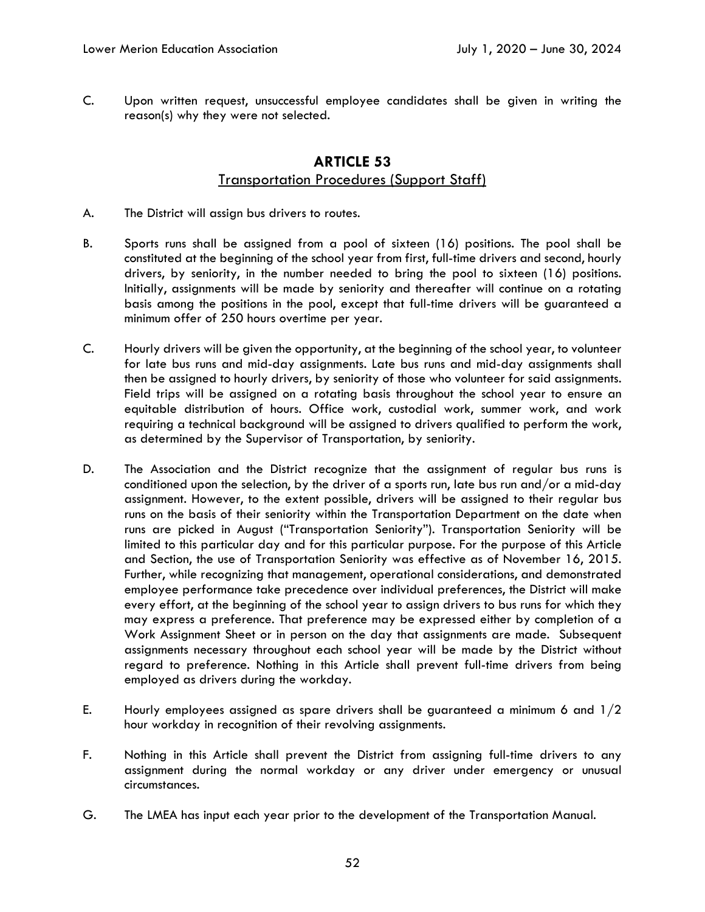C. Upon written request, unsuccessful employee candidates shall be given in writing the reason(s) why they were not selected.

## ARTICLE 53

### Transportation Procedures (Support Staff)

A. The District will assign bus drivers to routes.

B. Sports runs shall be assigned from a pool of sixteen (16) positions. The pool shall be constituted at the beginning of the school year from first, full-time drivers and second, hourly drivers, by seniority, in the number needed to bring the pool to sixteen (16) positions. Initially, assignments will be made by seniority and thereafter will continue on a rotating basis among the positions in the pool, except that full-time drivers will be guaranteed a minimum offer of 250 hours overtime per year.

C. Hourly drivers will be given the opportunity, at the beginning of the school year, to volunteer for late bus runs and mid-day assignments. Late bus runs and mid-day assignments shall then be assigned to hourly drivers, by seniority of those who volunteer for said assignments. Field trips will be assigned on a rotating basis throughout the school year to ensure an equitable distribution of hours. Office work, custodial work, summer work, and work requiring a technical background will be assigned to drivers qualified to perform the work, as determined by the Supervisor of Transportation, by seniority.

D. The Association and the District recognize that the assignment of regular bus runs is conditioned upon the selection, by the driver of a sports run, late bus run and/or a mid-day assignment. However, to the extent possible, drivers will be assigned to their regular bus runs on the basis of their seniority within the Transportation Department on the date when runs are picked in August ("Transportation Seniority"). Transportation Seniority will be limited to this particular day and for this particular purpose. For the purpose of this Article and Section, the use of Transportation Seniority was effective as of November 16, 2015. Further, while recognizing that management, operational considerations, and demonstrated employee performance take precedence over individual preferences, the District will make every effort, at the beginning of the school year to assign drivers to bus runs for which they may express a preference. That preference may be expressed either by completion of a Work Assignment Sheet or in person on the day that assignments are made. Subsequent assignments necessary throughout each school year will be made by the District without regard to preference. Nothing in this Article shall prevent full-time drivers from being employed as drivers during the workday.

E. Hourly employees assigned as spare drivers shall be guaranteed a minimum 6 and 1/2 hour workday in recognition of their revolving assignments.

F. Nothing in this Article shall prevent the District from assigning full-time drivers to any assignment during the normal workday or any driver under emergency or unusual circumstances.

G. The LMEA has input each year prior to the development of the Transportation Manual.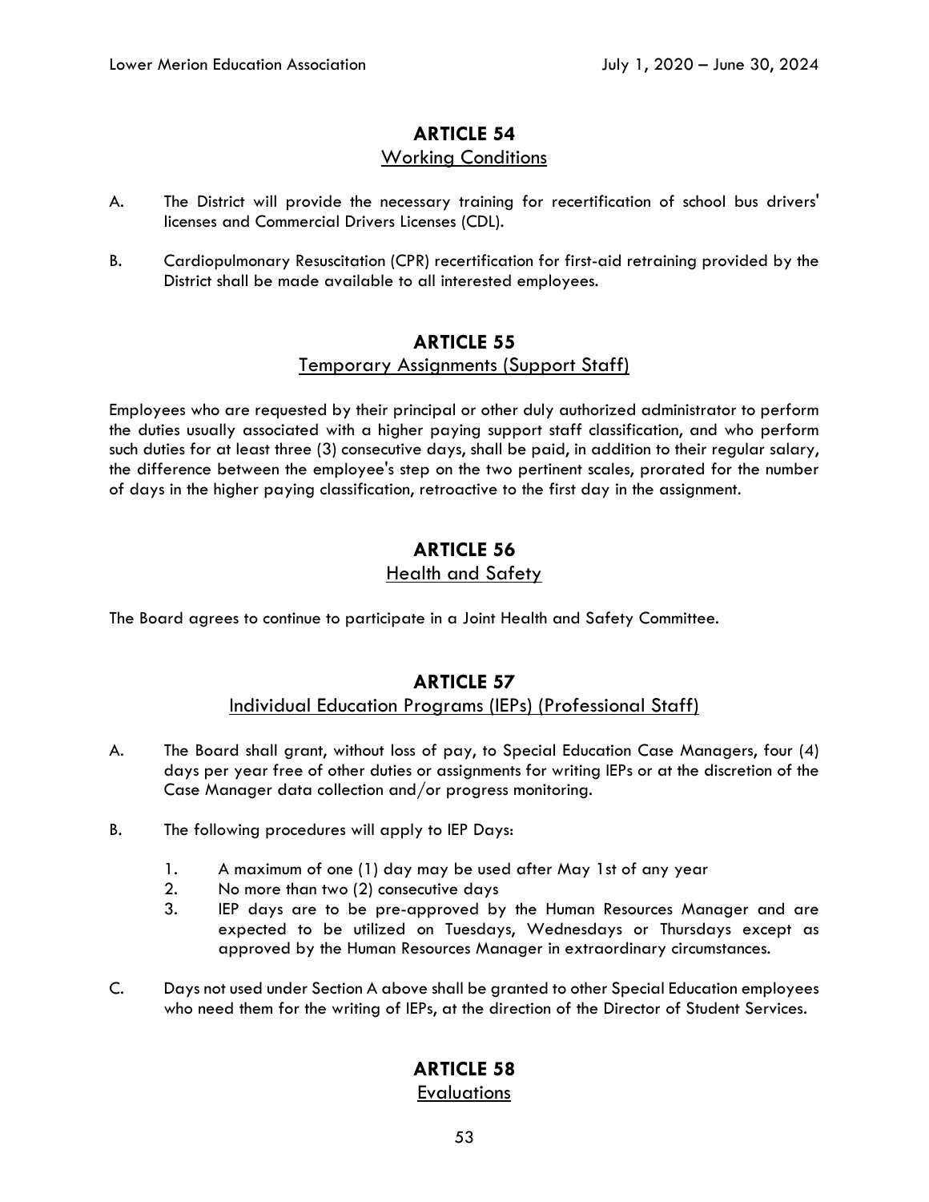## ARTICLE 54

### Working Conditions

A. The District will provide the necessary training for recertification of school bus drivers' licenses and Commercial Drivers Licenses (CDL).

B. Cardiopulmonary Resuscitation (CPR) recertification for first-aid retraining provided by the District shall be made available to all interested employees.

## ARTICLE 55

### Temporary Assignments (Support Staff)

Employees who are requested by their principal or other duly authorized administrator to perform the duties usually associated with a higher paying support staff classification, and who perform such duties for at least three (3) consecutive days, shall be paid, in addition to their regular salary, the difference between the employee's step on the two pertinent scales, prorated for the number of days in the higher paying classification, retroactive to the first day in the assignment.

## ARTICLE 56

### Health and Safety

The Board agrees to continue to participate in a Joint Health and Safety Committee.

## ARTICLE 57

### Individual Education Programs (IEPs) (Professional Staff)

A. The Board shall grant, without loss of pay, to Special Education Case Managers, four (4) days per year free of other duties or assignments for writing IEPs or at the discretion of the Case Manager data collection and/or progress monitoring.

B. The following procedures will apply to IEP Days:

   1. A maximum of one (1) day may be used after May 1st of any year
   2. No more than two (2) consecutive days
   3. IEP days are to be pre-approved by the Human Resources Manager and are expected to be utilized on Tuesdays, Wednesdays or Thursdays except as approved by the Human Resources Manager in extraordinary circumstances.

C. Days not used under Section A above shall be granted to other Special Education employees who need them for the writing of IEPs, at the direction of the Director of Student Services.

## ARTICLE 58

### Evaluations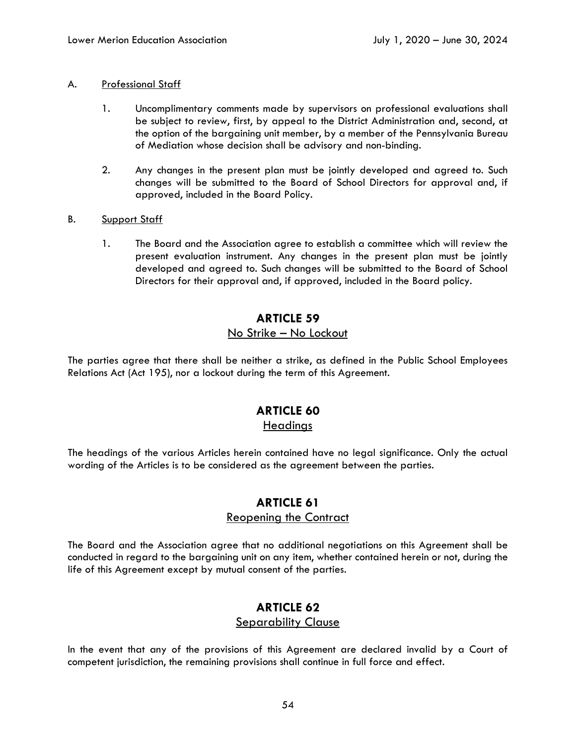A. Professional Staff

1. Uncomplimentary comments made by supervisors on professional evaluations shall be subject to review, first, by appeal to the District Administration and, second, at the option of the bargaining unit member, by a member of the Pennsylvania Bureau of Mediation whose decision shall be advisory and non-binding.

2. Any changes in the present plan must be jointly developed and agreed to. Such changes will be submitted to the Board of School Directors for approval and, if approved, included in the Board Policy.

B. Support Staff

1. The Board and the Association agree to establish a committee which will review the present evaluation instrument. Any changes in the present plan must be jointly developed and agreed to. Such changes will be submitted to the Board of School Directors for their approval and, if approved, included in the Board policy.

## ARTICLE 59
### No Strike – No Lockout

The parties agree that there shall be neither a strike, as defined in the Public School Employees Relations Act (Act 195), nor a lockout during the term of this Agreement.

## ARTICLE 60
### Headings

The headings of the various Articles herein contained have no legal significance. Only the actual wording of the Articles is to be considered as the agreement between the parties.

## ARTICLE 61
### Reopening the Contract

The Board and the Association agree that no additional negotiations on this Agreement shall be conducted in regard to the bargaining unit on any item, whether contained herein or not, during the life of this Agreement except by mutual consent of the parties.

## ARTICLE 62
### Separability Clause

In the event that any of the provisions of this Agreement are declared invalid by a Court of competent jurisdiction, the remaining provisions shall continue in full force and effect.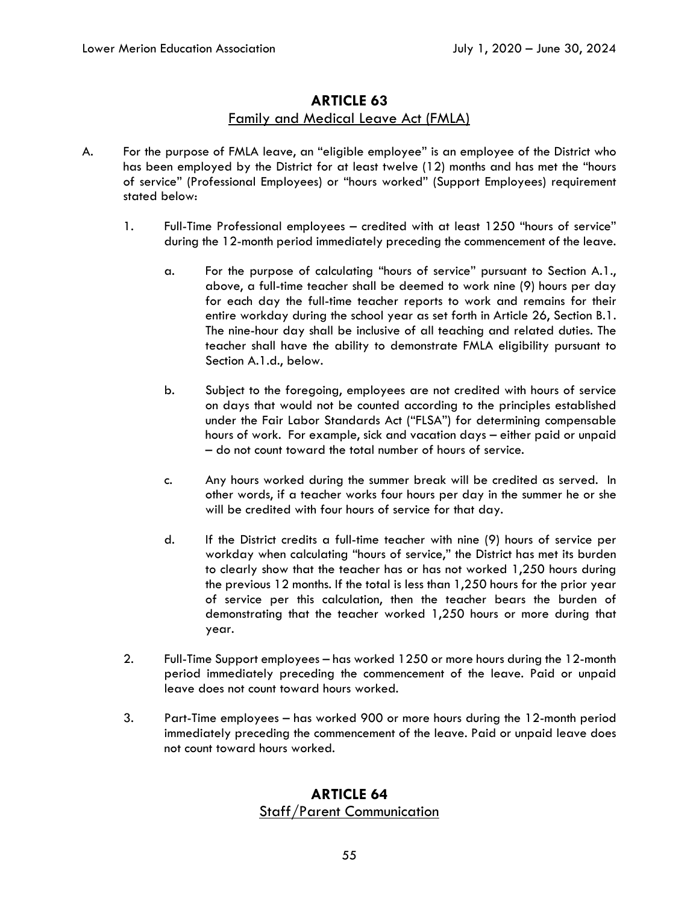## ARTICLE 63

### Family and Medical Leave Act (FMLA)

A. For the purpose of FMLA leave, an "eligible employee" is an employee of the District who has been employed by the District for at least twelve (12) months and has met the "hours of service" (Professional Employees) or "hours worked" (Support Employees) requirement stated below:

1. Full-Time Professional employees – credited with at least 1250 "hours of service" during the 12-month period immediately preceding the commencement of the leave.

    a. For the purpose of calculating "hours of service" pursuant to Section A.1., above, a full-time teacher shall be deemed to work nine (9) hours per day for each day the full-time teacher reports to work and remains for their entire workday during the school year as set forth in Article 26, Section B.1. The nine-hour day shall be inclusive of all teaching and related duties. The teacher shall have the ability to demonstrate FMLA eligibility pursuant to Section A.1.d., below.

    b. Subject to the foregoing, employees are not credited with hours of service on days that would not be counted according to the principles established under the Fair Labor Standards Act ("FLSA") for determining compensable hours of work. For example, sick and vacation days – either paid or unpaid – do not count toward the total number of hours of service.

    c. Any hours worked during the summer break will be credited as served. In other words, if a teacher works four hours per day in the summer he or she will be credited with four hours of service for that day.

    d. If the District credits a full-time teacher with nine (9) hours of service per workday when calculating "hours of service," the District has met its burden to clearly show that the teacher has or has not worked 1,250 hours during the previous 12 months. If the total is less than 1,250 hours for the prior year of service per this calculation, then the teacher bears the burden of demonstrating that the teacher worked 1,250 hours or more during that year.

2. Full-Time Support employees – has worked 1250 or more hours during the 12-month period immediately preceding the commencement of the leave. Paid or unpaid leave does not count toward hours worked.

3. Part-Time employees – has worked 900 or more hours during the 12-month period immediately preceding the commencement of the leave. Paid or unpaid leave does not count toward hours worked.

## ARTICLE 64

### Staff/Parent Communication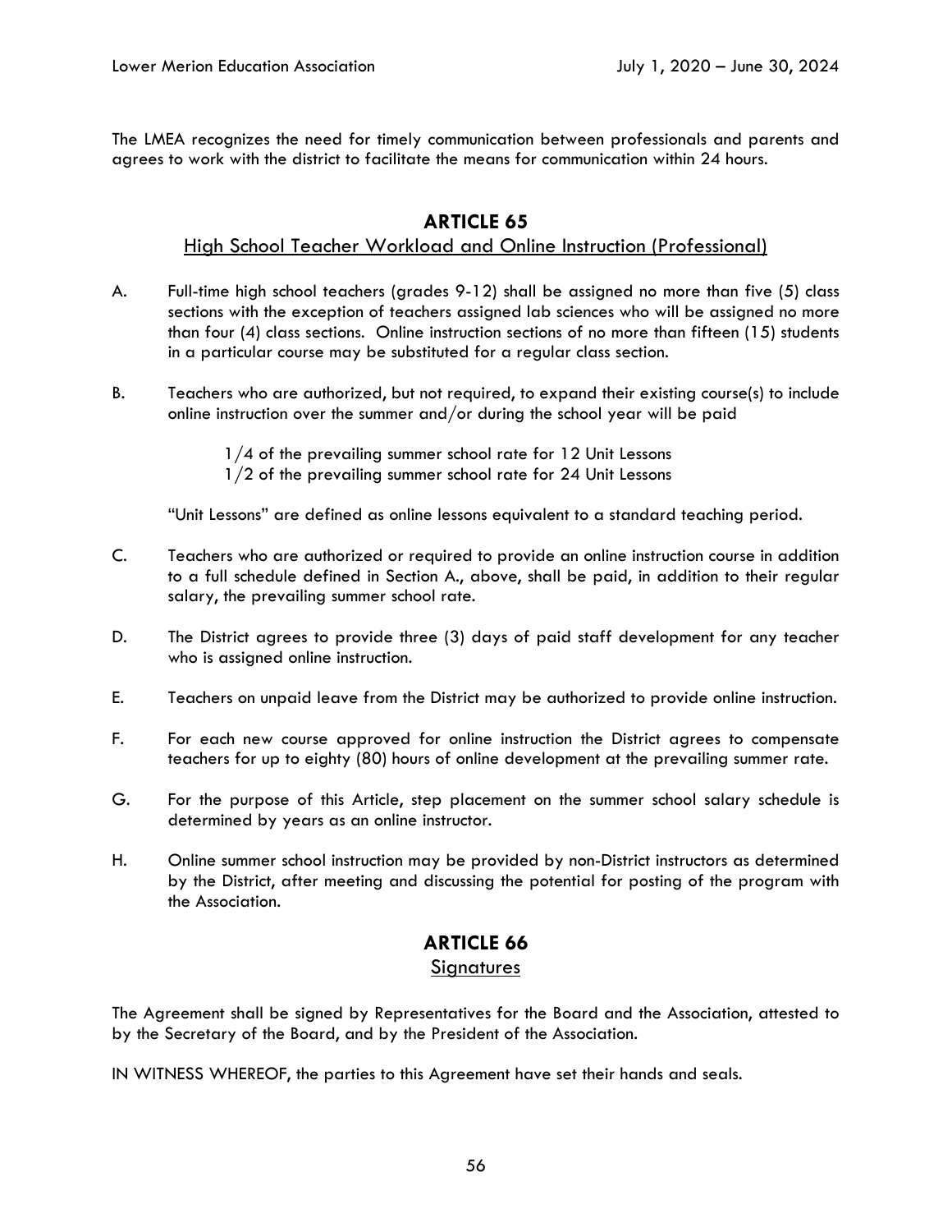The LMEA recognizes the need for timely communication between professionals and parents and agrees to work with the district to facilitate the means for communication within 24 hours.

## ARTICLE 65

### High School Teacher Workload and Online Instruction (Professional)

A. Full-time high school teachers (grades 9-12) shall be assigned no more than five (5) class sections with the exception of teachers assigned lab sciences who will be assigned no more than four (4) class sections. Online instruction sections of no more than fifteen (15) students in a particular course may be substituted for a regular class section.

B. Teachers who are authorized, but not required, to expand their existing course(s) to include online instruction over the summer and/or during the school year will be paid

   1/4 of the prevailing summer school rate for 12 Unit Lessons
   1/2 of the prevailing summer school rate for 24 Unit Lessons

   "Unit Lessons" are defined as online lessons equivalent to a standard teaching period.

C. Teachers who are authorized or required to provide an online instruction course in addition to a full schedule defined in Section A., above, shall be paid, in addition to their regular salary, the prevailing summer school rate.

D. The District agrees to provide three (3) days of paid staff development for any teacher who is assigned online instruction.

E. Teachers on unpaid leave from the District may be authorized to provide online instruction.

F. For each new course approved for online instruction the District agrees to compensate teachers for up to eighty (80) hours of online development at the prevailing summer rate.

G. For the purpose of this Article, step placement on the summer school salary schedule is determined by years as an online instructor.

H. Online summer school instruction may be provided by non-District instructors as determined by the District, after meeting and discussing the potential for posting of the program with the Association.

## ARTICLE 66

### Signatures

The Agreement shall be signed by Representatives for the Board and the Association, attested to by the Secretary of the Board, and by the President of the Association.

IN WITNESS WHEREOF, the parties to this Agreement have set their hands and seals.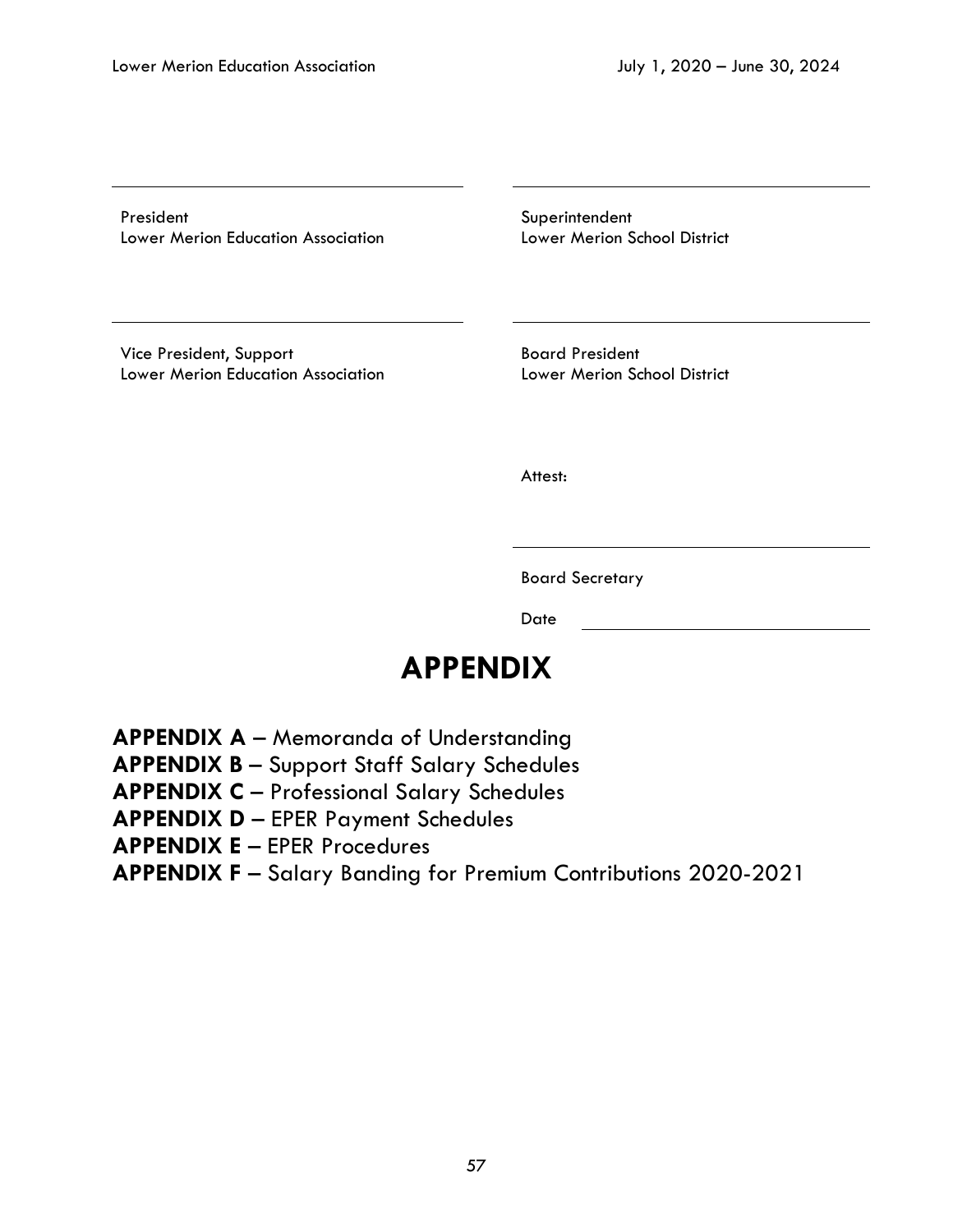| | |
|---|---|
| President<br>Lower Merion Education Association | Superintendent<br>Lower Merion School District |
| Vice President, Support<br>Lower Merion Education Association | Board President<br>Lower Merion School District |

Attest:

Board Secretary

Date

# APPENDIX

**APPENDIX A** – Memoranda of Understanding
**APPENDIX B** – Support Staff Salary Schedules
**APPENDIX C** – Professional Salary Schedules
**APPENDIX D** – EPER Payment Schedules
**APPENDIX E** – EPER Procedures
**APPENDIX F** – Salary Banding for Premium Contributions 2020-2021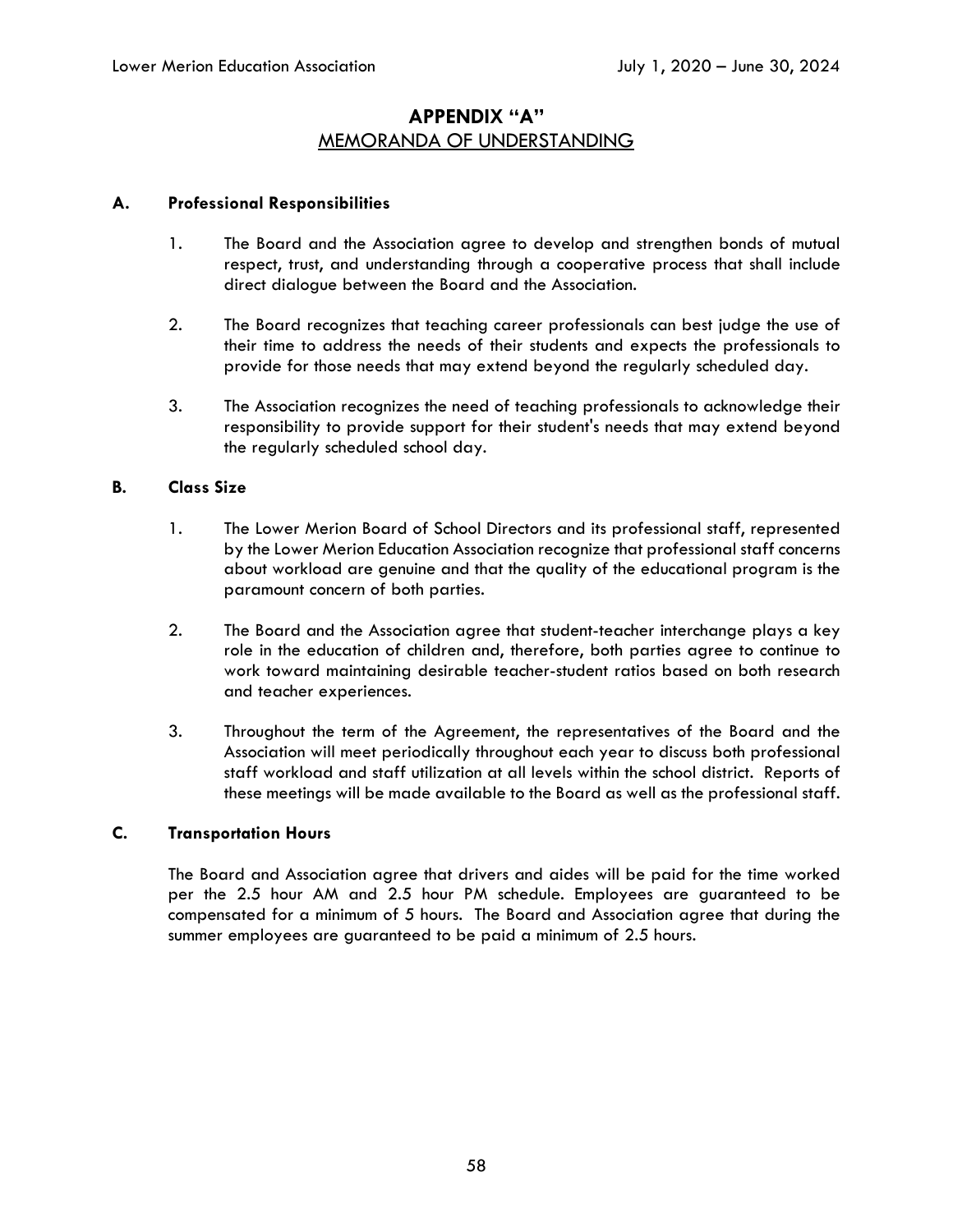# APPENDIX "A"

## MEMORANDA OF UNDERSTANDING

### A. Professional Responsibilities

1. The Board and the Association agree to develop and strengthen bonds of mutual respect, trust, and understanding through a cooperative process that shall include direct dialogue between the Board and the Association.

2. The Board recognizes that teaching career professionals can best judge the use of their time to address the needs of their students and expects the professionals to provide for those needs that may extend beyond the regularly scheduled day.

3. The Association recognizes the need of teaching professionals to acknowledge their responsibility to provide support for their student's needs that may extend beyond the regularly scheduled school day.

### B. Class Size

1. The Lower Merion Board of School Directors and its professional staff, represented by the Lower Merion Education Association recognize that professional staff concerns about workload are genuine and that the quality of the educational program is the paramount concern of both parties.

2. The Board and the Association agree that student-teacher interchange plays a key role in the education of children and, therefore, both parties agree to continue to work toward maintaining desirable teacher-student ratios based on both research and teacher experiences.

3. Throughout the term of the Agreement, the representatives of the Board and the Association will meet periodically throughout each year to discuss both professional staff workload and staff utilization at all levels within the school district. Reports of these meetings will be made available to the Board as well as the professional staff.

### C. Transportation Hours

The Board and Association agree that drivers and aides will be paid for the time worked per the 2.5 hour AM and 2.5 hour PM schedule. Employees are guaranteed to be compensated for a minimum of 5 hours. The Board and Association agree that during the summer employees are guaranteed to be paid a minimum of 2.5 hours.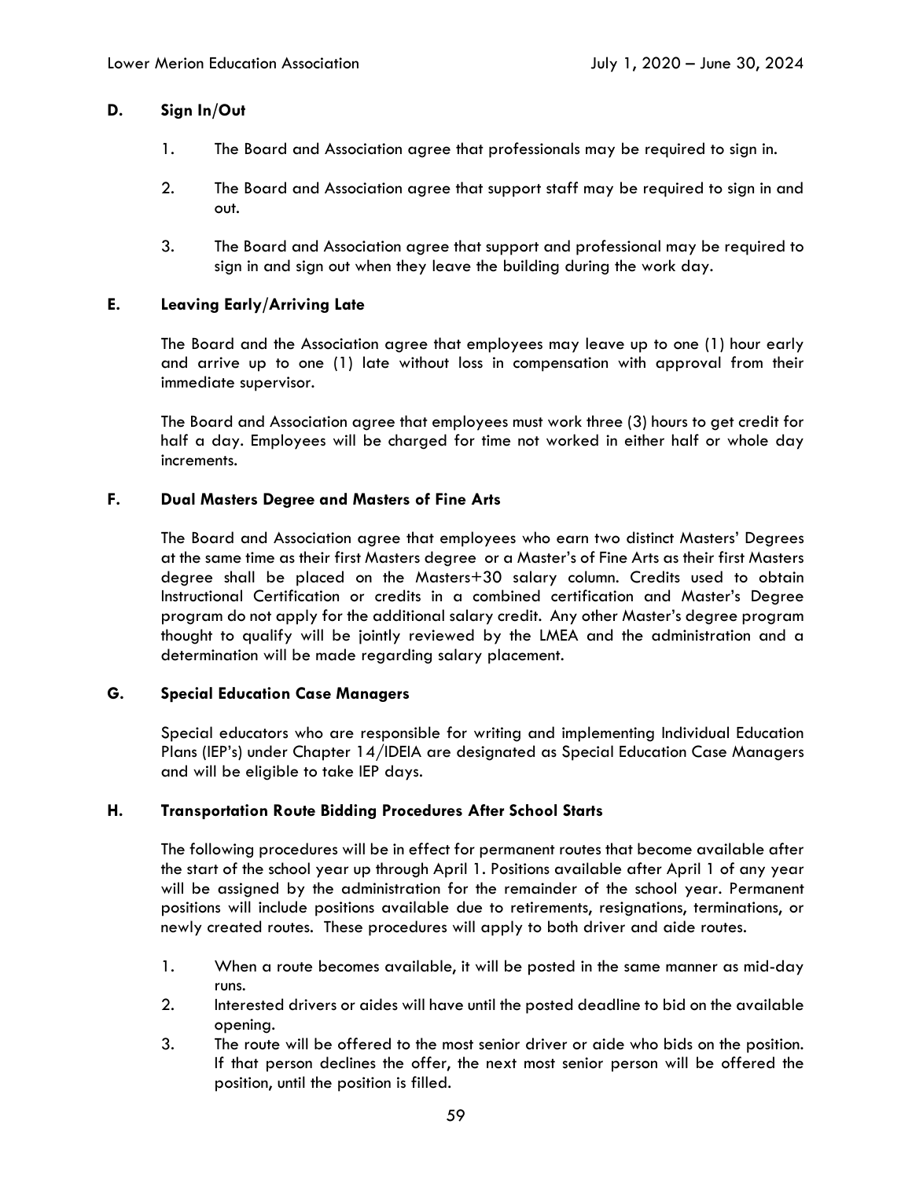### D. Sign In/Out

1. The Board and Association agree that professionals may be required to sign in.

2. The Board and Association agree that support staff may be required to sign in and out.

3. The Board and Association agree that support and professional may be required to sign in and sign out when they leave the building during the work day.

### E. Leaving Early/Arriving Late

The Board and the Association agree that employees may leave up to one (1) hour early and arrive up to one (1) late without loss in compensation with approval from their immediate supervisor.

The Board and Association agree that employees must work three (3) hours to get credit for half a day. Employees will be charged for time not worked in either half or whole day increments.

### F. Dual Masters Degree and Masters of Fine Arts

The Board and Association agree that employees who earn two distinct Masters' Degrees at the same time as their first Masters degree or a Master's of Fine Arts as their first Masters degree shall be placed on the Masters+30 salary column. Credits used to obtain Instructional Certification or credits in a combined certification and Master's Degree program do not apply for the additional salary credit. Any other Master's degree program thought to qualify will be jointly reviewed by the LMEA and the administration and a determination will be made regarding salary placement.

### G. Special Education Case Managers

Special educators who are responsible for writing and implementing Individual Education Plans (IEP's) under Chapter 14/IDEIA are designated as Special Education Case Managers and will be eligible to take IEP days.

### H. Transportation Route Bidding Procedures After School Starts

The following procedures will be in effect for permanent routes that become available after the start of the school year up through April 1. Positions available after April 1 of any year will be assigned by the administration for the remainder of the school year. Permanent positions will include positions available due to retirements, resignations, terminations, or newly created routes. These procedures will apply to both driver and aide routes.

1. When a route becomes available, it will be posted in the same manner as mid-day runs.
2. Interested drivers or aides will have until the posted deadline to bid on the available opening.
3. The route will be offered to the most senior driver or aide who bids on the position. If that person declines the offer, the next most senior person will be offered the position, until the position is filled.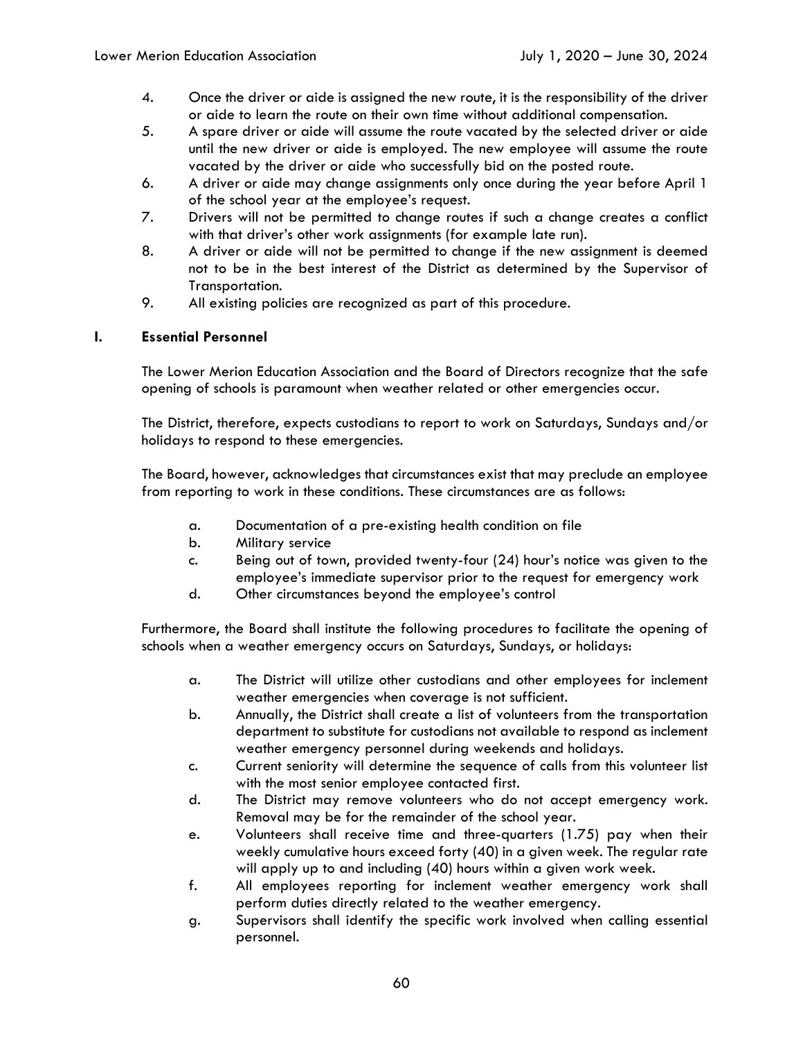4. Once the driver or aide is assigned the new route, it is the responsibility of the driver or aide to learn the route on their own time without additional compensation.
5. A spare driver or aide will assume the route vacated by the selected driver or aide until the new driver or aide is employed. The new employee will assume the route vacated by the driver or aide who successfully bid on the posted route.
6. A driver or aide may change assignments only once during the year before April 1 of the school year at the employee's request.
7. Drivers will not be permitted to change routes if such a change creates a conflict with that driver's other work assignments (for example late run).
8. A driver or aide will not be permitted to change if the new assignment is deemed not to be in the best interest of the District as determined by the Supervisor of Transportation.
9. All existing policies are recognized as part of this procedure.

## I. Essential Personnel

The Lower Merion Education Association and the Board of Directors recognize that the safe opening of schools is paramount when weather related or other emergencies occur.

The District, therefore, expects custodians to report to work on Saturdays, Sundays and/or holidays to respond to these emergencies.

The Board, however, acknowledges that circumstances exist that may preclude an employee from reporting to work in these conditions. These circumstances are as follows:

a. Documentation of a pre-existing health condition on file
b. Military service
c. Being out of town, provided twenty-four (24) hour's notice was given to the employee's immediate supervisor prior to the request for emergency work
d. Other circumstances beyond the employee's control

Furthermore, the Board shall institute the following procedures to facilitate the opening of schools when a weather emergency occurs on Saturdays, Sundays, or holidays:

a. The District will utilize other custodians and other employees for inclement weather emergencies when coverage is not sufficient.
b. Annually, the District shall create a list of volunteers from the transportation department to substitute for custodians not available to respond as inclement weather emergency personnel during weekends and holidays.
c. Current seniority will determine the sequence of calls from this volunteer list with the most senior employee contacted first.
d. The District may remove volunteers who do not accept emergency work. Removal may be for the remainder of the school year.
e. Volunteers shall receive time and three-quarters (1.75) pay when their weekly cumulative hours exceed forty (40) in a given week. The regular rate will apply up to and including (40) hours within a given work week.
f. All employees reporting for inclement weather emergency work shall perform duties directly related to the weather emergency.
g. Supervisors shall identify the specific work involved when calling essential personnel.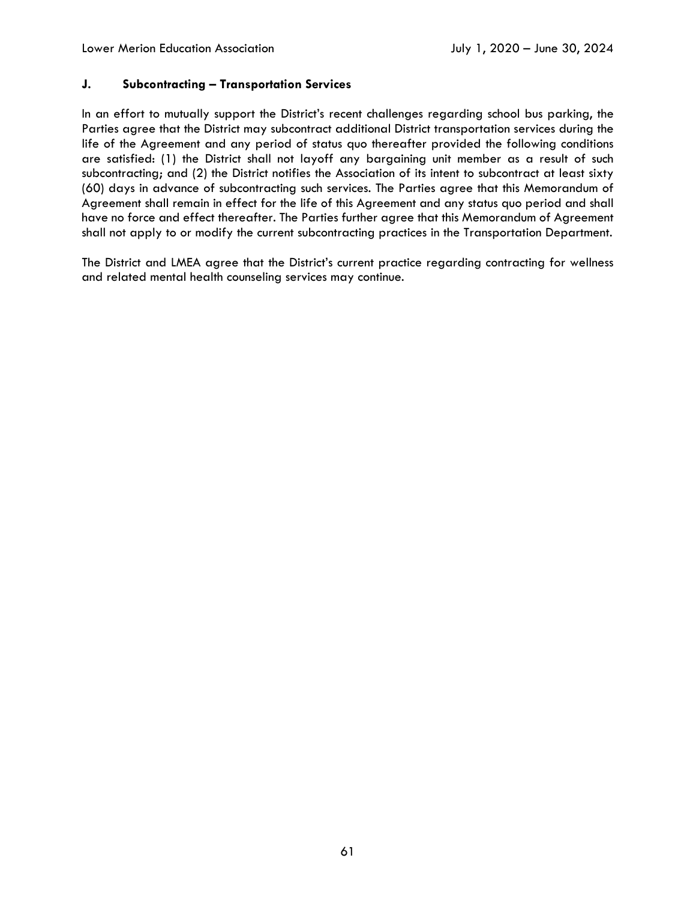### J. Subcontracting – Transportation Services

In an effort to mutually support the District's recent challenges regarding school bus parking, the Parties agree that the District may subcontract additional District transportation services during the life of the Agreement and any period of status quo thereafter provided the following conditions are satisfied: (1) the District shall not layoff any bargaining unit member as a result of such subcontracting; and (2) the District notifies the Association of its intent to subcontract at least sixty (60) days in advance of subcontracting such services. The Parties agree that this Memorandum of Agreement shall remain in effect for the life of this Agreement and any status quo period and shall have no force and effect thereafter. The Parties further agree that this Memorandum of Agreement shall not apply to or modify the current subcontracting practices in the Transportation Department.

The District and LMEA agree that the District's current practice regarding contracting for wellness and related mental health counseling services may continue.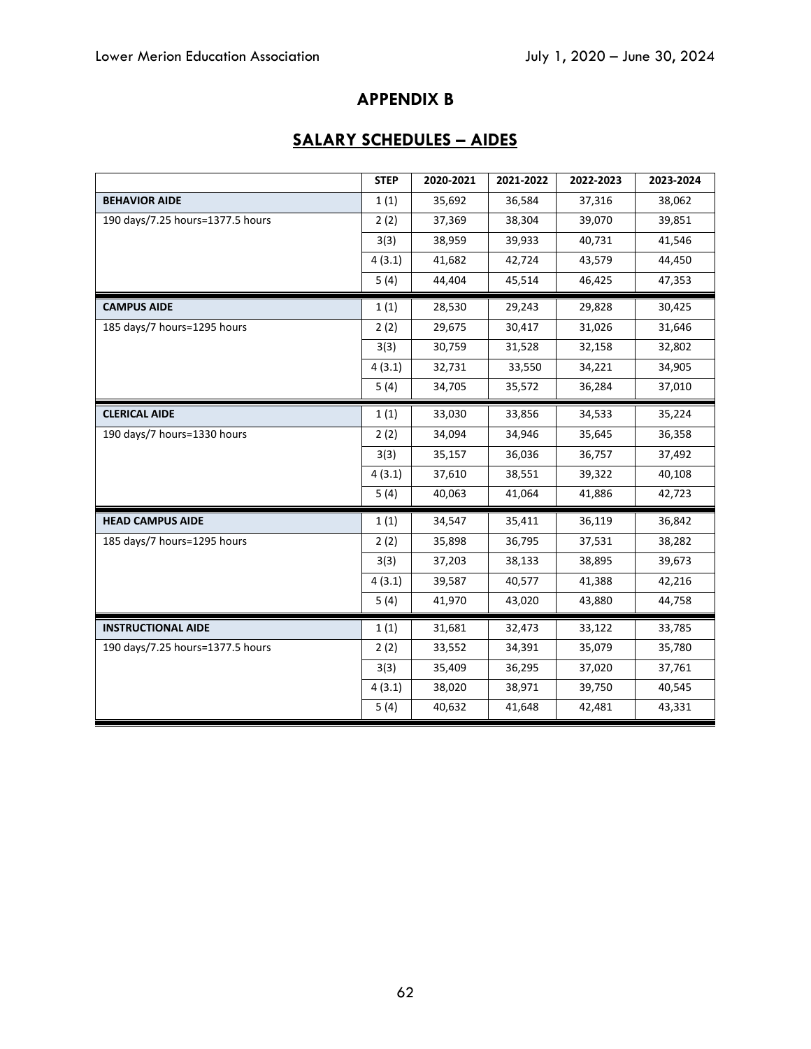# APPENDIX B

## SALARY SCHEDULES – AIDES

| | STEP | 2020-2021 | 2021-2022 | 2022-2023 | 2023-2024 |
|---|---|---|---|---|---|
| **BEHAVIOR AIDE** | 1 (1) | 35,692 | 36,584 | 37,316 | 38,062 |
| 190 days/7.25 hours=1377.5 hours | 2 (2) | 37,369 | 38,304 | 39,070 | 39,851 |
| | 3(3) | 38,959 | 39,933 | 40,731 | 41,546 |
| | 4 (3.1) | 41,682 | 42,724 | 43,579 | 44,450 |
| | 5 (4) | 44,404 | 45,514 | 46,425 | 47,353 |
| **CAMPUS AIDE** | 1 (1) | 28,530 | 29,243 | 29,828 | 30,425 |
| 185 days/7 hours=1295 hours | 2 (2) | 29,675 | 30,417 | 31,026 | 31,646 |
| | 3(3) | 30,759 | 31,528 | 32,158 | 32,802 |
| | 4 (3.1) | 32,731 | 33,550 | 34,221 | 34,905 |
| | 5 (4) | 34,705 | 35,572 | 36,284 | 37,010 |
| **CLERICAL AIDE** | 1 (1) | 33,030 | 33,856 | 34,533 | 35,224 |
| 190 days/7 hours=1330 hours | 2 (2) | 34,094 | 34,946 | 35,645 | 36,358 |
| | 3(3) | 35,157 | 36,036 | 36,757 | 37,492 |
| | 4 (3.1) | 37,610 | 38,551 | 39,322 | 40,108 |
| | 5 (4) | 40,063 | 41,064 | 41,886 | 42,723 |
| **HEAD CAMPUS AIDE** | 1 (1) | 34,547 | 35,411 | 36,119 | 36,842 |
| 185 days/7 hours=1295 hours | 2 (2) | 35,898 | 36,795 | 37,531 | 38,282 |
| | 3(3) | 37,203 | 38,133 | 38,895 | 39,673 |
| | 4 (3.1) | 39,587 | 40,577 | 41,388 | 42,216 |
| | 5 (4) | 41,970 | 43,020 | 43,880 | 44,758 |
| **INSTRUCTIONAL AIDE** | 1 (1) | 31,681 | 32,473 | 33,122 | 33,785 |
| 190 days/7.25 hours=1377.5 hours | 2 (2) | 33,552 | 34,391 | 35,079 | 35,780 |
| | 3(3) | 35,409 | 36,295 | 37,020 | 37,761 |
| | 4 (3.1) | 38,020 | 38,971 | 39,750 | 40,545 |
| | 5 (4) | 40,632 | 41,648 | 42,481 | 43,331 |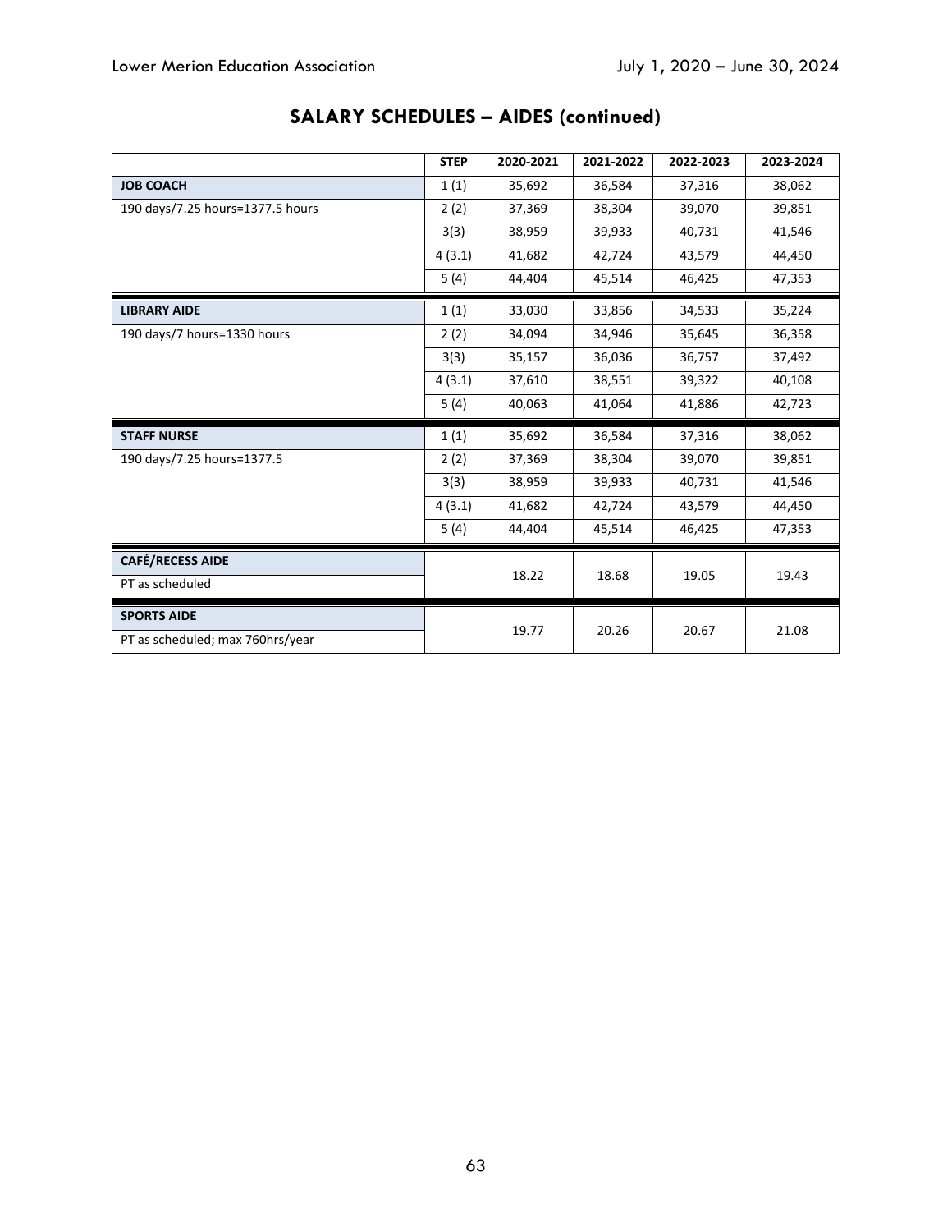## SALARY SCHEDULES – AIDES (continued)

| | STEP | 2020-2021 | 2021-2022 | 2022-2023 | 2023-2024 |
|---|---|---|---|---|---|
| **JOB COACH** | 1 (1) | 35,692 | 36,584 | 37,316 | 38,062 |
| 190 days/7.25 hours=1377.5 hours | 2 (2) | 37,369 | 38,304 | 39,070 | 39,851 |
| | 3(3) | 38,959 | 39,933 | 40,731 | 41,546 |
| | 4 (3.1) | 41,682 | 42,724 | 43,579 | 44,450 |
| | 5 (4) | 44,404 | 45,514 | 46,425 | 47,353 |
| **LIBRARY AIDE** | 1 (1) | 33,030 | 33,856 | 34,533 | 35,224 |
| 190 days/7 hours=1330 hours | 2 (2) | 34,094 | 34,946 | 35,645 | 36,358 |
| | 3(3) | 35,157 | 36,036 | 36,757 | 37,492 |
| | 4 (3.1) | 37,610 | 38,551 | 39,322 | 40,108 |
| | 5 (4) | 40,063 | 41,064 | 41,886 | 42,723 |
| **STAFF NURSE** | 1 (1) | 35,692 | 36,584 | 37,316 | 38,062 |
| 190 days/7.25 hours=1377.5 | 2 (2) | 37,369 | 38,304 | 39,070 | 39,851 |
| | 3(3) | 38,959 | 39,933 | 40,731 | 41,546 |
| | 4 (3.1) | 41,682 | 42,724 | 43,579 | 44,450 |
| | 5 (4) | 44,404 | 45,514 | 46,425 | 47,353 |
| **CAFÉ/RECESS AIDE**<br>PT as scheduled | | 18.22 | 18.68 | 19.05 | 19.43 |
| **SPORTS AIDE**<br>PT as scheduled; max 760hrs/year | | 19.77 | 20.26 | 20.67 | 21.08 |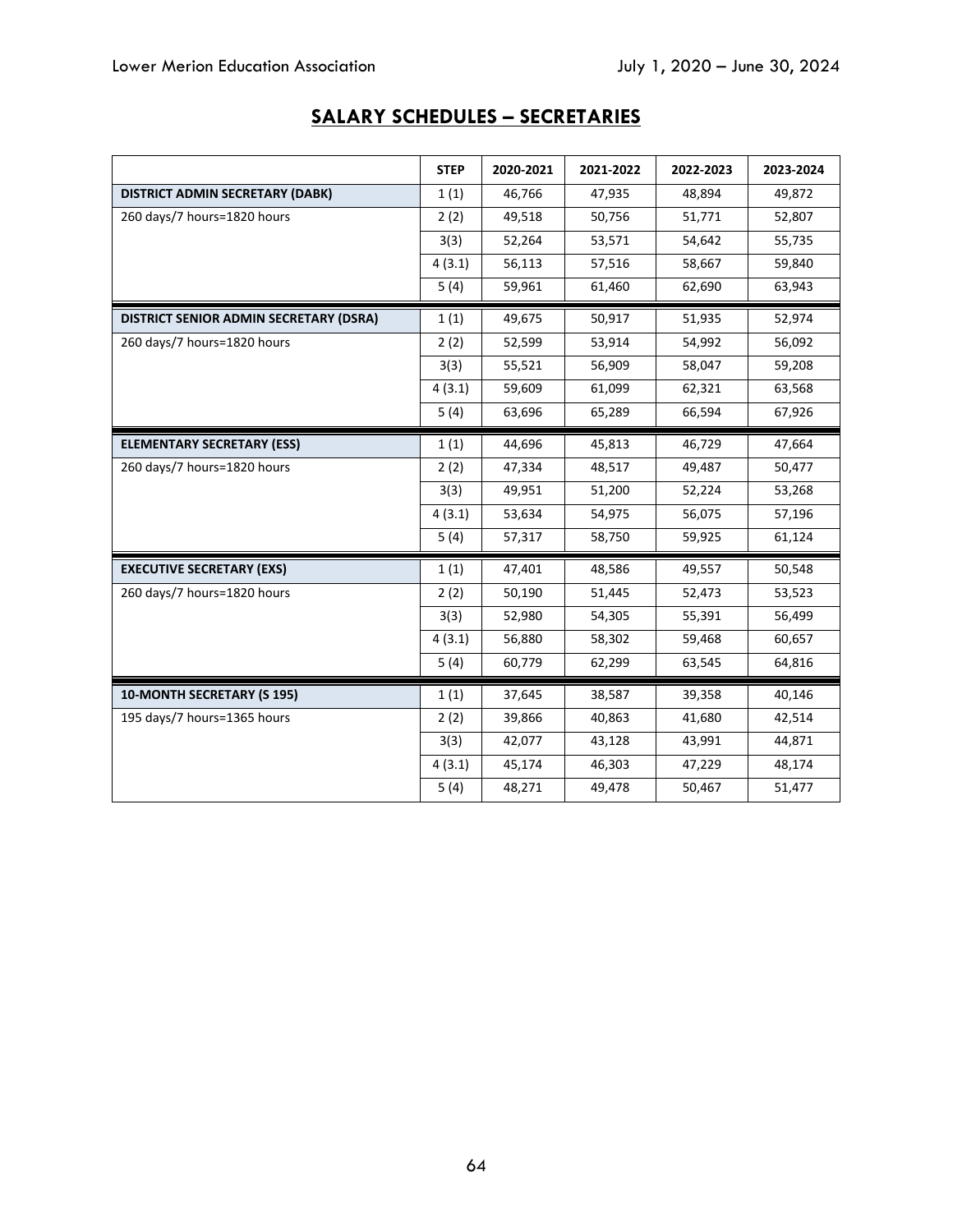## SALARY SCHEDULES – SECRETARIES

| | STEP | 2020-2021 | 2021-2022 | 2022-2023 | 2023-2024 |
|---|---|---|---|---|---|
| **DISTRICT ADMIN SECRETARY (DABK)** | 1 (1) | 46,766 | 47,935 | 48,894 | 49,872 |
| 260 days/7 hours=1820 hours | 2 (2) | 49,518 | 50,756 | 51,771 | 52,807 |
| | 3(3) | 52,264 | 53,571 | 54,642 | 55,735 |
| | 4 (3.1) | 56,113 | 57,516 | 58,667 | 59,840 |
| | 5 (4) | 59,961 | 61,460 | 62,690 | 63,943 |
| **DISTRICT SENIOR ADMIN SECRETARY (DSRA)** | 1 (1) | 49,675 | 50,917 | 51,935 | 52,974 |
| 260 days/7 hours=1820 hours | 2 (2) | 52,599 | 53,914 | 54,992 | 56,092 |
| | 3(3) | 55,521 | 56,909 | 58,047 | 59,208 |
| | 4 (3.1) | 59,609 | 61,099 | 62,321 | 63,568 |
| | 5 (4) | 63,696 | 65,289 | 66,594 | 67,926 |
| **ELEMENTARY SECRETARY (ESS)** | 1 (1) | 44,696 | 45,813 | 46,729 | 47,664 |
| 260 days/7 hours=1820 hours | 2 (2) | 47,334 | 48,517 | 49,487 | 50,477 |
| | 3(3) | 49,951 | 51,200 | 52,224 | 53,268 |
| | 4 (3.1) | 53,634 | 54,975 | 56,075 | 57,196 |
| | 5 (4) | 57,317 | 58,750 | 59,925 | 61,124 |
| **EXECUTIVE SECRETARY (EXS)** | 1 (1) | 47,401 | 48,586 | 49,557 | 50,548 |
| 260 days/7 hours=1820 hours | 2 (2) | 50,190 | 51,445 | 52,473 | 53,523 |
| | 3(3) | 52,980 | 54,305 | 55,391 | 56,499 |
| | 4 (3.1) | 56,880 | 58,302 | 59,468 | 60,657 |
| | 5 (4) | 60,779 | 62,299 | 63,545 | 64,816 |
| **10-MONTH SECRETARY (S 195)** | 1 (1) | 37,645 | 38,587 | 39,358 | 40,146 |
| 195 days/7 hours=1365 hours | 2 (2) | 39,866 | 40,863 | 41,680 | 42,514 |
| | 3(3) | 42,077 | 43,128 | 43,991 | 44,871 |
| | 4 (3.1) | 45,174 | 46,303 | 47,229 | 48,174 |
| | 5 (4) | 48,271 | 49,478 | 50,467 | 51,477 |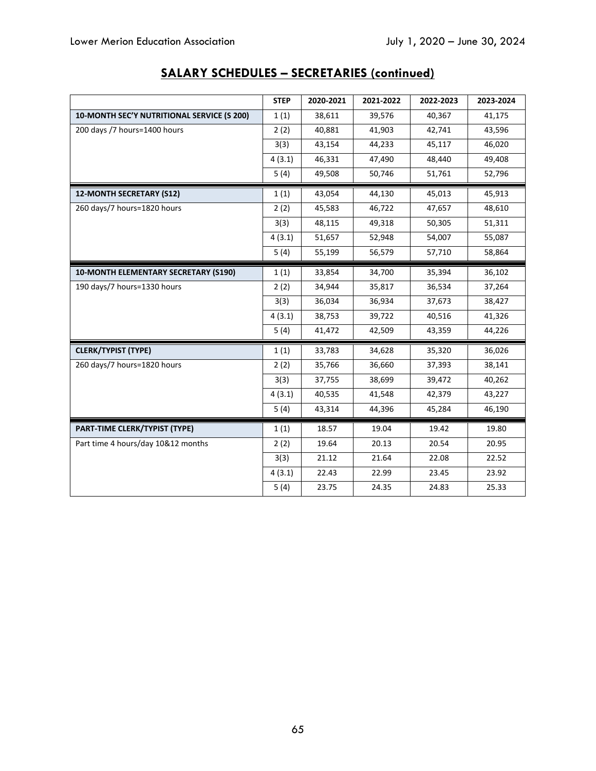## SALARY SCHEDULES – SECRETARIES (continued)

| | STEP | 2020-2021 | 2021-2022 | 2022-2023 | 2023-2024 |
|---|---|---|---|---|---|
| **10-MONTH SEC'Y NUTRITIONAL SERVICE (S 200)** | 1 (1) | 38,611 | 39,576 | 40,367 | 41,175 |
| 200 days /7 hours=1400 hours | 2 (2) | 40,881 | 41,903 | 42,741 | 43,596 |
| | 3(3) | 43,154 | 44,233 | 45,117 | 46,020 |
| | 4 (3.1) | 46,331 | 47,490 | 48,440 | 49,408 |
| | 5 (4) | 49,508 | 50,746 | 51,761 | 52,796 |
| **12-MONTH SECRETARY (S12)** | 1 (1) | 43,054 | 44,130 | 45,013 | 45,913 |
| 260 days/7 hours=1820 hours | 2 (2) | 45,583 | 46,722 | 47,657 | 48,610 |
| | 3(3) | 48,115 | 49,318 | 50,305 | 51,311 |
| | 4 (3.1) | 51,657 | 52,948 | 54,007 | 55,087 |
| | 5 (4) | 55,199 | 56,579 | 57,710 | 58,864 |
| **10-MONTH ELEMENTARY SECRETARY (S190)** | 1 (1) | 33,854 | 34,700 | 35,394 | 36,102 |
| 190 days/7 hours=1330 hours | 2 (2) | 34,944 | 35,817 | 36,534 | 37,264 |
| | 3(3) | 36,034 | 36,934 | 37,673 | 38,427 |
| | 4 (3.1) | 38,753 | 39,722 | 40,516 | 41,326 |
| | 5 (4) | 41,472 | 42,509 | 43,359 | 44,226 |
| **CLERK/TYPIST (TYPE)** | 1 (1) | 33,783 | 34,628 | 35,320 | 36,026 |
| 260 days/7 hours=1820 hours | 2 (2) | 35,766 | 36,660 | 37,393 | 38,141 |
| | 3(3) | 37,755 | 38,699 | 39,472 | 40,262 |
| | 4 (3.1) | 40,535 | 41,548 | 42,379 | 43,227 |
| | 5 (4) | 43,314 | 44,396 | 45,284 | 46,190 |
| **PART-TIME CLERK/TYPIST (TYPE)** | 1 (1) | 18.57 | 19.04 | 19.42 | 19.80 |
| Part time 4 hours/day 10&12 months | 2 (2) | 19.64 | 20.13 | 20.54 | 20.95 |
| | 3(3) | 21.12 | 21.64 | 22.08 | 22.52 |
| | 4 (3.1) | 22.43 | 22.99 | 23.45 | 23.92 |
| | 5 (4) | 23.75 | 24.35 | 24.83 | 25.33 |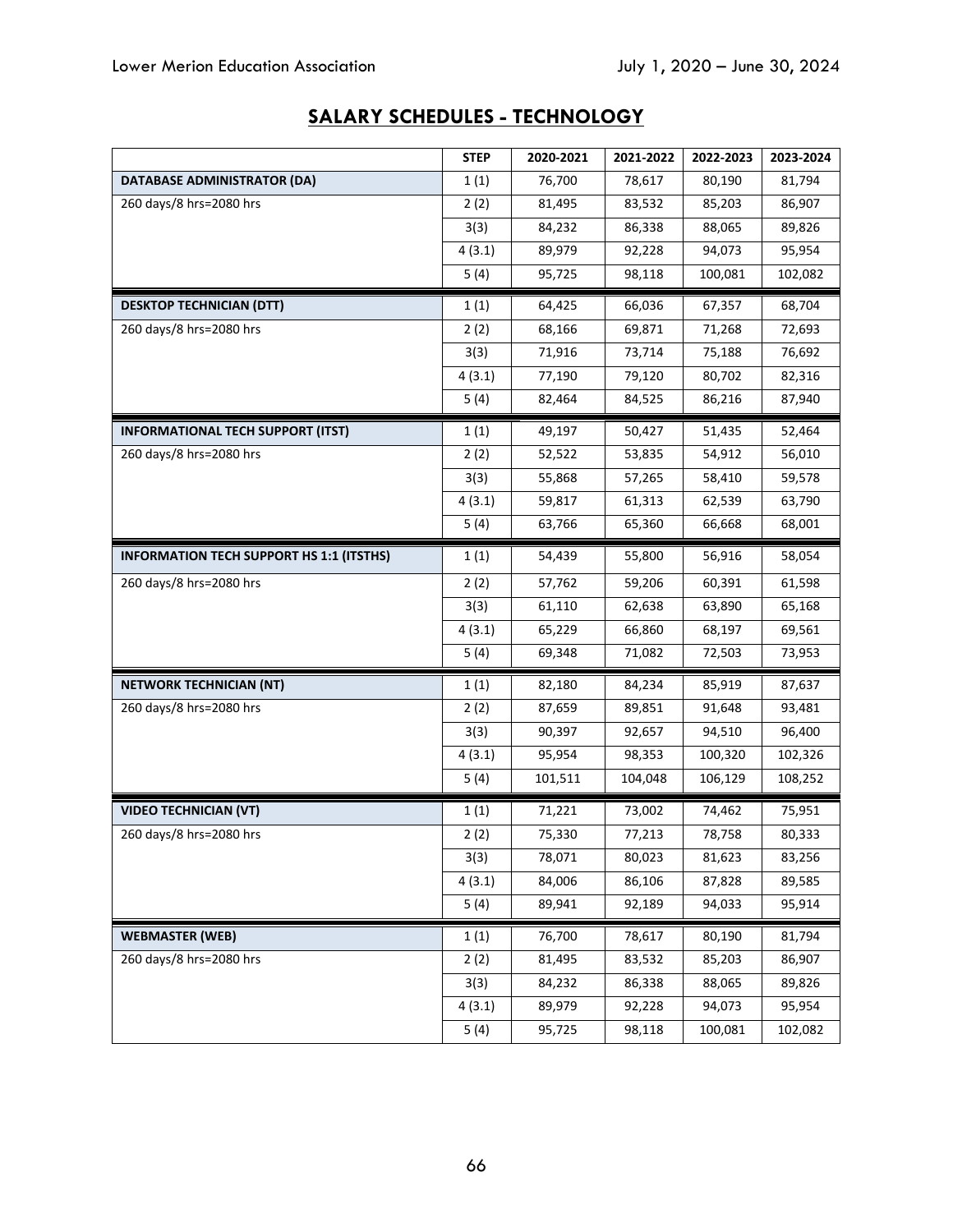## SALARY SCHEDULES - TECHNOLOGY

| | STEP | 2020-2021 | 2021-2022 | 2022-2023 | 2023-2024 |
|---|---|---|---|---|---|
| **DATABASE ADMINISTRATOR (DA)** | 1 (1) | 76,700 | 78,617 | 80,190 | 81,794 |
| 260 days/8 hrs=2080 hrs | 2 (2) | 81,495 | 83,532 | 85,203 | 86,907 |
| | 3(3) | 84,232 | 86,338 | 88,065 | 89,826 |
| | 4 (3.1) | 89,979 | 92,228 | 94,073 | 95,954 |
| | 5 (4) | 95,725 | 98,118 | 100,081 | 102,082 |
| **DESKTOP TECHNICIAN (DTT)** | 1 (1) | 64,425 | 66,036 | 67,357 | 68,704 |
| 260 days/8 hrs=2080 hrs | 2 (2) | 68,166 | 69,871 | 71,268 | 72,693 |
| | 3(3) | 71,916 | 73,714 | 75,188 | 76,692 |
| | 4 (3.1) | 77,190 | 79,120 | 80,702 | 82,316 |
| | 5 (4) | 82,464 | 84,525 | 86,216 | 87,940 |
| **INFORMATIONAL TECH SUPPORT (ITST)** | 1 (1) | 49,197 | 50,427 | 51,435 | 52,464 |
| 260 days/8 hrs=2080 hrs | 2 (2) | 52,522 | 53,835 | 54,912 | 56,010 |
| | 3(3) | 55,868 | 57,265 | 58,410 | 59,578 |
| | 4 (3.1) | 59,817 | 61,313 | 62,539 | 63,790 |
| | 5 (4) | 63,766 | 65,360 | 66,668 | 68,001 |
| **INFORMATION TECH SUPPORT HS 1:1 (ITSTHS)** | 1 (1) | 54,439 | 55,800 | 56,916 | 58,054 |
| 260 days/8 hrs=2080 hrs | 2 (2) | 57,762 | 59,206 | 60,391 | 61,598 |
| | 3(3) | 61,110 | 62,638 | 63,890 | 65,168 |
| | 4 (3.1) | 65,229 | 66,860 | 68,197 | 69,561 |
| | 5 (4) | 69,348 | 71,082 | 72,503 | 73,953 |
| **NETWORK TECHNICIAN (NT)** | 1 (1) | 82,180 | 84,234 | 85,919 | 87,637 |
| 260 days/8 hrs=2080 hrs | 2 (2) | 87,659 | 89,851 | 91,648 | 93,481 |
| | 3(3) | 90,397 | 92,657 | 94,510 | 96,400 |
| | 4 (3.1) | 95,954 | 98,353 | 100,320 | 102,326 |
| | 5 (4) | 101,511 | 104,048 | 106,129 | 108,252 |
| **VIDEO TECHNICIAN (VT)** | 1 (1) | 71,221 | 73,002 | 74,462 | 75,951 |
| 260 days/8 hrs=2080 hrs | 2 (2) | 75,330 | 77,213 | 78,758 | 80,333 |
| | 3(3) | 78,071 | 80,023 | 81,623 | 83,256 |
| | 4 (3.1) | 84,006 | 86,106 | 87,828 | 89,585 |
| | 5 (4) | 89,941 | 92,189 | 94,033 | 95,914 |
| **WEBMASTER (WEB)** | 1 (1) | 76,700 | 78,617 | 80,190 | 81,794 |
| 260 days/8 hrs=2080 hrs | 2 (2) | 81,495 | 83,532 | 85,203 | 86,907 |
| | 3(3) | 84,232 | 86,338 | 88,065 | 89,826 |
| | 4 (3.1) | 89,979 | 92,228 | 94,073 | 95,954 |
| | 5 (4) | 95,725 | 98,118 | 100,081 | 102,082 |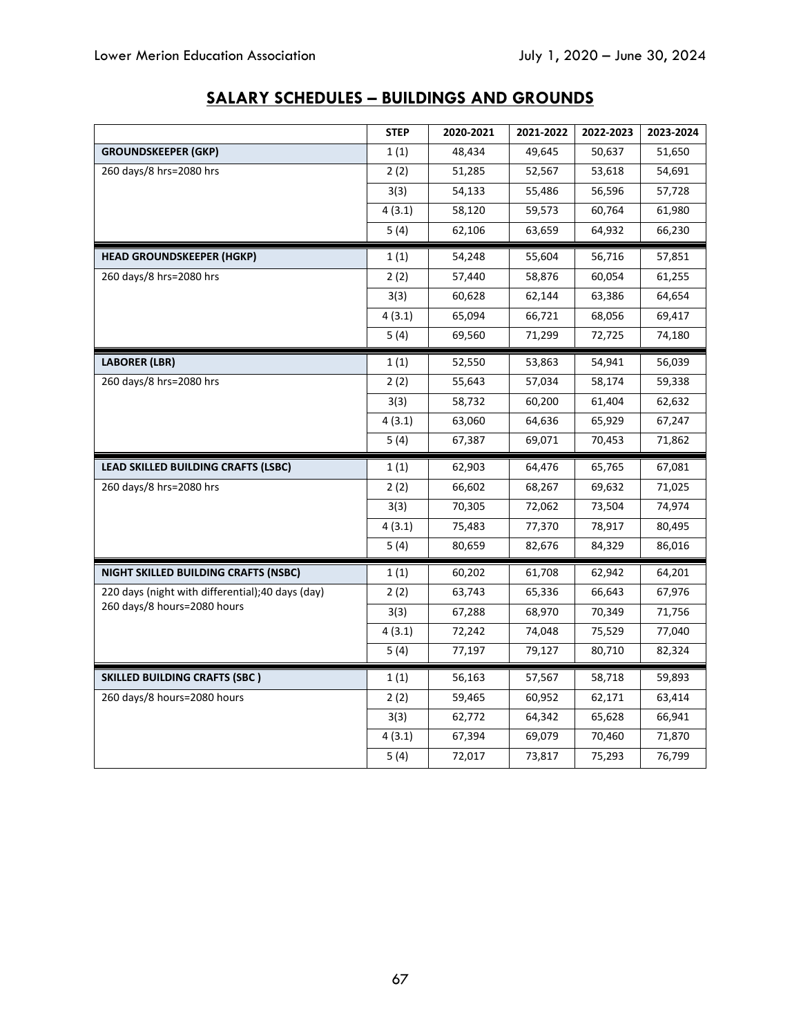## SALARY SCHEDULES – BUILDINGS AND GROUNDS

| | STEP | 2020-2021 | 2021-2022 | 2022-2023 | 2023-2024 |
|---|---|---|---|---|---|
| **GROUNDSKEEPER (GKP)** | 1 (1) | 48,434 | 49,645 | 50,637 | 51,650 |
| 260 days/8 hrs=2080 hrs | 2 (2) | 51,285 | 52,567 | 53,618 | 54,691 |
| | 3(3) | 54,133 | 55,486 | 56,596 | 57,728 |
| | 4 (3.1) | 58,120 | 59,573 | 60,764 | 61,980 |
| | 5 (4) | 62,106 | 63,659 | 64,932 | 66,230 |
| **HEAD GROUNDSKEEPER (HGKP)** | 1 (1) | 54,248 | 55,604 | 56,716 | 57,851 |
| 260 days/8 hrs=2080 hrs | 2 (2) | 57,440 | 58,876 | 60,054 | 61,255 |
| | 3(3) | 60,628 | 62,144 | 63,386 | 64,654 |
| | 4 (3.1) | 65,094 | 66,721 | 68,056 | 69,417 |
| | 5 (4) | 69,560 | 71,299 | 72,725 | 74,180 |
| **LABORER (LBR)** | 1 (1) | 52,550 | 53,863 | 54,941 | 56,039 |
| 260 days/8 hrs=2080 hrs | 2 (2) | 55,643 | 57,034 | 58,174 | 59,338 |
| | 3(3) | 58,732 | 60,200 | 61,404 | 62,632 |
| | 4 (3.1) | 63,060 | 64,636 | 65,929 | 67,247 |
| | 5 (4) | 67,387 | 69,071 | 70,453 | 71,862 |
| **LEAD SKILLED BUILDING CRAFTS (LSBC)** | 1 (1) | 62,903 | 64,476 | 65,765 | 67,081 |
| 260 days/8 hrs=2080 hrs | 2 (2) | 66,602 | 68,267 | 69,632 | 71,025 |
| | 3(3) | 70,305 | 72,062 | 73,504 | 74,974 |
| | 4 (3.1) | 75,483 | 77,370 | 78,917 | 80,495 |
| | 5 (4) | 80,659 | 82,676 | 84,329 | 86,016 |
| **NIGHT SKILLED BUILDING CRAFTS (NSBC)** | 1 (1) | 60,202 | 61,708 | 62,942 | 64,201 |
| 220 days (night with differential);40 days (day) 260 days/8 hours=2080 hours | 2 (2) | 63,743 | 65,336 | 66,643 | 67,976 |
| | 3(3) | 67,288 | 68,970 | 70,349 | 71,756 |
| | 4 (3.1) | 72,242 | 74,048 | 75,529 | 77,040 |
| | 5 (4) | 77,197 | 79,127 | 80,710 | 82,324 |
| **SKILLED BUILDING CRAFTS (SBC )** | 1 (1) | 56,163 | 57,567 | 58,718 | 59,893 |
| 260 days/8 hours=2080 hours | 2 (2) | 59,465 | 60,952 | 62,171 | 63,414 |
| | 3(3) | 62,772 | 64,342 | 65,628 | 66,941 |
| | 4 (3.1) | 67,394 | 69,079 | 70,460 | 71,870 |
| | 5 (4) | 72,017 | 73,817 | 75,293 | 76,799 |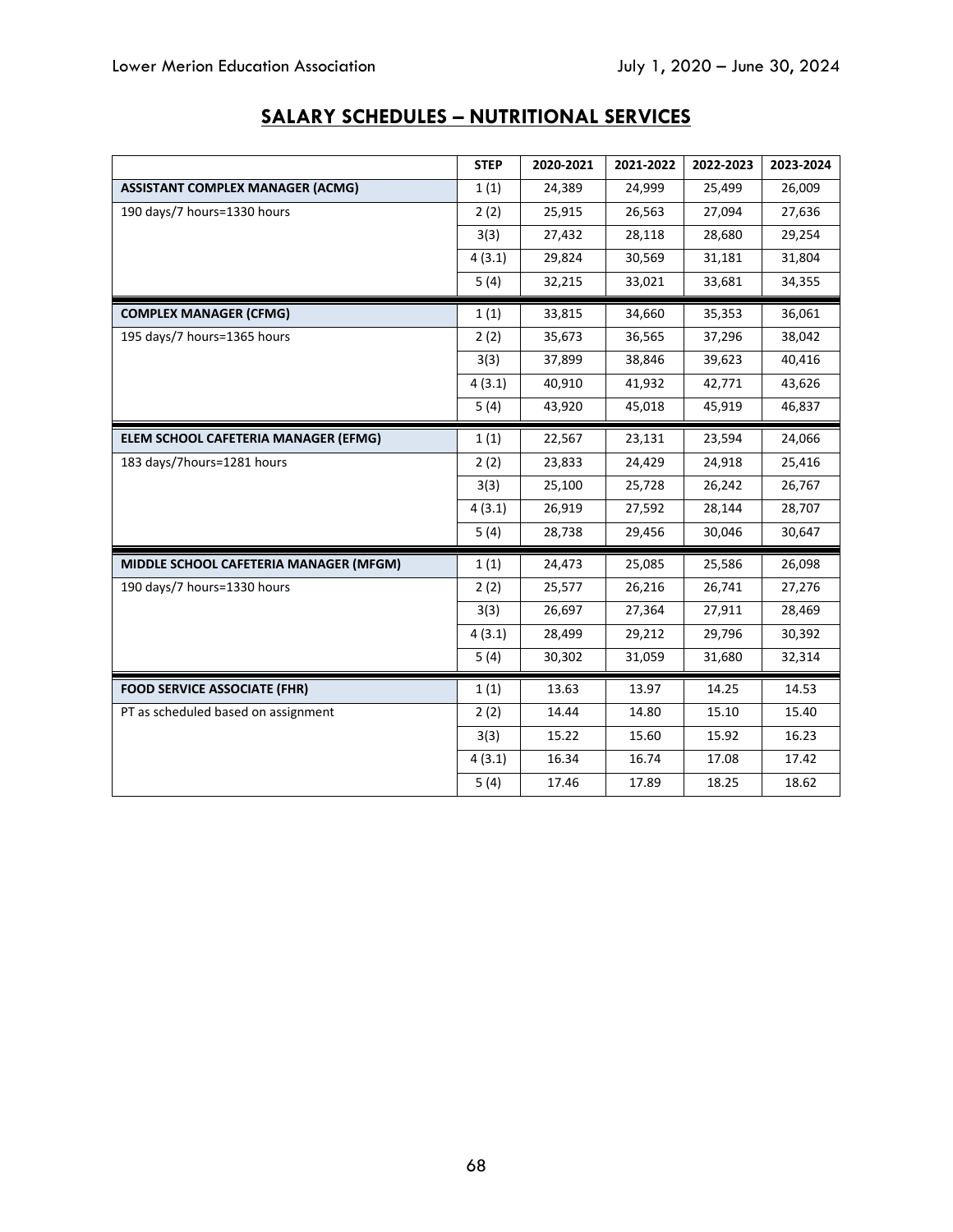## SALARY SCHEDULES – NUTRITIONAL SERVICES

| | STEP | 2020-2021 | 2021-2022 | 2022-2023 | 2023-2024 |
|---|---|---|---|---|---|
| **ASSISTANT COMPLEX MANAGER (ACMG)** | 1 (1) | 24,389 | 24,999 | 25,499 | 26,009 |
| 190 days/7 hours=1330 hours | 2 (2) | 25,915 | 26,563 | 27,094 | 27,636 |
| | 3(3) | 27,432 | 28,118 | 28,680 | 29,254 |
| | 4 (3.1) | 29,824 | 30,569 | 31,181 | 31,804 |
| | 5 (4) | 32,215 | 33,021 | 33,681 | 34,355 |
| **COMPLEX MANAGER (CFMG)** | 1 (1) | 33,815 | 34,660 | 35,353 | 36,061 |
| 195 days/7 hours=1365 hours | 2 (2) | 35,673 | 36,565 | 37,296 | 38,042 |
| | 3(3) | 37,899 | 38,846 | 39,623 | 40,416 |
| | 4 (3.1) | 40,910 | 41,932 | 42,771 | 43,626 |
| | 5 (4) | 43,920 | 45,018 | 45,919 | 46,837 |
| **ELEM SCHOOL CAFETERIA MANAGER (EFMG)** | 1 (1) | 22,567 | 23,131 | 23,594 | 24,066 |
| 183 days/7hours=1281 hours | 2 (2) | 23,833 | 24,429 | 24,918 | 25,416 |
| | 3(3) | 25,100 | 25,728 | 26,242 | 26,767 |
| | 4 (3.1) | 26,919 | 27,592 | 28,144 | 28,707 |
| | 5 (4) | 28,738 | 29,456 | 30,046 | 30,647 |
| **MIDDLE SCHOOL CAFETERIA MANAGER (MFGM)** | 1 (1) | 24,473 | 25,085 | 25,586 | 26,098 |
| 190 days/7 hours=1330 hours | 2 (2) | 25,577 | 26,216 | 26,741 | 27,276 |
| | 3(3) | 26,697 | 27,364 | 27,911 | 28,469 |
| | 4 (3.1) | 28,499 | 29,212 | 29,796 | 30,392 |
| | 5 (4) | 30,302 | 31,059 | 31,680 | 32,314 |
| **FOOD SERVICE ASSOCIATE (FHR)** | 1 (1) | 13.63 | 13.97 | 14.25 | 14.53 |
| PT as scheduled based on assignment | 2 (2) | 14.44 | 14.80 | 15.10 | 15.40 |
| | 3(3) | 15.22 | 15.60 | 15.92 | 16.23 |
| | 4 (3.1) | 16.34 | 16.74 | 17.08 | 17.42 |
| | 5 (4) | 17.46 | 17.89 | 18.25 | 18.62 |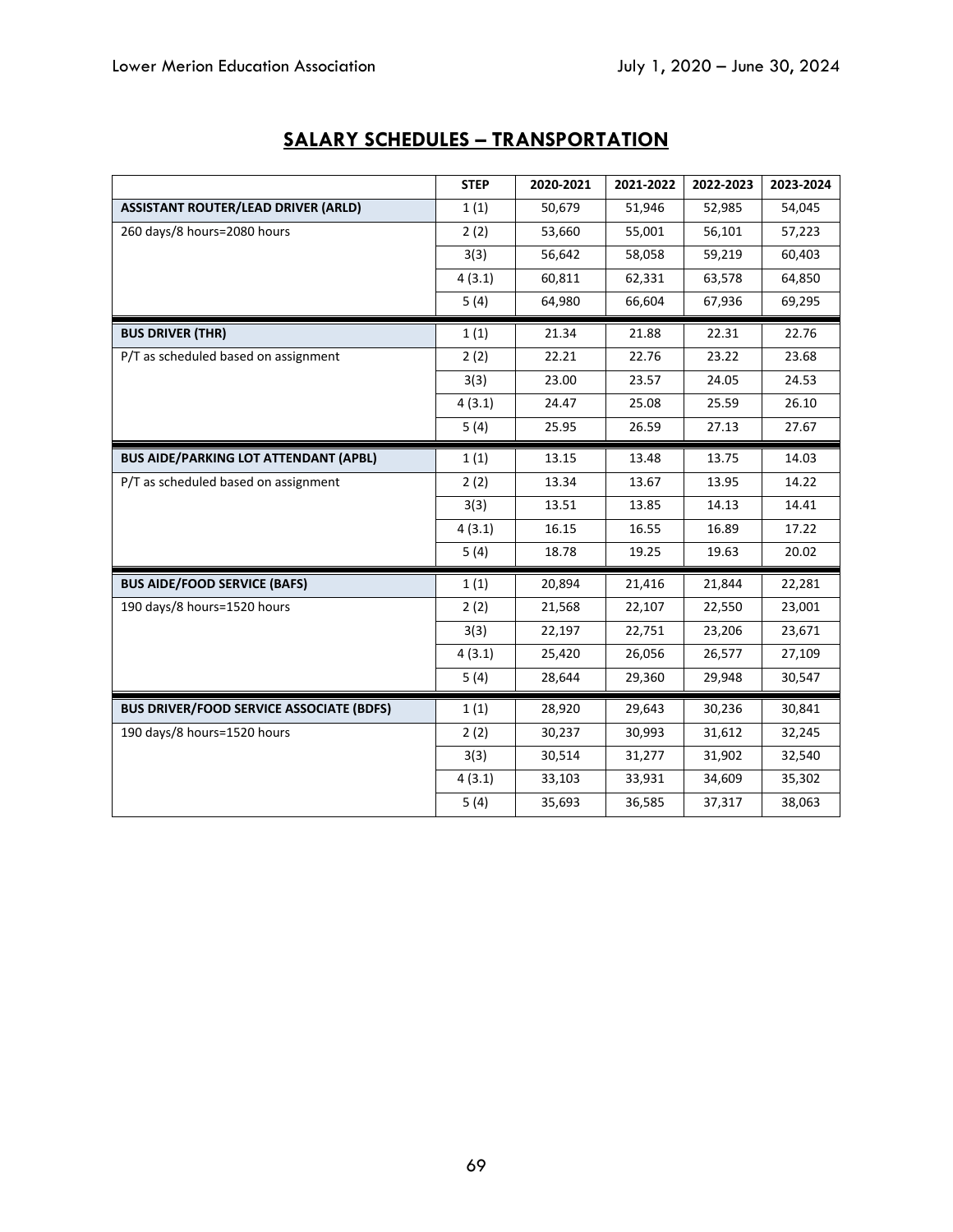## SALARY SCHEDULES – TRANSPORTATION

| | STEP | 2020-2021 | 2021-2022 | 2022-2023 | 2023-2024 |
|---|---|---|---|---|---|
| **ASSISTANT ROUTER/LEAD DRIVER (ARLD)** | 1 (1) | 50,679 | 51,946 | 52,985 | 54,045 |
| 260 days/8 hours=2080 hours | 2 (2) | 53,660 | 55,001 | 56,101 | 57,223 |
| | 3(3) | 56,642 | 58,058 | 59,219 | 60,403 |
| | 4 (3.1) | 60,811 | 62,331 | 63,578 | 64,850 |
| | 5 (4) | 64,980 | 66,604 | 67,936 | 69,295 |
| **BUS DRIVER (THR)** | 1 (1) | 21.34 | 21.88 | 22.31 | 22.76 |
| P/T as scheduled based on assignment | 2 (2) | 22.21 | 22.76 | 23.22 | 23.68 |
| | 3(3) | 23.00 | 23.57 | 24.05 | 24.53 |
| | 4 (3.1) | 24.47 | 25.08 | 25.59 | 26.10 |
| | 5 (4) | 25.95 | 26.59 | 27.13 | 27.67 |
| **BUS AIDE/PARKING LOT ATTENDANT (APBL)** | 1 (1) | 13.15 | 13.48 | 13.75 | 14.03 |
| P/T as scheduled based on assignment | 2 (2) | 13.34 | 13.67 | 13.95 | 14.22 |
| | 3(3) | 13.51 | 13.85 | 14.13 | 14.41 |
| | 4 (3.1) | 16.15 | 16.55 | 16.89 | 17.22 |
| | 5 (4) | 18.78 | 19.25 | 19.63 | 20.02 |
| **BUS AIDE/FOOD SERVICE (BAFS)** | 1 (1) | 20,894 | 21,416 | 21,844 | 22,281 |
| 190 days/8 hours=1520 hours | 2 (2) | 21,568 | 22,107 | 22,550 | 23,001 |
| | 3(3) | 22,197 | 22,751 | 23,206 | 23,671 |
| | 4 (3.1) | 25,420 | 26,056 | 26,577 | 27,109 |
| | 5 (4) | 28,644 | 29,360 | 29,948 | 30,547 |
| **BUS DRIVER/FOOD SERVICE ASSOCIATE (BDFS)** | 1 (1) | 28,920 | 29,643 | 30,236 | 30,841 |
| 190 days/8 hours=1520 hours | 2 (2) | 30,237 | 30,993 | 31,612 | 32,245 |
| | 3(3) | 30,514 | 31,277 | 31,902 | 32,540 |
| | 4 (3.1) | 33,103 | 33,931 | 34,609 | 35,302 |
| | 5 (4) | 35,693 | 36,585 | 37,317 | 38,063 |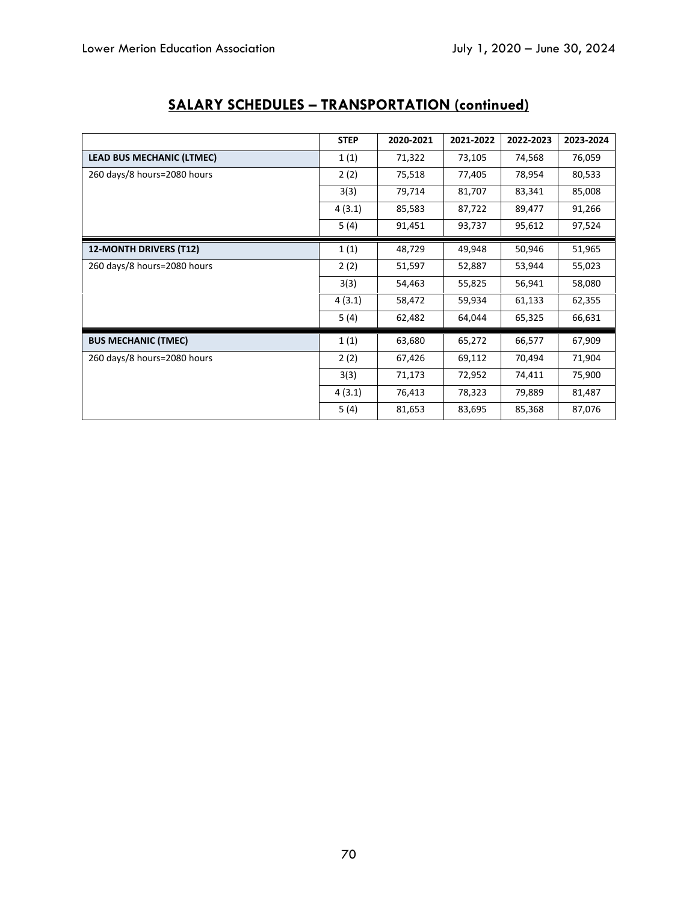## SALARY SCHEDULES – TRANSPORTATION (continued)

| | STEP | 2020-2021 | 2021-2022 | 2022-2023 | 2023-2024 |
|---|---|---|---|---|---|
| **LEAD BUS MECHANIC (LTMEC)** | 1 (1) | 71,322 | 73,105 | 74,568 | 76,059 |
| 260 days/8 hours=2080 hours | 2 (2) | 75,518 | 77,405 | 78,954 | 80,533 |
| | 3(3) | 79,714 | 81,707 | 83,341 | 85,008 |
| | 4 (3.1) | 85,583 | 87,722 | 89,477 | 91,266 |
| | 5 (4) | 91,451 | 93,737 | 95,612 | 97,524 |
| **12-MONTH DRIVERS (T12)** | 1 (1) | 48,729 | 49,948 | 50,946 | 51,965 |
| 260 days/8 hours=2080 hours | 2 (2) | 51,597 | 52,887 | 53,944 | 55,023 |
| | 3(3) | 54,463 | 55,825 | 56,941 | 58,080 |
| | 4 (3.1) | 58,472 | 59,934 | 61,133 | 62,355 |
| | 5 (4) | 62,482 | 64,044 | 65,325 | 66,631 |
| **BUS MECHANIC (TMEC)** | 1 (1) | 63,680 | 65,272 | 66,577 | 67,909 |
| 260 days/8 hours=2080 hours | 2 (2) | 67,426 | 69,112 | 70,494 | 71,904 |
| | 3(3) | 71,173 | 72,952 | 74,411 | 75,900 |
| | 4 (3.1) | 76,413 | 78,323 | 79,889 | 81,487 |
| | 5 (4) | 81,653 | 83,695 | 85,368 | 87,076 |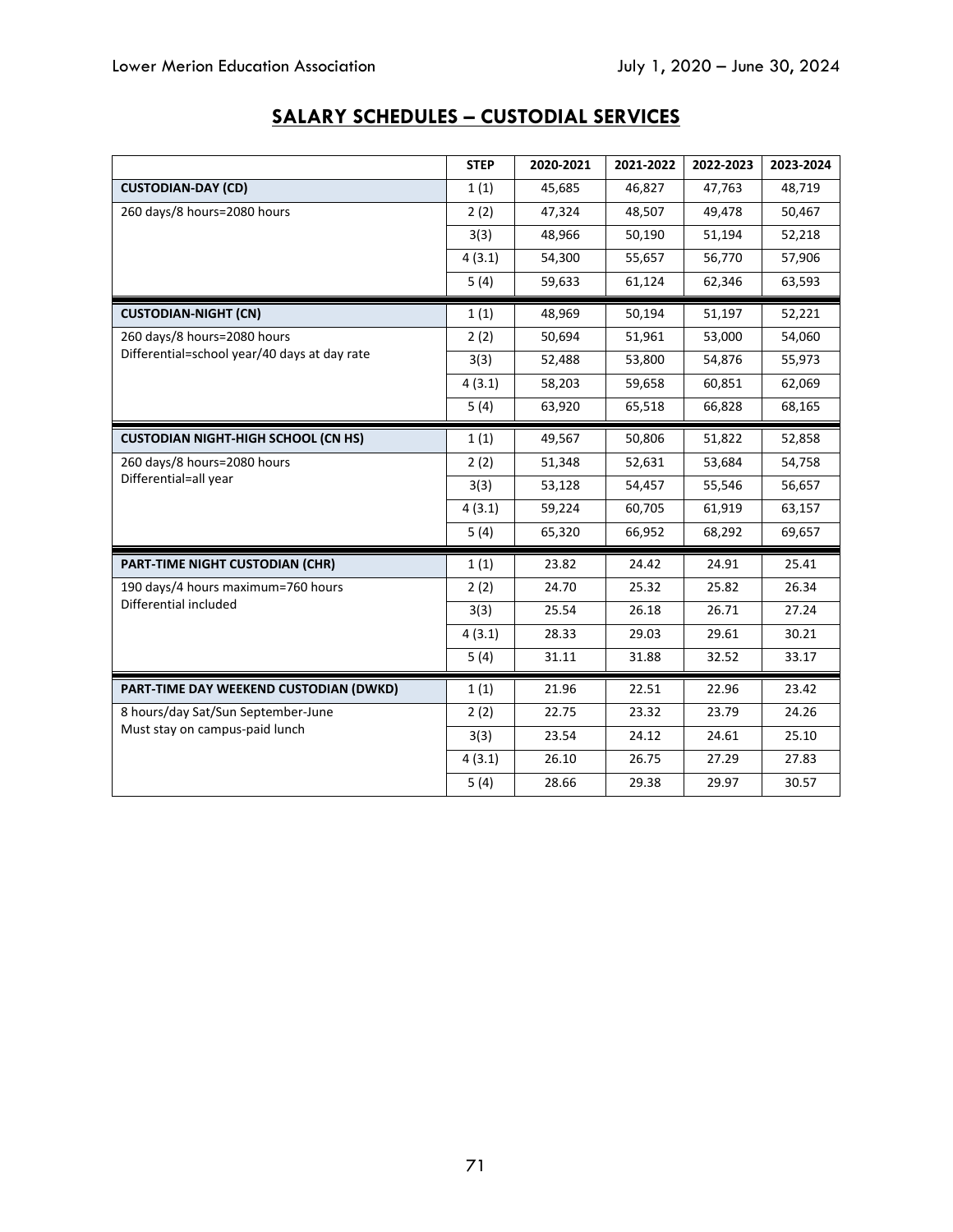## SALARY SCHEDULES – CUSTODIAL SERVICES

| | STEP | 2020-2021 | 2021-2022 | 2022-2023 | 2023-2024 |
|---|---|---|---|---|---|
| **CUSTODIAN-DAY (CD)** | 1 (1) | 45,685 | 46,827 | 47,763 | 48,719 |
| 260 days/8 hours=2080 hours | 2 (2) | 47,324 | 48,507 | 49,478 | 50,467 |
| | 3(3) | 48,966 | 50,190 | 51,194 | 52,218 |
| | 4 (3.1) | 54,300 | 55,657 | 56,770 | 57,906 |
| | 5 (4) | 59,633 | 61,124 | 62,346 | 63,593 |
| **CUSTODIAN-NIGHT (CN)** | 1 (1) | 48,969 | 50,194 | 51,197 | 52,221 |
| 260 days/8 hours=2080 hours | 2 (2) | 50,694 | 51,961 | 53,000 | 54,060 |
| Differential=school year/40 days at day rate | 3(3) | 52,488 | 53,800 | 54,876 | 55,973 |
| | 4 (3.1) | 58,203 | 59,658 | 60,851 | 62,069 |
| | 5 (4) | 63,920 | 65,518 | 66,828 | 68,165 |
| **CUSTODIAN NIGHT-HIGH SCHOOL (CN HS)** | 1 (1) | 49,567 | 50,806 | 51,822 | 52,858 |
| 260 days/8 hours=2080 hours | 2 (2) | 51,348 | 52,631 | 53,684 | 54,758 |
| Differential=all year | 3(3) | 53,128 | 54,457 | 55,546 | 56,657 |
| | 4 (3.1) | 59,224 | 60,705 | 61,919 | 63,157 |
| | 5 (4) | 65,320 | 66,952 | 68,292 | 69,657 |
| **PART-TIME NIGHT CUSTODIAN (CHR)** | 1 (1) | 23.82 | 24.42 | 24.91 | 25.41 |
| 190 days/4 hours maximum=760 hours | 2 (2) | 24.70 | 25.32 | 25.82 | 26.34 |
| Differential included | 3(3) | 25.54 | 26.18 | 26.71 | 27.24 |
| | 4 (3.1) | 28.33 | 29.03 | 29.61 | 30.21 |
| | 5 (4) | 31.11 | 31.88 | 32.52 | 33.17 |
| **PART-TIME DAY WEEKEND CUSTODIAN (DWKD)** | 1 (1) | 21.96 | 22.51 | 22.96 | 23.42 |
| 8 hours/day Sat/Sun September-June | 2 (2) | 22.75 | 23.32 | 23.79 | 24.26 |
| Must stay on campus-paid lunch | 3(3) | 23.54 | 24.12 | 24.61 | 25.10 |
| | 4 (3.1) | 26.10 | 26.75 | 27.29 | 27.83 |
| | 5 (4) | 28.66 | 29.38 | 29.97 | 30.57 |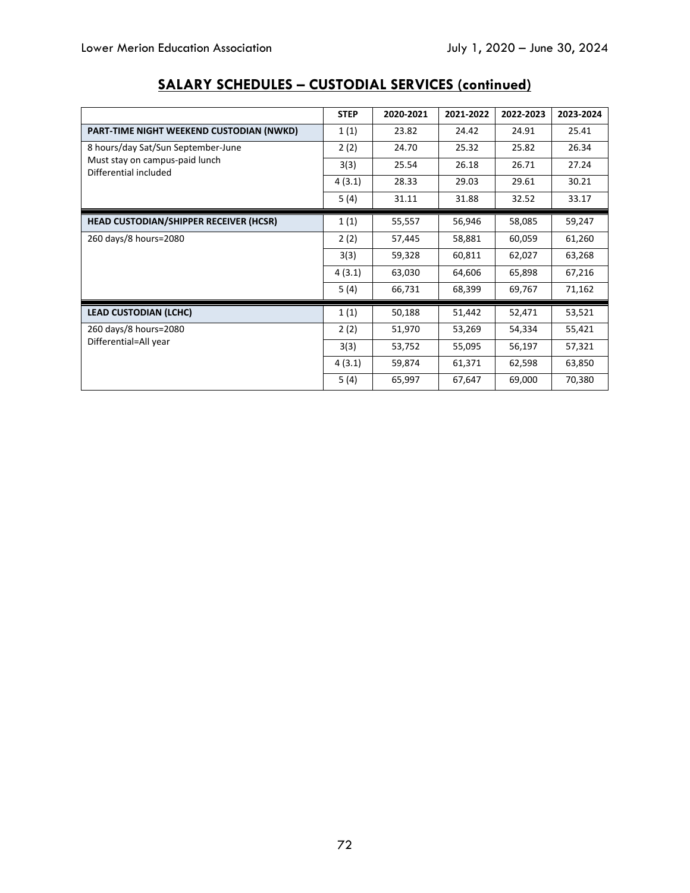## SALARY SCHEDULES – CUSTODIAL SERVICES (continued)

| | STEP | 2020-2021 | 2021-2022 | 2022-2023 | 2023-2024 |
|---|---|---|---|---|---|
| **PART-TIME NIGHT WEEKEND CUSTODIAN (NWKD)** | 1 (1) | 23.82 | 24.42 | 24.91 | 25.41 |
| 8 hours/day Sat/Sun September-June | 2 (2) | 24.70 | 25.32 | 25.82 | 26.34 |
| Must stay on campus-paid lunch Differential included | 3(3) | 25.54 | 26.18 | 26.71 | 27.24 |
| | 4 (3.1) | 28.33 | 29.03 | 29.61 | 30.21 |
| | 5 (4) | 31.11 | 31.88 | 32.52 | 33.17 |
| **HEAD CUSTODIAN/SHIPPER RECEIVER (HCSR)** | 1 (1) | 55,557 | 56,946 | 58,085 | 59,247 |
| 260 days/8 hours=2080 | 2 (2) | 57,445 | 58,881 | 60,059 | 61,260 |
| | 3(3) | 59,328 | 60,811 | 62,027 | 63,268 |
| | 4 (3.1) | 63,030 | 64,606 | 65,898 | 67,216 |
| | 5 (4) | 66,731 | 68,399 | 69,767 | 71,162 |
| **LEAD CUSTODIAN (LCHC)** | 1 (1) | 50,188 | 51,442 | 52,471 | 53,521 |
| 260 days/8 hours=2080 | 2 (2) | 51,970 | 53,269 | 54,334 | 55,421 |
| Differential=All year | 3(3) | 53,752 | 55,095 | 56,197 | 57,321 |
| | 4 (3.1) | 59,874 | 61,371 | 62,598 | 63,850 |
| | 5 (4) | 65,997 | 67,647 | 69,000 | 70,380 |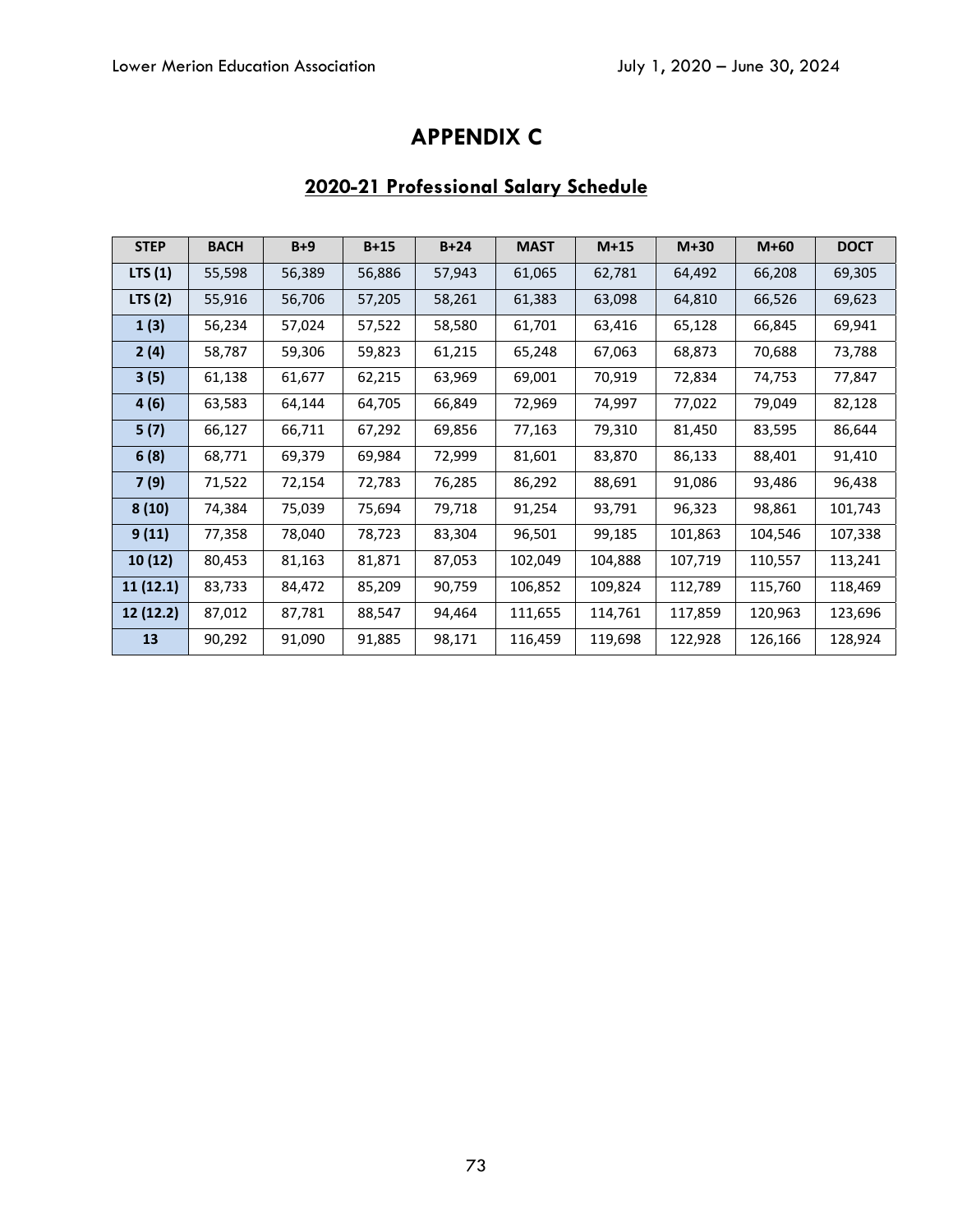# APPENDIX C

## 2020-21 Professional Salary Schedule

| STEP | BACH | B+9 | B+15 | B+24 | MAST | M+15 | M+30 | M+60 | DOCT |
|---|---|---|---|---|---|---|---|---|---|
| LTS (1) | 55,598 | 56,389 | 56,886 | 57,943 | 61,065 | 62,781 | 64,492 | 66,208 | 69,305 |
| LTS (2) | 55,916 | 56,706 | 57,205 | 58,261 | 61,383 | 63,098 | 64,810 | 66,526 | 69,623 |
| 1 (3) | 56,234 | 57,024 | 57,522 | 58,580 | 61,701 | 63,416 | 65,128 | 66,845 | 69,941 |
| 2 (4) | 58,787 | 59,306 | 59,823 | 61,215 | 65,248 | 67,063 | 68,873 | 70,688 | 73,788 |
| 3 (5) | 61,138 | 61,677 | 62,215 | 63,969 | 69,001 | 70,919 | 72,834 | 74,753 | 77,847 |
| 4 (6) | 63,583 | 64,144 | 64,705 | 66,849 | 72,969 | 74,997 | 77,022 | 79,049 | 82,128 |
| 5 (7) | 66,127 | 66,711 | 67,292 | 69,856 | 77,163 | 79,310 | 81,450 | 83,595 | 86,644 |
| 6 (8) | 68,771 | 69,379 | 69,984 | 72,999 | 81,601 | 83,870 | 86,133 | 88,401 | 91,410 |
| 7 (9) | 71,522 | 72,154 | 72,783 | 76,285 | 86,292 | 88,691 | 91,086 | 93,486 | 96,438 |
| 8 (10) | 74,384 | 75,039 | 75,694 | 79,718 | 91,254 | 93,791 | 96,323 | 98,861 | 101,743 |
| 9 (11) | 77,358 | 78,040 | 78,723 | 83,304 | 96,501 | 99,185 | 101,863 | 104,546 | 107,338 |
| 10 (12) | 80,453 | 81,163 | 81,871 | 87,053 | 102,049 | 104,888 | 107,719 | 110,557 | 113,241 |
| 11 (12.1) | 83,733 | 84,472 | 85,209 | 90,759 | 106,852 | 109,824 | 112,789 | 115,760 | 118,469 |
| 12 (12.2) | 87,012 | 87,781 | 88,547 | 94,464 | 111,655 | 114,761 | 117,859 | 120,963 | 123,696 |
| 13 | 90,292 | 91,090 | 91,885 | 98,171 | 116,459 | 119,698 | 122,928 | 126,166 | 128,924 |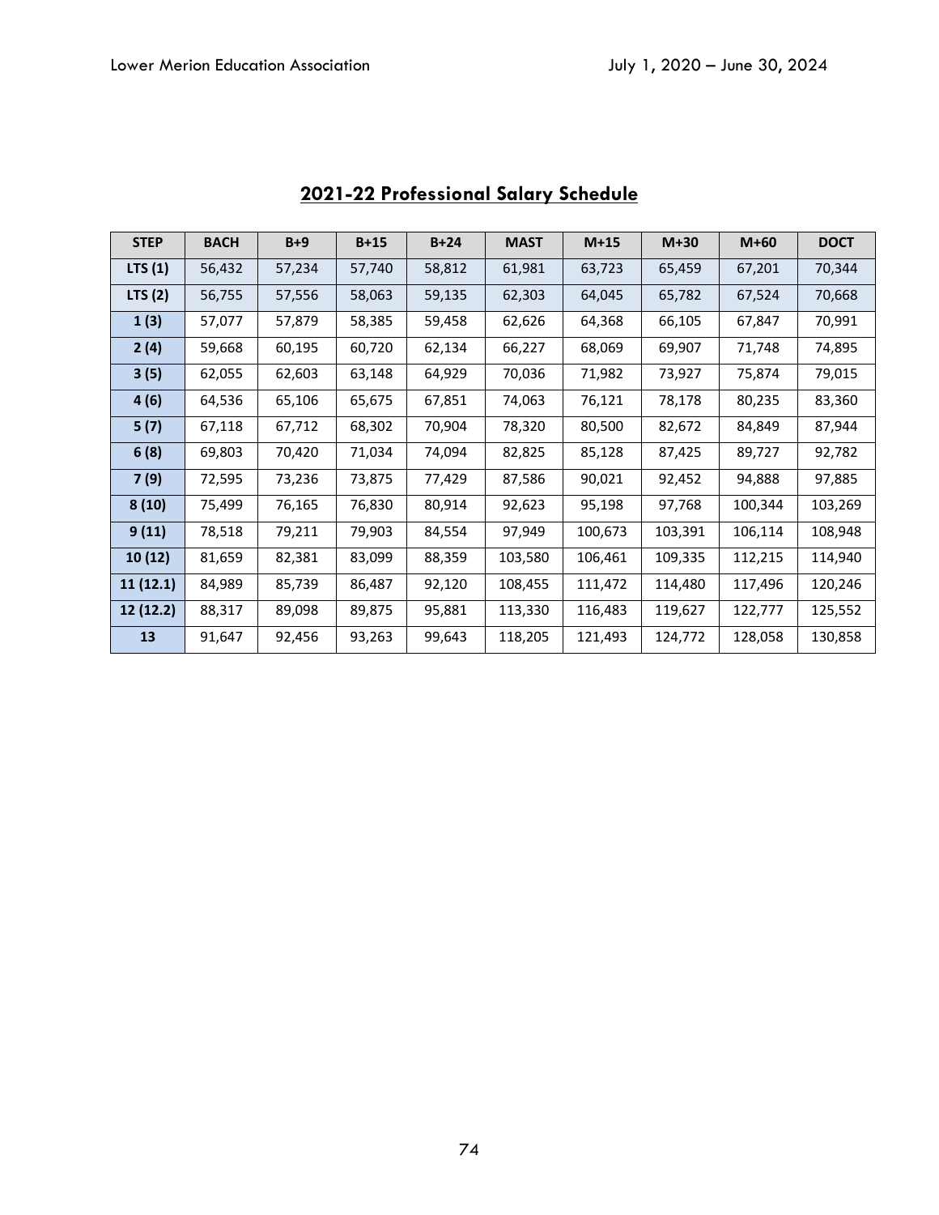## 2021-22 Professional Salary Schedule

| STEP | BACH | B+9 | B+15 | B+24 | MAST | M+15 | M+30 | M+60 | DOCT |
|---|---|---|---|---|---|---|---|---|---|
| LTS (1) | 56,432 | 57,234 | 57,740 | 58,812 | 61,981 | 63,723 | 65,459 | 67,201 | 70,344 |
| LTS (2) | 56,755 | 57,556 | 58,063 | 59,135 | 62,303 | 64,045 | 65,782 | 67,524 | 70,668 |
| 1 (3) | 57,077 | 57,879 | 58,385 | 59,458 | 62,626 | 64,368 | 66,105 | 67,847 | 70,991 |
| 2 (4) | 59,668 | 60,195 | 60,720 | 62,134 | 66,227 | 68,069 | 69,907 | 71,748 | 74,895 |
| 3 (5) | 62,055 | 62,603 | 63,148 | 64,929 | 70,036 | 71,982 | 73,927 | 75,874 | 79,015 |
| 4 (6) | 64,536 | 65,106 | 65,675 | 67,851 | 74,063 | 76,121 | 78,178 | 80,235 | 83,360 |
| 5 (7) | 67,118 | 67,712 | 68,302 | 70,904 | 78,320 | 80,500 | 82,672 | 84,849 | 87,944 |
| 6 (8) | 69,803 | 70,420 | 71,034 | 74,094 | 82,825 | 85,128 | 87,425 | 89,727 | 92,782 |
| 7 (9) | 72,595 | 73,236 | 73,875 | 77,429 | 87,586 | 90,021 | 92,452 | 94,888 | 97,885 |
| 8 (10) | 75,499 | 76,165 | 76,830 | 80,914 | 92,623 | 95,198 | 97,768 | 100,344 | 103,269 |
| 9 (11) | 78,518 | 79,211 | 79,903 | 84,554 | 97,949 | 100,673 | 103,391 | 106,114 | 108,948 |
| 10 (12) | 81,659 | 82,381 | 83,099 | 88,359 | 103,580 | 106,461 | 109,335 | 112,215 | 114,940 |
| 11 (12.1) | 84,989 | 85,739 | 86,487 | 92,120 | 108,455 | 111,472 | 114,480 | 117,496 | 120,246 |
| 12 (12.2) | 88,317 | 89,098 | 89,875 | 95,881 | 113,330 | 116,483 | 119,627 | 122,777 | 125,552 |
| 13 | 91,647 | 92,456 | 93,263 | 99,643 | 118,205 | 121,493 | 124,772 | 128,058 | 130,858 |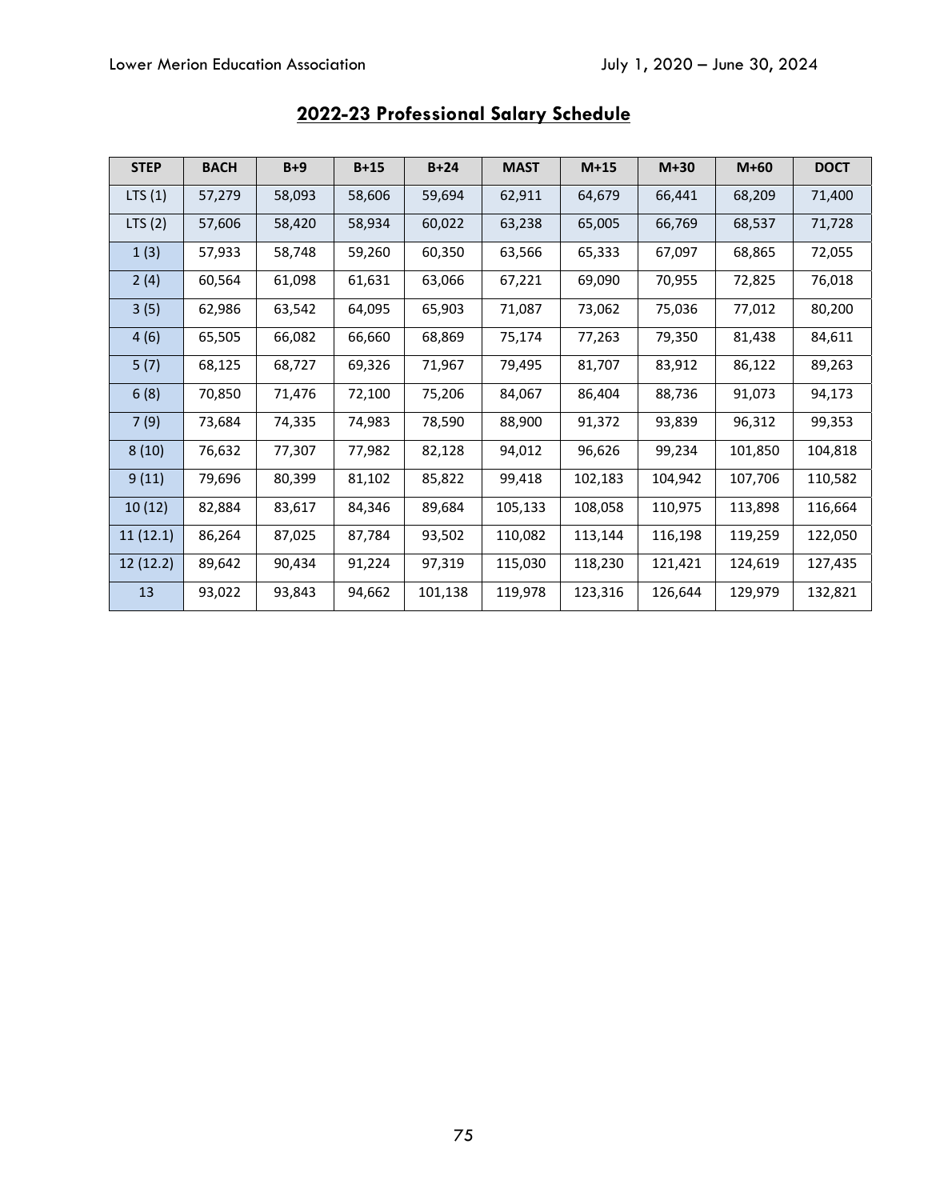## 2022-23 Professional Salary Schedule

| STEP | BACH | B+9 | B+15 | B+24 | MAST | M+15 | M+30 | M+60 | DOCT |
|---|---|---|---|---|---|---|---|---|---|
| LTS (1) | 57,279 | 58,093 | 58,606 | 59,694 | 62,911 | 64,679 | 66,441 | 68,209 | 71,400 |
| LTS (2) | 57,606 | 58,420 | 58,934 | 60,022 | 63,238 | 65,005 | 66,769 | 68,537 | 71,728 |
| 1 (3) | 57,933 | 58,748 | 59,260 | 60,350 | 63,566 | 65,333 | 67,097 | 68,865 | 72,055 |
| 2 (4) | 60,564 | 61,098 | 61,631 | 63,066 | 67,221 | 69,090 | 70,955 | 72,825 | 76,018 |
| 3 (5) | 62,986 | 63,542 | 64,095 | 65,903 | 71,087 | 73,062 | 75,036 | 77,012 | 80,200 |
| 4 (6) | 65,505 | 66,082 | 66,660 | 68,869 | 75,174 | 77,263 | 79,350 | 81,438 | 84,611 |
| 5 (7) | 68,125 | 68,727 | 69,326 | 71,967 | 79,495 | 81,707 | 83,912 | 86,122 | 89,263 |
| 6 (8) | 70,850 | 71,476 | 72,100 | 75,206 | 84,067 | 86,404 | 88,736 | 91,073 | 94,173 |
| 7 (9) | 73,684 | 74,335 | 74,983 | 78,590 | 88,900 | 91,372 | 93,839 | 96,312 | 99,353 |
| 8 (10) | 76,632 | 77,307 | 77,982 | 82,128 | 94,012 | 96,626 | 99,234 | 101,850 | 104,818 |
| 9 (11) | 79,696 | 80,399 | 81,102 | 85,822 | 99,418 | 102,183 | 104,942 | 107,706 | 110,582 |
| 10 (12) | 82,884 | 83,617 | 84,346 | 89,684 | 105,133 | 108,058 | 110,975 | 113,898 | 116,664 |
| 11 (12.1) | 86,264 | 87,025 | 87,784 | 93,502 | 110,082 | 113,144 | 116,198 | 119,259 | 122,050 |
| 12 (12.2) | 89,642 | 90,434 | 91,224 | 97,319 | 115,030 | 118,230 | 121,421 | 124,619 | 127,435 |
| 13 | 93,022 | 93,843 | 94,662 | 101,138 | 119,978 | 123,316 | 126,644 | 129,979 | 132,821 |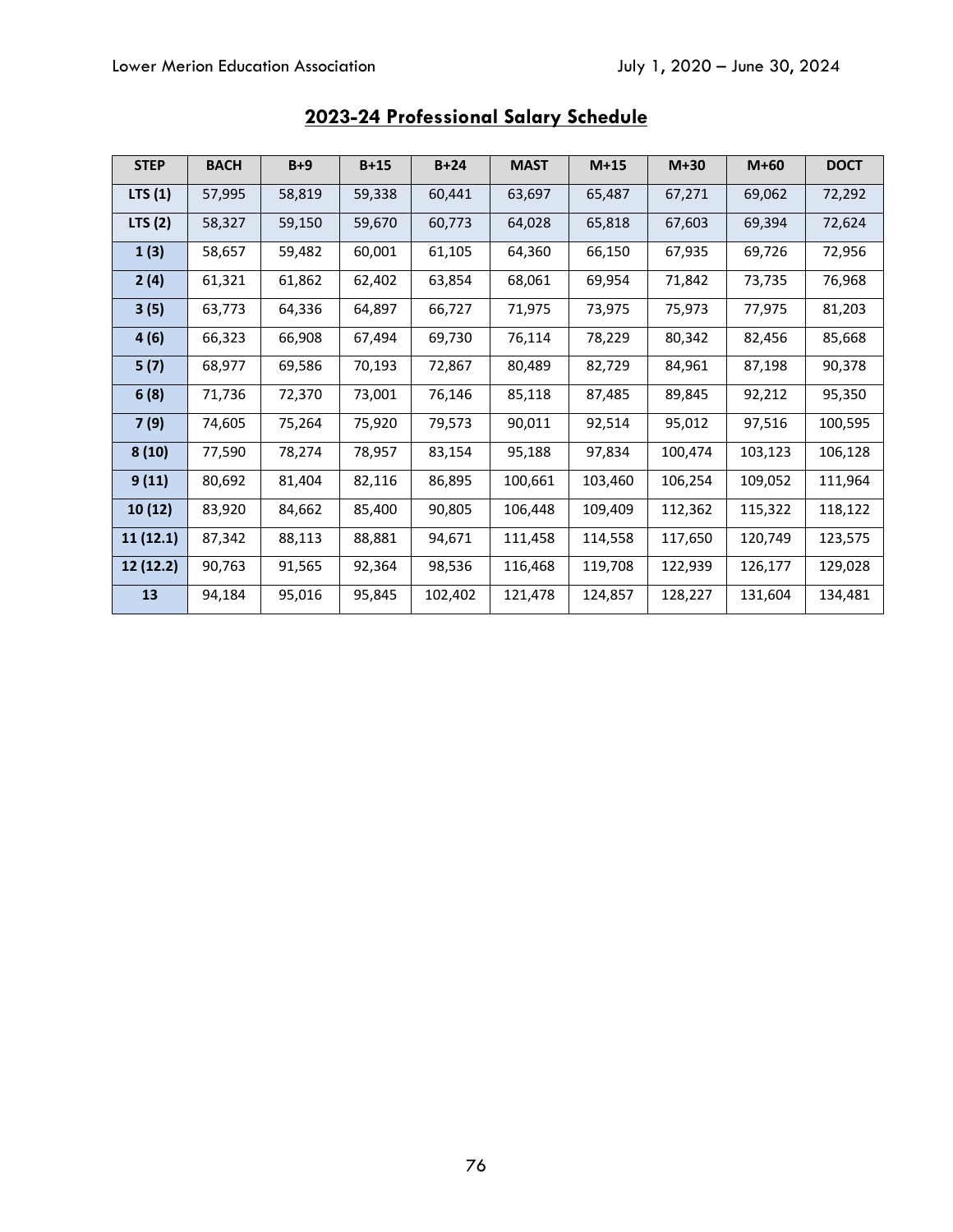## 2023-24 Professional Salary Schedule

| STEP | BACH | B+9 | B+15 | B+24 | MAST | M+15 | M+30 | M+60 | DOCT |
|---|---|---|---|---|---|---|---|---|---|
| LTS (1) | 57,995 | 58,819 | 59,338 | 60,441 | 63,697 | 65,487 | 67,271 | 69,062 | 72,292 |
| LTS (2) | 58,327 | 59,150 | 59,670 | 60,773 | 64,028 | 65,818 | 67,603 | 69,394 | 72,624 |
| 1 (3) | 58,657 | 59,482 | 60,001 | 61,105 | 64,360 | 66,150 | 67,935 | 69,726 | 72,956 |
| 2 (4) | 61,321 | 61,862 | 62,402 | 63,854 | 68,061 | 69,954 | 71,842 | 73,735 | 76,968 |
| 3 (5) | 63,773 | 64,336 | 64,897 | 66,727 | 71,975 | 73,975 | 75,973 | 77,975 | 81,203 |
| 4 (6) | 66,323 | 66,908 | 67,494 | 69,730 | 76,114 | 78,229 | 80,342 | 82,456 | 85,668 |
| 5 (7) | 68,977 | 69,586 | 70,193 | 72,867 | 80,489 | 82,729 | 84,961 | 87,198 | 90,378 |
| 6 (8) | 71,736 | 72,370 | 73,001 | 76,146 | 85,118 | 87,485 | 89,845 | 92,212 | 95,350 |
| 7 (9) | 74,605 | 75,264 | 75,920 | 79,573 | 90,011 | 92,514 | 95,012 | 97,516 | 100,595 |
| 8 (10) | 77,590 | 78,274 | 78,957 | 83,154 | 95,188 | 97,834 | 100,474 | 103,123 | 106,128 |
| 9 (11) | 80,692 | 81,404 | 82,116 | 86,895 | 100,661 | 103,460 | 106,254 | 109,052 | 111,964 |
| 10 (12) | 83,920 | 84,662 | 85,400 | 90,805 | 106,448 | 109,409 | 112,362 | 115,322 | 118,122 |
| 11 (12.1) | 87,342 | 88,113 | 88,881 | 94,671 | 111,458 | 114,558 | 117,650 | 120,749 | 123,575 |
| 12 (12.2) | 90,763 | 91,565 | 92,364 | 98,536 | 116,468 | 119,708 | 122,939 | 126,177 | 129,028 |
| 13 | 94,184 | 95,016 | 95,845 | 102,402 | 121,478 | 124,857 | 128,227 | 131,604 | 134,481 |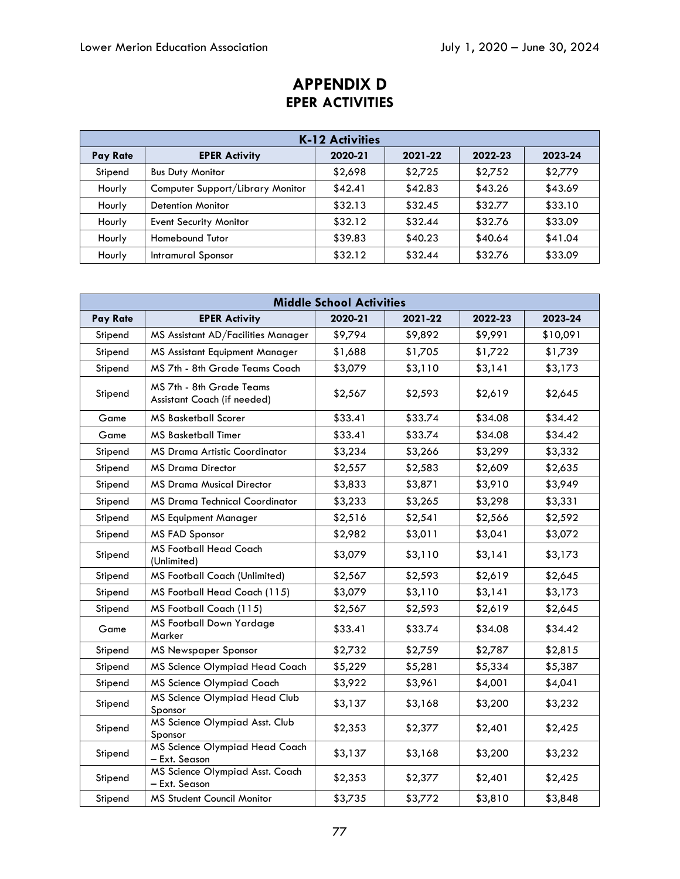# APPENDIX D
## EPER ACTIVITIES

| K-12 Activities | | | | | |
|---|---|---|---|---|---|
| **Pay Rate** | **EPER Activity** | **2020-21** | **2021-22** | **2022-23** | **2023-24** |
| Stipend | Bus Duty Monitor | $2,698 | $2,725 | $2,752 | $2,779 |
| Hourly | Computer Support/Library Monitor | $42.41 | $42.83 | $43.26 | $43.69 |
| Hourly | Detention Monitor | $32.13 | $32.45 | $32.77 | $33.10 |
| Hourly | Event Security Monitor | $32.12 | $32.44 | $32.76 | $33.09 |
| Hourly | Homebound Tutor | $39.83 | $40.23 | $40.64 | $41.04 |
| Hourly | Intramural Sponsor | $32.12 | $32.44 | $32.76 | $33.09 |

| Middle School Activities | | | | | |
|---|---|---|---|---|---|
| **Pay Rate** | **EPER Activity** | **2020-21** | **2021-22** | **2022-23** | **2023-24** |
| Stipend | MS Assistant AD/Facilities Manager | $9,794 | $9,892 | $9,991 | $10,091 |
| Stipend | MS Assistant Equipment Manager | $1,688 | $1,705 | $1,722 | $1,739 |
| Stipend | MS 7th - 8th Grade Teams Coach | $3,079 | $3,110 | $3,141 | $3,173 |
| Stipend | MS 7th - 8th Grade Teams Assistant Coach (if needed) | $2,567 | $2,593 | $2,619 | $2,645 |
| Game | MS Basketball Scorer | $33.41 | $33.74 | $34.08 | $34.42 |
| Game | MS Basketball Timer | $33.41 | $33.74 | $34.08 | $34.42 |
| Stipend | MS Drama Artistic Coordinator | $3,234 | $3,266 | $3,299 | $3,332 |
| Stipend | MS Drama Director | $2,557 | $2,583 | $2,609 | $2,635 |
| Stipend | MS Drama Musical Director | $3,833 | $3,871 | $3,910 | $3,949 |
| Stipend | MS Drama Technical Coordinator | $3,233 | $3,265 | $3,298 | $3,331 |
| Stipend | MS Equipment Manager | $2,516 | $2,541 | $2,566 | $2,592 |
| Stipend | MS FAD Sponsor | $2,982 | $3,011 | $3,041 | $3,072 |
| Stipend | MS Football Head Coach (Unlimited) | $3,079 | $3,110 | $3,141 | $3,173 |
| Stipend | MS Football Coach (Unlimited) | $2,567 | $2,593 | $2,619 | $2,645 |
| Stipend | MS Football Head Coach (115) | $3,079 | $3,110 | $3,141 | $3,173 |
| Stipend | MS Football Coach (115) | $2,567 | $2,593 | $2,619 | $2,645 |
| Game | MS Football Down Yardage Marker | $33.41 | $33.74 | $34.08 | $34.42 |
| Stipend | MS Newspaper Sponsor | $2,732 | $2,759 | $2,787 | $2,815 |
| Stipend | MS Science Olympiad Head Coach | $5,229 | $5,281 | $5,334 | $5,387 |
| Stipend | MS Science Olympiad Coach | $3,922 | $3,961 | $4,001 | $4,041 |
| Stipend | MS Science Olympiad Head Club Sponsor | $3,137 | $3,168 | $3,200 | $3,232 |
| Stipend | MS Science Olympiad Asst. Club Sponsor | $2,353 | $2,377 | $2,401 | $2,425 |
| Stipend | MS Science Olympiad Head Coach – Ext. Season | $3,137 | $3,168 | $3,200 | $3,232 |
| Stipend | MS Science Olympiad Asst. Coach – Ext. Season | $2,353 | $2,377 | $2,401 | $2,425 |
| Stipend | MS Student Council Monitor | $3,735 | $3,772 | $3,810 | $3,848 |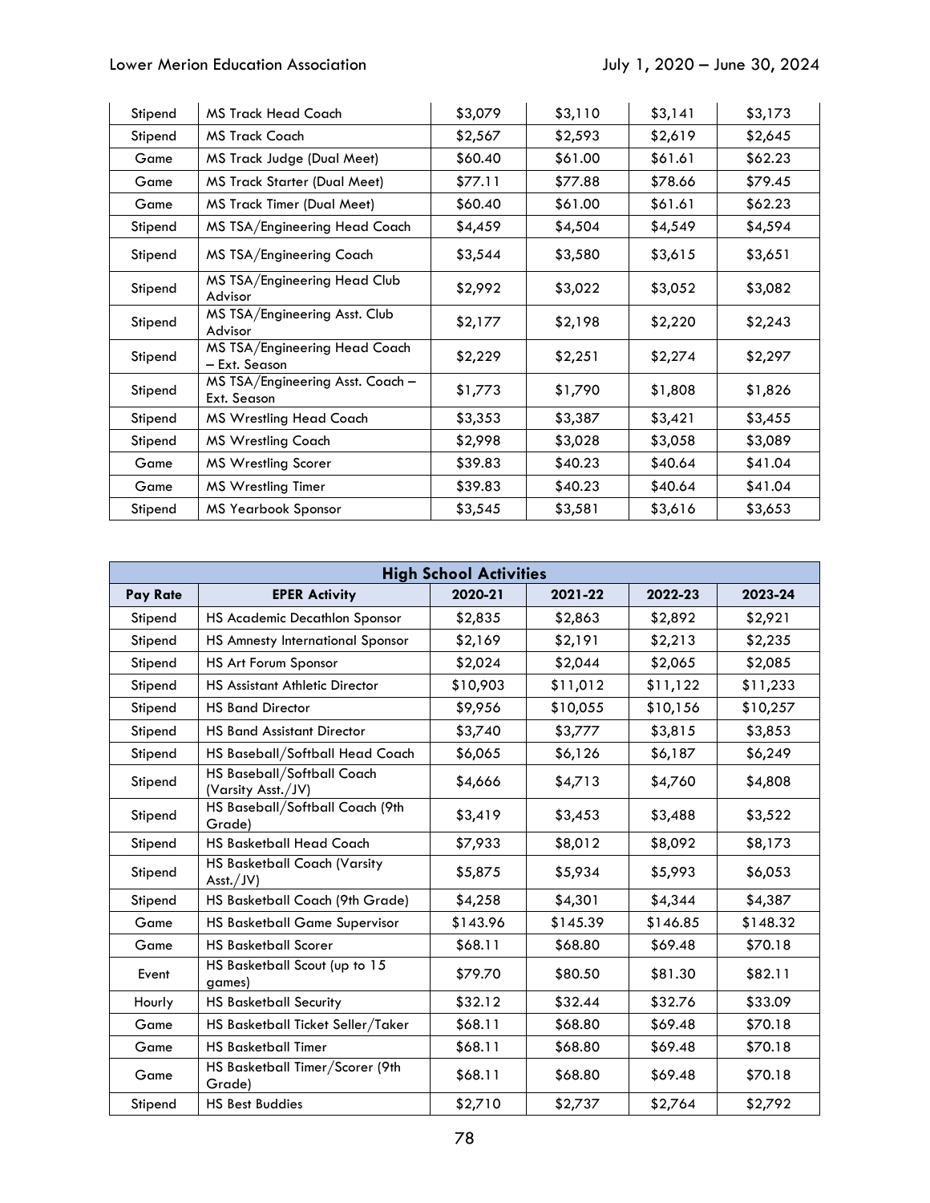| Stipend | MS Track Head Coach | $3,079 | $3,110 | $3,141 | $3,173 |
|---|---|---|---|---|---|
| Stipend | MS Track Coach | $2,567 | $2,593 | $2,619 | $2,645 |
| Game | MS Track Judge (Dual Meet) | $60.40 | $61.00 | $61.61 | $62.23 |
| Game | MS Track Starter (Dual Meet) | $77.11 | $77.88 | $78.66 | $79.45 |
| Game | MS Track Timer (Dual Meet) | $60.40 | $61.00 | $61.61 | $62.23 |
| Stipend | MS TSA/Engineering Head Coach | $4,459 | $4,504 | $4,549 | $4,594 |
| Stipend | MS TSA/Engineering Coach | $3,544 | $3,580 | $3,615 | $3,651 |
| Stipend | MS TSA/Engineering Head Club Advisor | $2,992 | $3,022 | $3,052 | $3,082 |
| Stipend | MS TSA/Engineering Asst. Club Advisor | $2,177 | $2,198 | $2,220 | $2,243 |
| Stipend | MS TSA/Engineering Head Coach – Ext. Season | $2,229 | $2,251 | $2,274 | $2,297 |
| Stipend | MS TSA/Engineering Asst. Coach – Ext. Season | $1,773 | $1,790 | $1,808 | $1,826 |
| Stipend | MS Wrestling Head Coach | $3,353 | $3,387 | $3,421 | $3,455 |
| Stipend | MS Wrestling Coach | $2,998 | $3,028 | $3,058 | $3,089 |
| Game | MS Wrestling Scorer | $39.83 | $40.23 | $40.64 | $41.04 |
| Game | MS Wrestling Timer | $39.83 | $40.23 | $40.64 | $41.04 |
| Stipend | MS Yearbook Sponsor | $3,545 | $3,581 | $3,616 | $3,653 |

| **High School Activities** | | | | | |
|---|---|---|---|---|---|
| **Pay Rate** | **EPER Activity** | **2020-21** | **2021-22** | **2022-23** | **2023-24** |
| Stipend | HS Academic Decathlon Sponsor | $2,835 | $2,863 | $2,892 | $2,921 |
| Stipend | HS Amnesty International Sponsor | $2,169 | $2,191 | $2,213 | $2,235 |
| Stipend | HS Art Forum Sponsor | $2,024 | $2,044 | $2,065 | $2,085 |
| Stipend | HS Assistant Athletic Director | $10,903 | $11,012 | $11,122 | $11,233 |
| Stipend | HS Band Director | $9,956 | $10,055 | $10,156 | $10,257 |
| Stipend | HS Band Assistant Director | $3,740 | $3,777 | $3,815 | $3,853 |
| Stipend | HS Baseball/Softball Head Coach | $6,065 | $6,126 | $6,187 | $6,249 |
| Stipend | HS Baseball/Softball Coach (Varsity Asst./JV) | $4,666 | $4,713 | $4,760 | $4,808 |
| Stipend | HS Baseball/Softball Coach (9th Grade) | $3,419 | $3,453 | $3,488 | $3,522 |
| Stipend | HS Basketball Head Coach | $7,933 | $8,012 | $8,092 | $8,173 |
| Stipend | HS Basketball Coach (Varsity Asst./JV) | $5,875 | $5,934 | $5,993 | $6,053 |
| Stipend | HS Basketball Coach (9th Grade) | $4,258 | $4,301 | $4,344 | $4,387 |
| Game | HS Basketball Game Supervisor | $143.96 | $145.39 | $146.85 | $148.32 |
| Game | HS Basketball Scorer | $68.11 | $68.80 | $69.48 | $70.18 |
| Event | HS Basketball Scout (up to 15 games) | $79.70 | $80.50 | $81.30 | $82.11 |
| Hourly | HS Basketball Security | $32.12 | $32.44 | $32.76 | $33.09 |
| Game | HS Basketball Ticket Seller/Taker | $68.11 | $68.80 | $69.48 | $70.18 |
| Game | HS Basketball Timer | $68.11 | $68.80 | $69.48 | $70.18 |
| Game | HS Basketball Timer/Scorer (9th Grade) | $68.11 | $68.80 | $69.48 | $70.18 |
| Stipend | HS Best Buddies | $2,710 | $2,737 | $2,764 | $2,792 |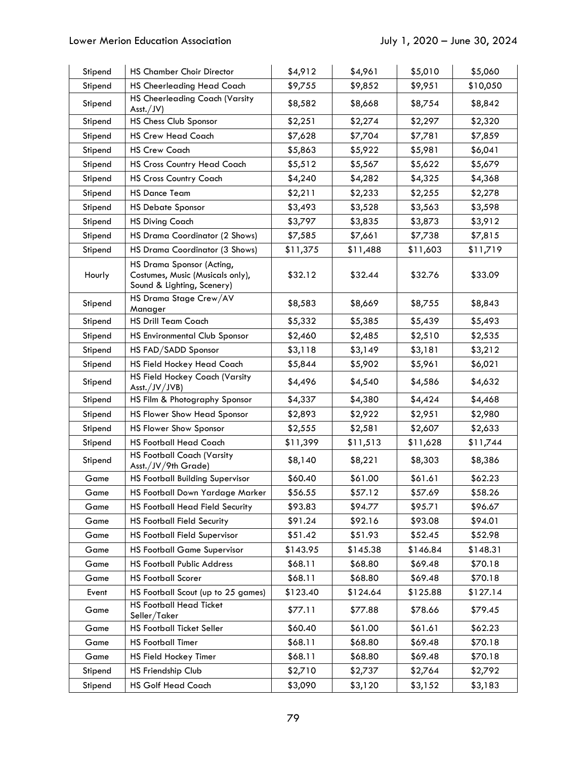| Stipend | HS Chamber Choir Director | $4,912 | $4,961 | $5,010 | $5,060 |
|---|---|---|---|---|---|
| Stipend | HS Cheerleading Head Coach | $9,755 | $9,852 | $9,951 | $10,050 |
| Stipend | HS Cheerleading Coach (Varsity Asst./JV) | $8,582 | $8,668 | $8,754 | $8,842 |
| Stipend | HS Chess Club Sponsor | $2,251 | $2,274 | $2,297 | $2,320 |
| Stipend | HS Crew Head Coach | $7,628 | $7,704 | $7,781 | $7,859 |
| Stipend | HS Crew Coach | $5,863 | $5,922 | $5,981 | $6,041 |
| Stipend | HS Cross Country Head Coach | $5,512 | $5,567 | $5,622 | $5,679 |
| Stipend | HS Cross Country Coach | $4,240 | $4,282 | $4,325 | $4,368 |
| Stipend | HS Dance Team | $2,211 | $2,233 | $2,255 | $2,278 |
| Stipend | HS Debate Sponsor | $3,493 | $3,528 | $3,563 | $3,598 |
| Stipend | HS Diving Coach | $3,797 | $3,835 | $3,873 | $3,912 |
| Stipend | HS Drama Coordinator (2 Shows) | $7,585 | $7,661 | $7,738 | $7,815 |
| Stipend | HS Drama Coordinator (3 Shows) | $11,375 | $11,488 | $11,603 | $11,719 |
| Hourly | HS Drama Sponsor (Acting, Costumes, Music (Musicals only), Sound & Lighting, Scenery) | $32.12 | $32.44 | $32.76 | $33.09 |
| Stipend | HS Drama Stage Crew/AV Manager | $8,583 | $8,669 | $8,755 | $8,843 |
| Stipend | HS Drill Team Coach | $5,332 | $5,385 | $5,439 | $5,493 |
| Stipend | HS Environmental Club Sponsor | $2,460 | $2,485 | $2,510 | $2,535 |
| Stipend | HS FAD/SADD Sponsor | $3,118 | $3,149 | $3,181 | $3,212 |
| Stipend | HS Field Hockey Head Coach | $5,844 | $5,902 | $5,961 | $6,021 |
| Stipend | HS Field Hockey Coach (Varsity Asst./JV/JVB) | $4,496 | $4,540 | $4,586 | $4,632 |
| Stipend | HS Film & Photography Sponsor | $4,337 | $4,380 | $4,424 | $4,468 |
| Stipend | HS Flower Show Head Sponsor | $2,893 | $2,922 | $2,951 | $2,980 |
| Stipend | HS Flower Show Sponsor | $2,555 | $2,581 | $2,607 | $2,633 |
| Stipend | HS Football Head Coach | $11,399 | $11,513 | $11,628 | $11,744 |
| Stipend | HS Football Coach (Varsity Asst./JV/9th Grade) | $8,140 | $8,221 | $8,303 | $8,386 |
| Game | HS Football Building Supervisor | $60.40 | $61.00 | $61.61 | $62.23 |
| Game | HS Football Down Yardage Marker | $56.55 | $57.12 | $57.69 | $58.26 |
| Game | HS Football Head Field Security | $93.83 | $94.77 | $95.71 | $96.67 |
| Game | HS Football Field Security | $91.24 | $92.16 | $93.08 | $94.01 |
| Game | HS Football Field Supervisor | $51.42 | $51.93 | $52.45 | $52.98 |
| Game | HS Football Game Supervisor | $143.95 | $145.38 | $146.84 | $148.31 |
| Game | HS Football Public Address | $68.11 | $68.80 | $69.48 | $70.18 |
| Game | HS Football Scorer | $68.11 | $68.80 | $69.48 | $70.18 |
| Event | HS Football Scout (up to 25 games) | $123.40 | $124.64 | $125.88 | $127.14 |
| Game | HS Football Head Ticket Seller/Taker | $77.11 | $77.88 | $78.66 | $79.45 |
| Game | HS Football Ticket Seller | $60.40 | $61.00 | $61.61 | $62.23 |
| Game | HS Football Timer | $68.11 | $68.80 | $69.48 | $70.18 |
| Game | HS Field Hockey Timer | $68.11 | $68.80 | $69.48 | $70.18 |
| Stipend | HS Friendship Club | $2,710 | $2,737 | $2,764 | $2,792 |
| Stipend | HS Golf Head Coach | $3,090 | $3,120 | $3,152 | $3,183 |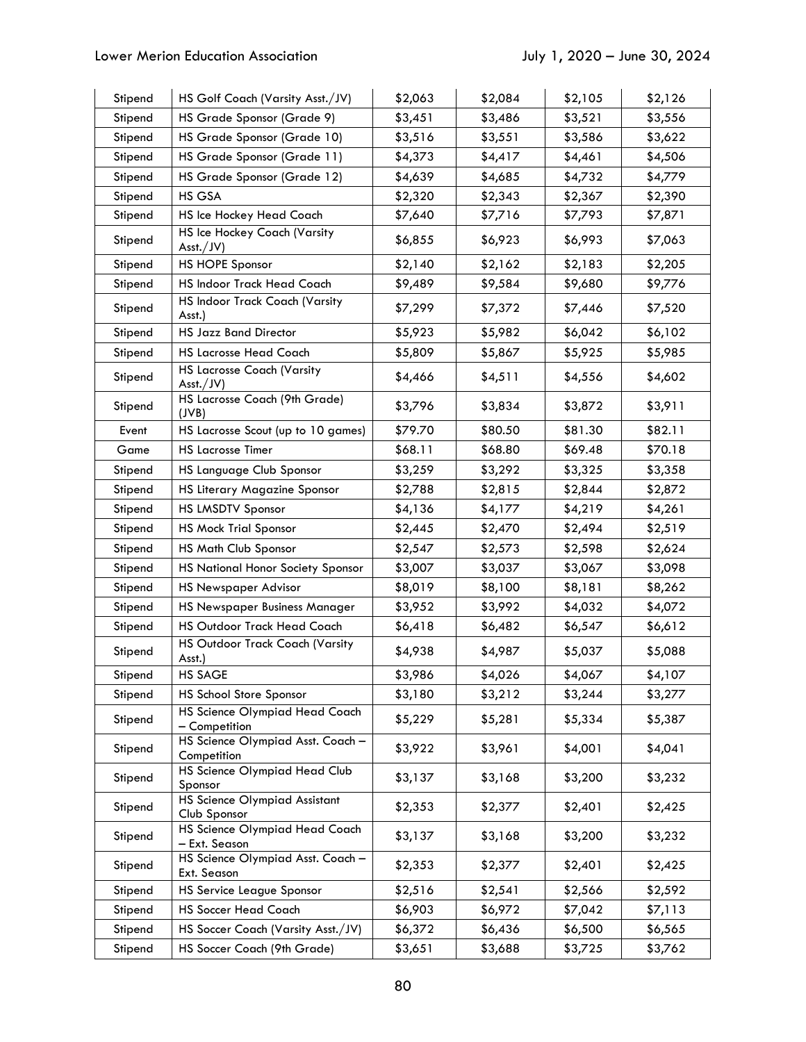| Stipend | HS Golf Coach (Varsity Asst./JV) | $2,063 | $2,084 | $2,105 | $2,126 |
|---|---|---|---|---|---|
| Stipend | HS Grade Sponsor (Grade 9) | $3,451 | $3,486 | $3,521 | $3,556 |
| Stipend | HS Grade Sponsor (Grade 10) | $3,516 | $3,551 | $3,586 | $3,622 |
| Stipend | HS Grade Sponsor (Grade 11) | $4,373 | $4,417 | $4,461 | $4,506 |
| Stipend | HS Grade Sponsor (Grade 12) | $4,639 | $4,685 | $4,732 | $4,779 |
| Stipend | HS GSA | $2,320 | $2,343 | $2,367 | $2,390 |
| Stipend | HS Ice Hockey Head Coach | $7,640 | $7,716 | $7,793 | $7,871 |
| Stipend | HS Ice Hockey Coach (Varsity Asst./JV) | $6,855 | $6,923 | $6,993 | $7,063 |
| Stipend | HS HOPE Sponsor | $2,140 | $2,162 | $2,183 | $2,205 |
| Stipend | HS Indoor Track Head Coach | $9,489 | $9,584 | $9,680 | $9,776 |
| Stipend | HS Indoor Track Coach (Varsity Asst.) | $7,299 | $7,372 | $7,446 | $7,520 |
| Stipend | HS Jazz Band Director | $5,923 | $5,982 | $6,042 | $6,102 |
| Stipend | HS Lacrosse Head Coach | $5,809 | $5,867 | $5,925 | $5,985 |
| Stipend | HS Lacrosse Coach (Varsity Asst./JV) | $4,466 | $4,511 | $4,556 | $4,602 |
| Stipend | HS Lacrosse Coach (9th Grade) (JVB) | $3,796 | $3,834 | $3,872 | $3,911 |
| Event | HS Lacrosse Scout (up to 10 games) | $79.70 | $80.50 | $81.30 | $82.11 |
| Game | HS Lacrosse Timer | $68.11 | $68.80 | $69.48 | $70.18 |
| Stipend | HS Language Club Sponsor | $3,259 | $3,292 | $3,325 | $3,358 |
| Stipend | HS Literary Magazine Sponsor | $2,788 | $2,815 | $2,844 | $2,872 |
| Stipend | HS LMSDTV Sponsor | $4,136 | $4,177 | $4,219 | $4,261 |
| Stipend | HS Mock Trial Sponsor | $2,445 | $2,470 | $2,494 | $2,519 |
| Stipend | HS Math Club Sponsor | $2,547 | $2,573 | $2,598 | $2,624 |
| Stipend | HS National Honor Society Sponsor | $3,007 | $3,037 | $3,067 | $3,098 |
| Stipend | HS Newspaper Advisor | $8,019 | $8,100 | $8,181 | $8,262 |
| Stipend | HS Newspaper Business Manager | $3,952 | $3,992 | $4,032 | $4,072 |
| Stipend | HS Outdoor Track Head Coach | $6,418 | $6,482 | $6,547 | $6,612 |
| Stipend | HS Outdoor Track Coach (Varsity Asst.) | $4,938 | $4,987 | $5,037 | $5,088 |
| Stipend | HS SAGE | $3,986 | $4,026 | $4,067 | $4,107 |
| Stipend | HS School Store Sponsor | $3,180 | $3,212 | $3,244 | $3,277 |
| Stipend | HS Science Olympiad Head Coach – Competition | $5,229 | $5,281 | $5,334 | $5,387 |
| Stipend | HS Science Olympiad Asst. Coach – Competition | $3,922 | $3,961 | $4,001 | $4,041 |
| Stipend | HS Science Olympiad Head Club Sponsor | $3,137 | $3,168 | $3,200 | $3,232 |
| Stipend | HS Science Olympiad Assistant Club Sponsor | $2,353 | $2,377 | $2,401 | $2,425 |
| Stipend | HS Science Olympiad Head Coach – Ext. Season | $3,137 | $3,168 | $3,200 | $3,232 |
| Stipend | HS Science Olympiad Asst. Coach – Ext. Season | $2,353 | $2,377 | $2,401 | $2,425 |
| Stipend | HS Service League Sponsor | $2,516 | $2,541 | $2,566 | $2,592 |
| Stipend | HS Soccer Head Coach | $6,903 | $6,972 | $7,042 | $7,113 |
| Stipend | HS Soccer Coach (Varsity Asst./JV) | $6,372 | $6,436 | $6,500 | $6,565 |
| Stipend | HS Soccer Coach (9th Grade) | $3,651 | $3,688 | $3,725 | $3,762 |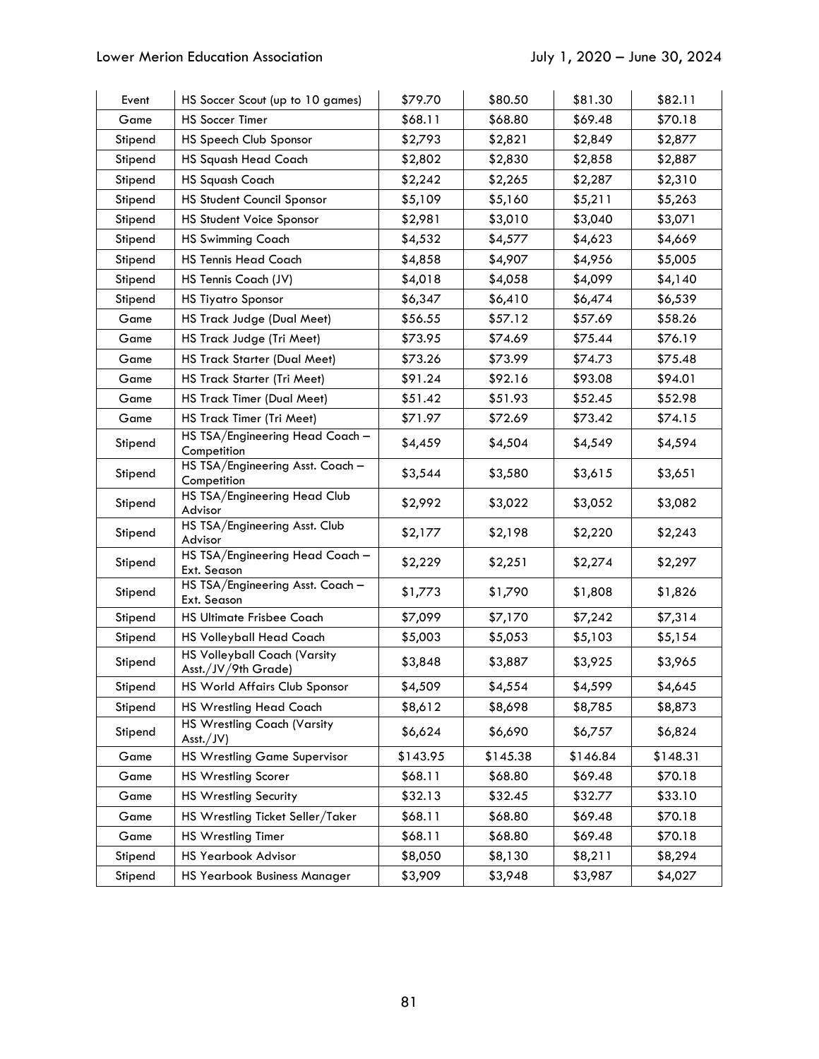| Event | HS Soccer Scout (up to 10 games) | $79.70 | $80.50 | $81.30 | $82.11 |
|---|---|---|---|---|---|
| Game | HS Soccer Timer | $68.11 | $68.80 | $69.48 | $70.18 |
| Stipend | HS Speech Club Sponsor | $2,793 | $2,821 | $2,849 | $2,877 |
| Stipend | HS Squash Head Coach | $2,802 | $2,830 | $2,858 | $2,887 |
| Stipend | HS Squash Coach | $2,242 | $2,265 | $2,287 | $2,310 |
| Stipend | HS Student Council Sponsor | $5,109 | $5,160 | $5,211 | $5,263 |
| Stipend | HS Student Voice Sponsor | $2,981 | $3,010 | $3,040 | $3,071 |
| Stipend | HS Swimming Coach | $4,532 | $4,577 | $4,623 | $4,669 |
| Stipend | HS Tennis Head Coach | $4,858 | $4,907 | $4,956 | $5,005 |
| Stipend | HS Tennis Coach (JV) | $4,018 | $4,058 | $4,099 | $4,140 |
| Stipend | HS Tiyatro Sponsor | $6,347 | $6,410 | $6,474 | $6,539 |
| Game | HS Track Judge (Dual Meet) | $56.55 | $57.12 | $57.69 | $58.26 |
| Game | HS Track Judge (Tri Meet) | $73.95 | $74.69 | $75.44 | $76.19 |
| Game | HS Track Starter (Dual Meet) | $73.26 | $73.99 | $74.73 | $75.48 |
| Game | HS Track Starter (Tri Meet) | $91.24 | $92.16 | $93.08 | $94.01 |
| Game | HS Track Timer (Dual Meet) | $51.42 | $51.93 | $52.45 | $52.98 |
| Game | HS Track Timer (Tri Meet) | $71.97 | $72.69 | $73.42 | $74.15 |
| Stipend | HS TSA/Engineering Head Coach – Competition | $4,459 | $4,504 | $4,549 | $4,594 |
| Stipend | HS TSA/Engineering Asst. Coach – Competition | $3,544 | $3,580 | $3,615 | $3,651 |
| Stipend | HS TSA/Engineering Head Club Advisor | $2,992 | $3,022 | $3,052 | $3,082 |
| Stipend | HS TSA/Engineering Asst. Club Advisor | $2,177 | $2,198 | $2,220 | $2,243 |
| Stipend | HS TSA/Engineering Head Coach – Ext. Season | $2,229 | $2,251 | $2,274 | $2,297 |
| Stipend | HS TSA/Engineering Asst. Coach – Ext. Season | $1,773 | $1,790 | $1,808 | $1,826 |
| Stipend | HS Ultimate Frisbee Coach | $7,099 | $7,170 | $7,242 | $7,314 |
| Stipend | HS Volleyball Head Coach | $5,003 | $5,053 | $5,103 | $5,154 |
| Stipend | HS Volleyball Coach (Varsity Asst./JV/9th Grade) | $3,848 | $3,887 | $3,925 | $3,965 |
| Stipend | HS World Affairs Club Sponsor | $4,509 | $4,554 | $4,599 | $4,645 |
| Stipend | HS Wrestling Head Coach | $8,612 | $8,698 | $8,785 | $8,873 |
| Stipend | HS Wrestling Coach (Varsity Asst./JV) | $6,624 | $6,690 | $6,757 | $6,824 |
| Game | HS Wrestling Game Supervisor | $143.95 | $145.38 | $146.84 | $148.31 |
| Game | HS Wrestling Scorer | $68.11 | $68.80 | $69.48 | $70.18 |
| Game | HS Wrestling Security | $32.13 | $32.45 | $32.77 | $33.10 |
| Game | HS Wrestling Ticket Seller/Taker | $68.11 | $68.80 | $69.48 | $70.18 |
| Game | HS Wrestling Timer | $68.11 | $68.80 | $69.48 | $70.18 |
| Stipend | HS Yearbook Advisor | $8,050 | $8,130 | $8,211 | $8,294 |
| Stipend | HS Yearbook Business Manager | $3,909 | $3,948 | $3,987 | $4,027 |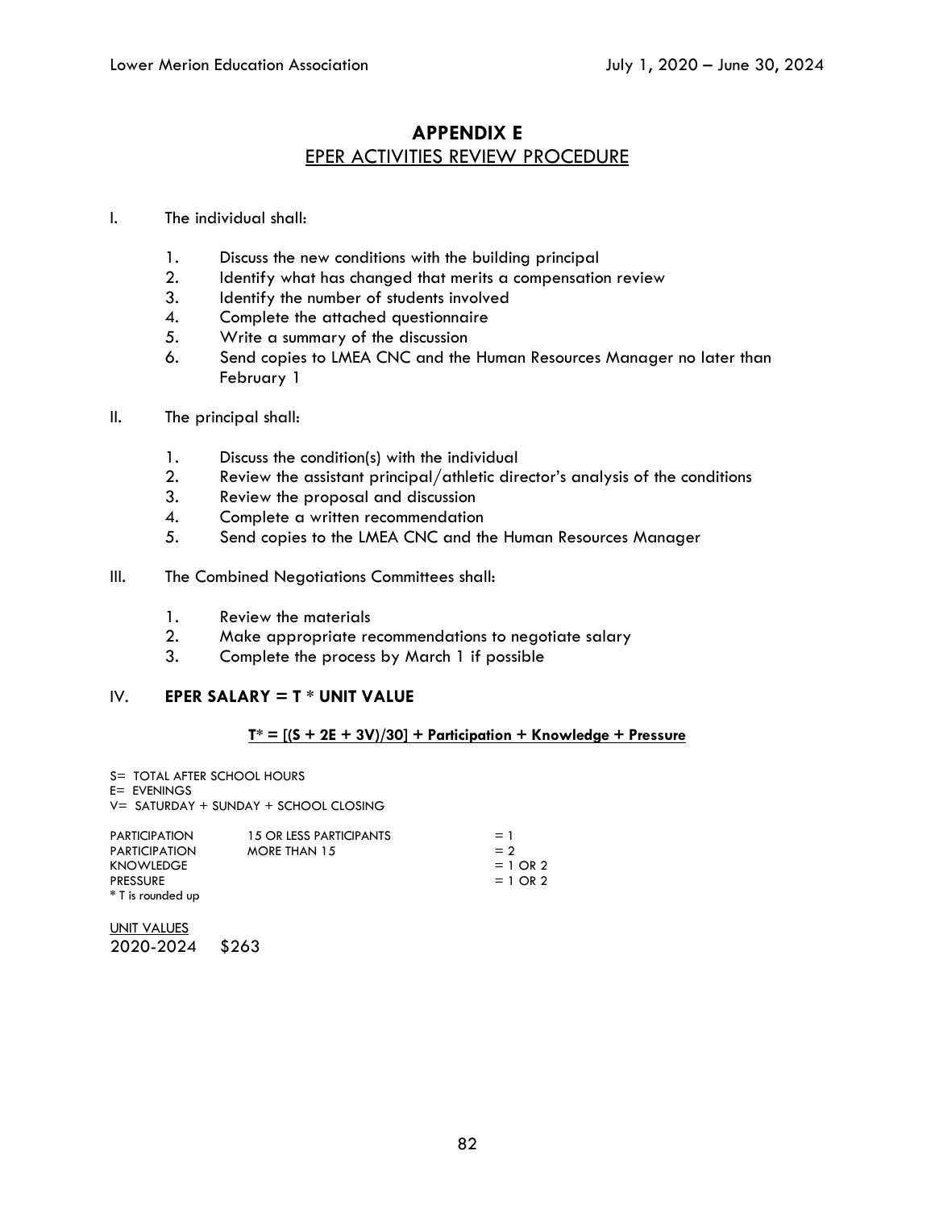# APPENDIX E

## EPER ACTIVITIES REVIEW PROCEDURE

I. The individual shall:

1. Discuss the new conditions with the building principal
2. Identify what has changed that merits a compensation review
3. Identify the number of students involved
4. Complete the attached questionnaire
5. Write a summary of the discussion
6. Send copies to LMEA CNC and the Human Resources Manager no later than February 1

II. The principal shall:

1. Discuss the condition(s) with the individual
2. Review the assistant principal/athletic director's analysis of the conditions
3. Review the proposal and discussion
4. Complete a written recommendation
5. Send copies to the LMEA CNC and the Human Resources Manager

III. The Combined Negotiations Committees shall:

1. Review the materials
2. Make appropriate recommendations to negotiate salary
3. Complete the process by March 1 if possible

IV. **EPER SALARY = T * UNIT VALUE**

**T* = [(S + 2E + 3V)/30] + Participation + Knowledge + Pressure**

S= TOTAL AFTER SCHOOL HOURS
E= EVENINGS
V= SATURDAY + SUNDAY + SCHOOL CLOSING

| | | |
|---|---|---|
| PARTICIPATION | 15 OR LESS PARTICIPANTS | = 1 |
| PARTICIPATION | MORE THAN 15 | = 2 |
| KNOWLEDGE | | = 1 OR 2 |
| PRESSURE | | = 1 OR 2 |

* T is rounded up

UNIT VALUES
2020-2024 $263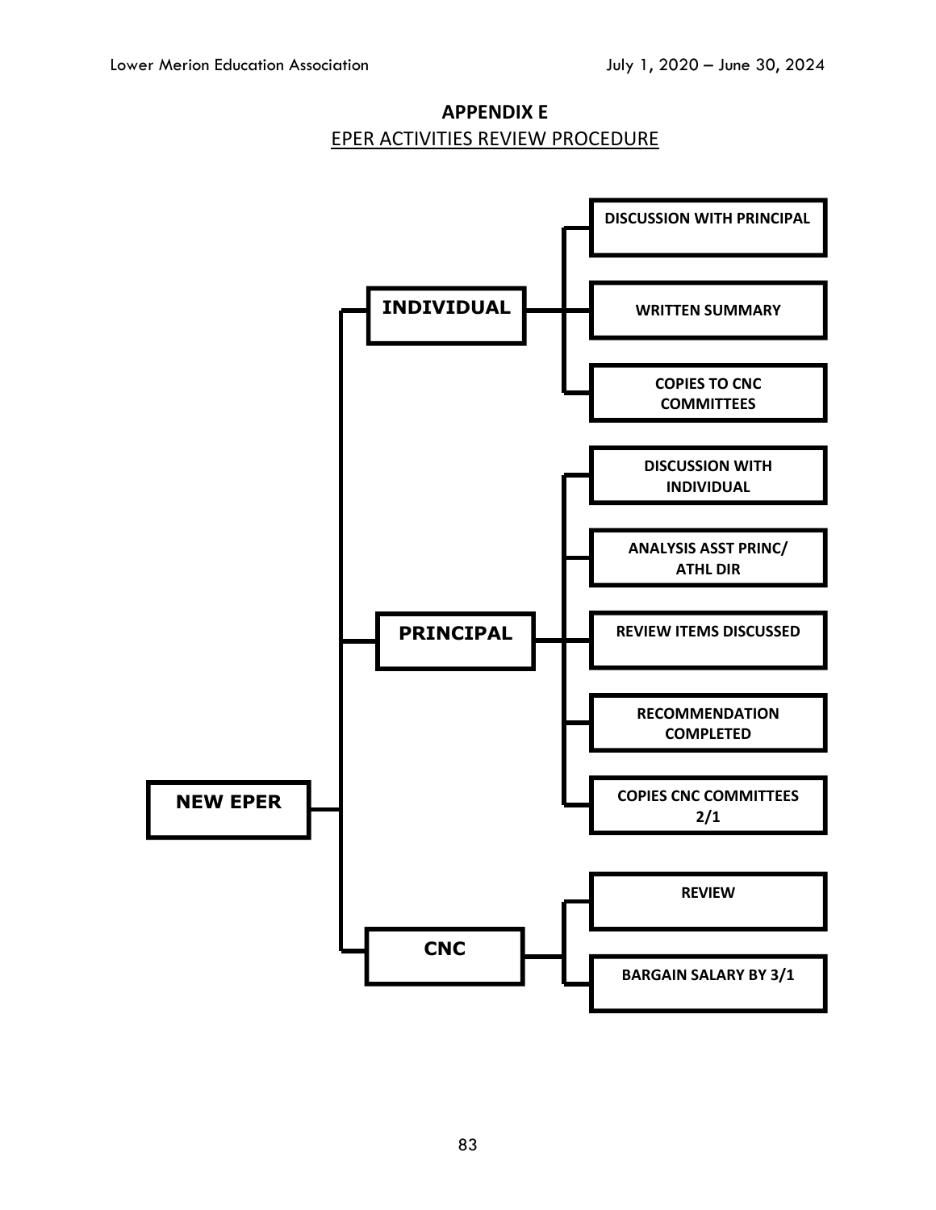## APPENDIX E

EPER ACTIVITIES REVIEW PROCEDURE

- **NEW EPER**
  - **INDIVIDUAL**
    - DISCUSSION WITH PRINCIPAL
    - WRITTEN SUMMARY
    - COPIES TO CNC COMMITTEES
  - **PRINCIPAL**
    - DISCUSSION WITH INDIVIDUAL
    - ANALYSIS ASST PRINC/ ATHL DIR
    - REVIEW ITEMS DISCUSSED
    - RECOMMENDATION COMPLETED
    - COPIES CNC COMMITTEES 2/1
  - **CNC**
    - REVIEW
    - BARGAIN SALARY BY 3/1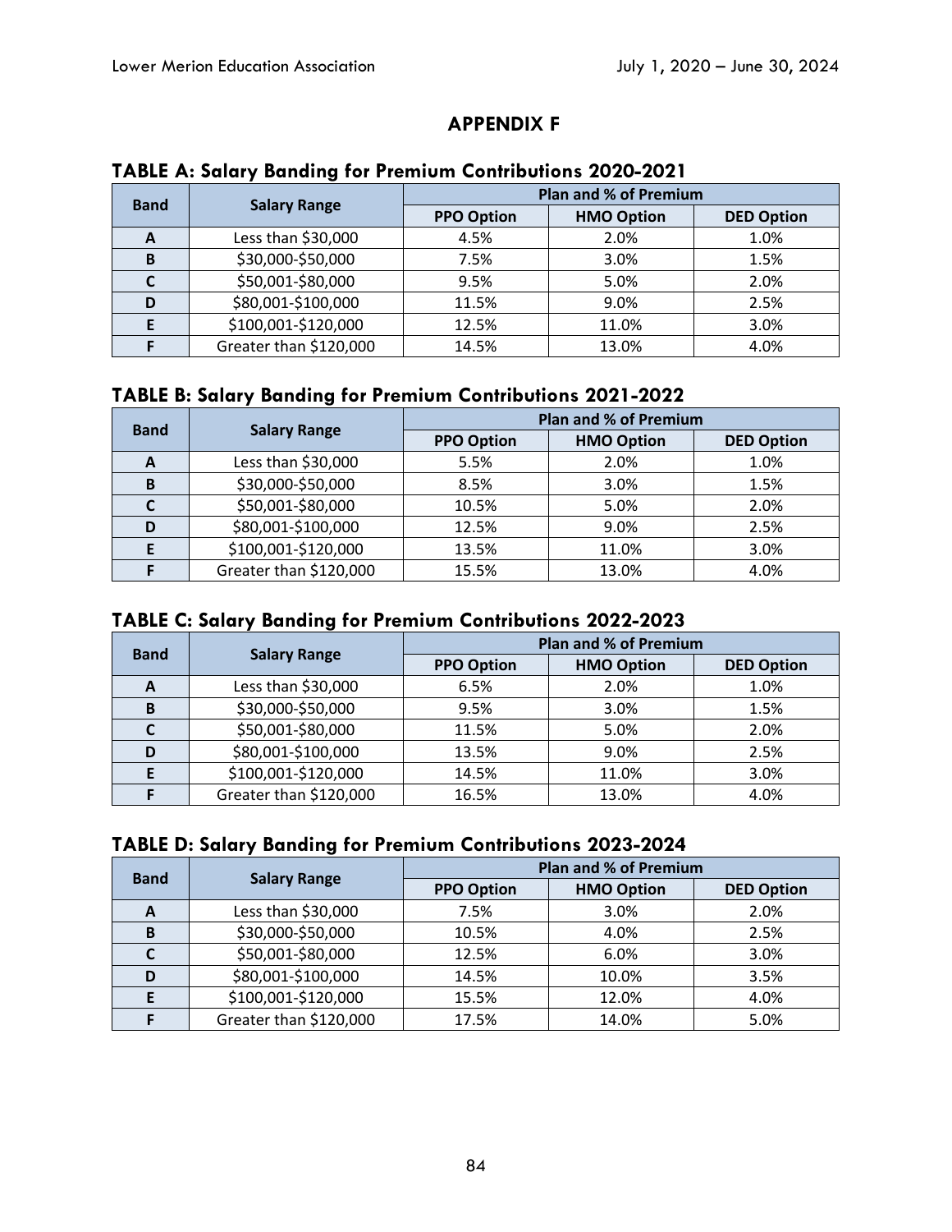## APPENDIX F

### TABLE A: Salary Banding for Premium Contributions 2020-2021

| Band | Salary Range | Plan and % of Premium | | |
|---|---|---|---|---|
| | | PPO Option | HMO Option | DED Option |
| A | Less than $30,000 | 4.5% | 2.0% | 1.0% |
| B | $30,000-$50,000 | 7.5% | 3.0% | 1.5% |
| C | $50,001-$80,000 | 9.5% | 5.0% | 2.0% |
| D | $80,001-$100,000 | 11.5% | 9.0% | 2.5% |
| E | $100,001-$120,000 | 12.5% | 11.0% | 3.0% |
| F | Greater than $120,000 | 14.5% | 13.0% | 4.0% |

### TABLE B: Salary Banding for Premium Contributions 2021-2022

| Band | Salary Range | Plan and % of Premium | | |
|---|---|---|---|---|
| | | PPO Option | HMO Option | DED Option |
| A | Less than $30,000 | 5.5% | 2.0% | 1.0% |
| B | $30,000-$50,000 | 8.5% | 3.0% | 1.5% |
| C | $50,001-$80,000 | 10.5% | 5.0% | 2.0% |
| D | $80,001-$100,000 | 12.5% | 9.0% | 2.5% |
| E | $100,001-$120,000 | 13.5% | 11.0% | 3.0% |
| F | Greater than $120,000 | 15.5% | 13.0% | 4.0% |

### TABLE C: Salary Banding for Premium Contributions 2022-2023

| Band | Salary Range | Plan and % of Premium | | |
|---|---|---|---|---|
| | | PPO Option | HMO Option | DED Option |
| A | Less than $30,000 | 6.5% | 2.0% | 1.0% |
| B | $30,000-$50,000 | 9.5% | 3.0% | 1.5% |
| C | $50,001-$80,000 | 11.5% | 5.0% | 2.0% |
| D | $80,001-$100,000 | 13.5% | 9.0% | 2.5% |
| E | $100,001-$120,000 | 14.5% | 11.0% | 3.0% |
| F | Greater than $120,000 | 16.5% | 13.0% | 4.0% |

### TABLE D: Salary Banding for Premium Contributions 2023-2024

| Band | Salary Range | Plan and % of Premium | | |
|---|---|---|---|---|
| | | PPO Option | HMO Option | DED Option |
| A | Less than $30,000 | 7.5% | 3.0% | 2.0% |
| B | $30,000-$50,000 | 10.5% | 4.0% | 2.5% |
| C | $50,001-$80,000 | 12.5% | 6.0% | 3.0% |
| D | $80,001-$100,000 | 14.5% | 10.0% | 3.5% |
| E | $100,001-$120,000 | 15.5% | 12.0% | 4.0% |
| F | Greater than $120,000 | 17.5% | 14.0% | 5.0% |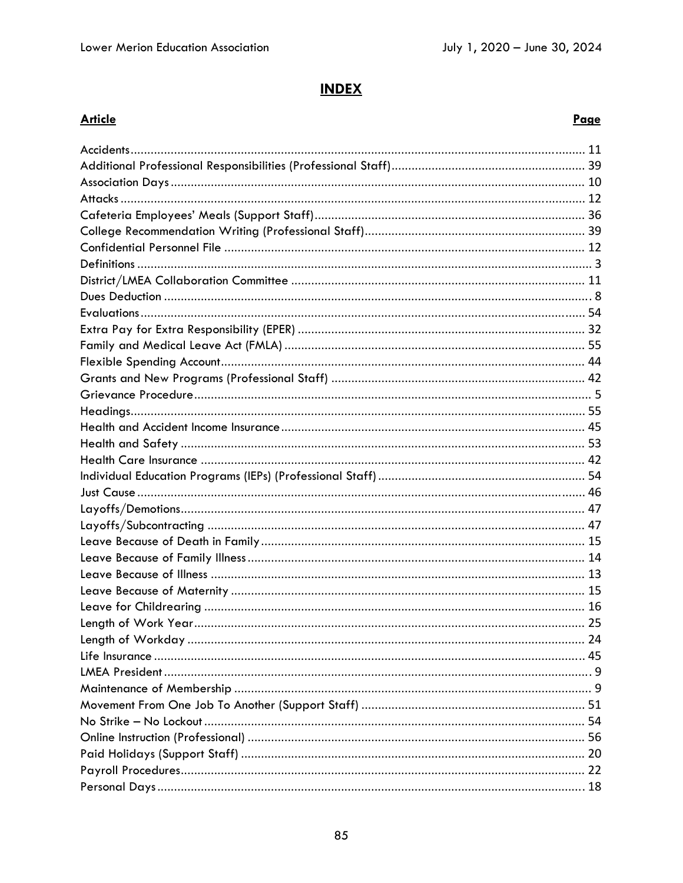# INDEX

| Article | Page |
|---|---|
| Accidents | 11 |
| Additional Professional Responsibilities (Professional Staff) | 39 |
| Association Days | 10 |
| Attacks | 12 |
| Cafeteria Employees' Meals (Support Staff) | 36 |
| College Recommendation Writing (Professional Staff) | 39 |
| Confidential Personnel File | 12 |
| Definitions | 3 |
| District/LMEA Collaboration Committee | 11 |
| Dues Deduction | 8 |
| Evaluations | 54 |
| Extra Pay for Extra Responsibility (EPER) | 32 |
| Family and Medical Leave Act (FMLA) | 55 |
| Flexible Spending Account | 44 |
| Grants and New Programs (Professional Staff) | 42 |
| Grievance Procedure | 5 |
| Headings | 55 |
| Health and Accident Income Insurance | 45 |
| Health and Safety | 53 |
| Health Care Insurance | 42 |
| Individual Education Programs (IEPs) (Professional Staff) | 54 |
| Just Cause | 46 |
| Layoffs/Demotions | 47 |
| Layoffs/Subcontracting | 47 |
| Leave Because of Death in Family | 15 |
| Leave Because of Family Illness | 14 |
| Leave Because of Illness | 13 |
| Leave Because of Maternity | 15 |
| Leave for Childrearing | 16 |
| Length of Work Year | 25 |
| Length of Workday | 24 |
| Life Insurance | 45 |
| LMEA President | 9 |
| Maintenance of Membership | 9 |
| Movement From One Job To Another (Support Staff) | 51 |
| No Strike – No Lockout | 54 |
| Online Instruction (Professional) | 56 |
| Paid Holidays (Support Staff) | 20 |
| Payroll Procedures | 22 |
| Personal Days | 18 |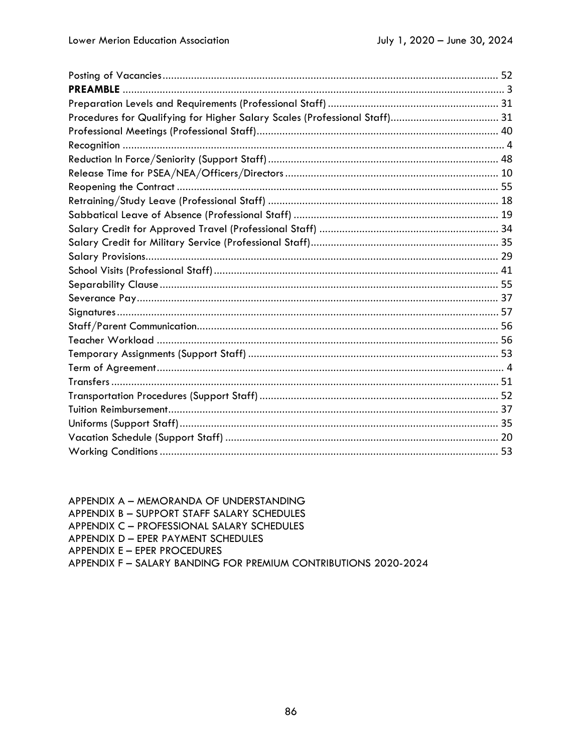Posting of Vacancies ..................................................................................................................... 52
**PREAMBLE** ..................................................................................................................................... 3
Preparation Levels and Requirements (Professional Staff) ........................................................... 31
Procedures for Qualifying for Higher Salary Scales (Professional Staff)...................................... 31
Professional Meetings (Professional Staff).................................................................................... 40
Recognition ..................................................................................................................................... 4
Reduction In Force/Seniority (Support Staff) ................................................................................ 48
Release Time for PSEA/NEA/Officers/Directors .......................................................................... 10
Reopening the Contract ................................................................................................................ 55
Retraining/Study Leave (Professional Staff) ................................................................................ 18
Sabbatical Leave of Absence (Professional Staff) ....................................................................... 19
Salary Credit for Approved Travel (Professional Staff) .............................................................. 34
Salary Credit for Military Service (Professional Staff)................................................................. 35
Salary Provisions........................................................................................................................... 29
School Visits (Professional Staff) ................................................................................................... 41
Separability Clause ...................................................................................................................... 55
Severance Pay............................................................................................................................... 37
Signatures ..................................................................................................................................... 57
Staff/Parent Communication......................................................................................................... 56
Teacher Workload ........................................................................................................................ 56
Temporary Assignments (Support Staff) ....................................................................................... 53
Term of Agreement......................................................................................................................... 4
Transfers ....................................................................................................................................... 51
Transportation Procedures (Support Staff) ................................................................................... 52
Tuition Reimbursement.................................................................................................................. 37
Uniforms (Support Staff)............................................................................................................... 35
Vacation Schedule (Support Staff) ............................................................................................... 20
Working Conditions ...................................................................................................................... 53

APPENDIX A – MEMORANDA OF UNDERSTANDING
APPENDIX B – SUPPORT STAFF SALARY SCHEDULES
APPENDIX C – PROFESSIONAL SALARY SCHEDULES
APPENDIX D – EPER PAYMENT SCHEDULES
APPENDIX E – EPER PROCEDURES
APPENDIX F – SALARY BANDING FOR PREMIUM CONTRIBUTIONS 2020-2024